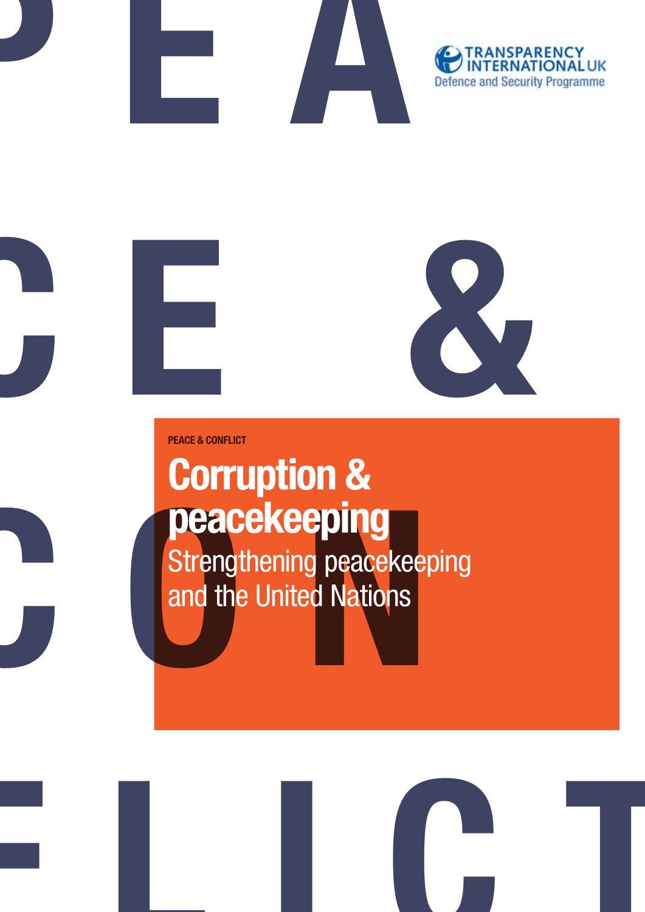TRANSPARENCY INTERNATIONAL UK
Defence and Security Programme

PEACE & CONFLICT

# Corruption & peacekeeping

## Strengthening peacekeeping and the United Nations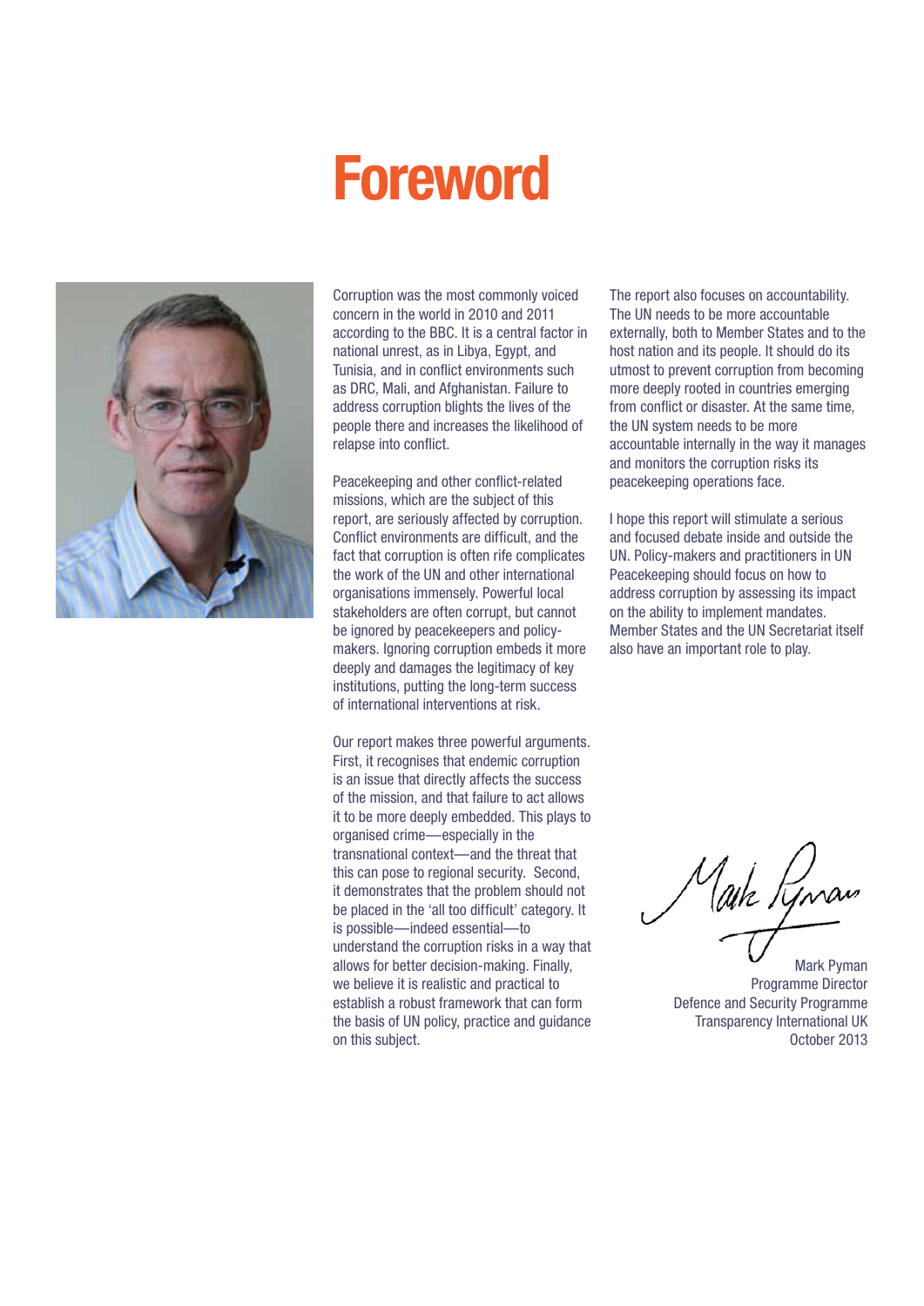# Foreword

Corruption was the most commonly voiced concern in the world in 2010 and 2011 according to the BBC. It is a central factor in national unrest, as in Libya, Egypt, and Tunisia, and in conflict environments such as DRC, Mali, and Afghanistan. Failure to address corruption blights the lives of the people there and increases the likelihood of relapse into conflict.

Peacekeeping and other conflict-related missions, which are the subject of this report, are seriously affected by corruption. Conflict environments are difficult, and the fact that corruption is often rife complicates the work of the UN and other international organisations immensely. Powerful local stakeholders are often corrupt, but cannot be ignored by peacekeepers and policy-makers. Ignoring corruption embeds it more deeply and damages the legitimacy of key institutions, putting the long-term success of international interventions at risk.

Our report makes three powerful arguments. First, it recognises that endemic corruption is an issue that directly affects the success of the mission, and that failure to act allows it to be more deeply embedded. This plays to organised crime—especially in the transnational context—and the threat that this can pose to regional security. Second, it demonstrates that the problem should not be placed in the 'all too difficult' category. It is possible—indeed essential—to understand the corruption risks in a way that allows for better decision-making. Finally, we believe it is realistic and practical to establish a robust framework that can form the basis of UN policy, practice and guidance on this subject.

The report also focuses on accountability. The UN needs to be more accountable externally, both to Member States and to the host nation and its people. It should do its utmost to prevent corruption from becoming more deeply rooted in countries emerging from conflict or disaster. At the same time, the UN system needs to be more accountable internally in the way it manages and monitors the corruption risks its peacekeeping operations face.

I hope this report will stimulate a serious and focused debate inside and outside the UN. Policy-makers and practitioners in UN Peacekeeping should focus on how to address corruption by assessing its impact on the ability to implement mandates. Member States and the UN Secretariat itself also have an important role to play.

Mark Pyman
Programme Director
Defence and Security Programme
Transparency International UK
October 2013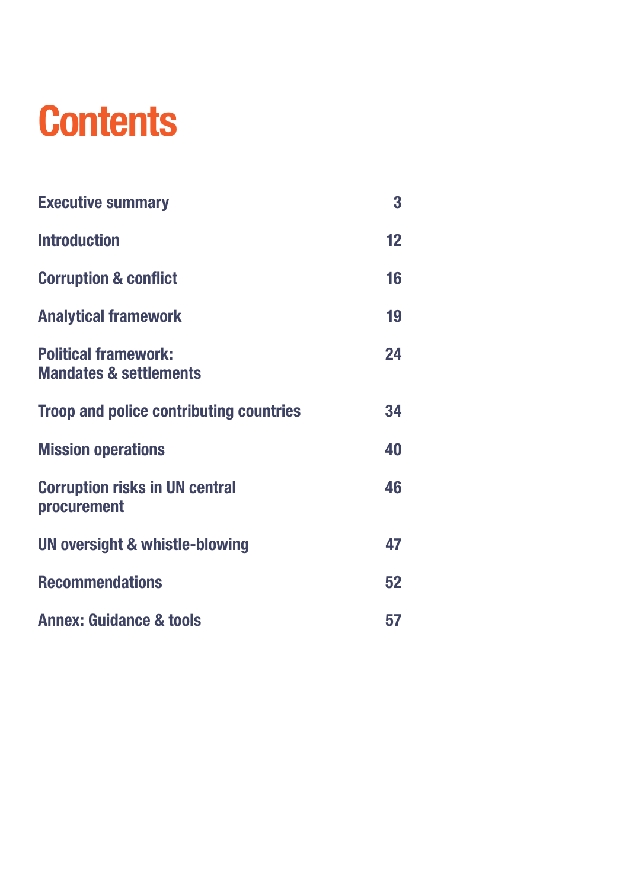# Contents

| | |
|---|---|
| **Executive summary** | **3** |
| **Introduction** | **12** |
| **Corruption & conflict** | **16** |
| **Analytical framework** | **19** |
| **Political framework: Mandates & settlements** | **24** |
| **Troop and police contributing countries** | **34** |
| **Mission operations** | **40** |
| **Corruption risks in UN central procurement** | **46** |
| **UN oversight & whistle-blowing** | **47** |
| **Recommendations** | **52** |
| **Annex: Guidance & tools** | **57** |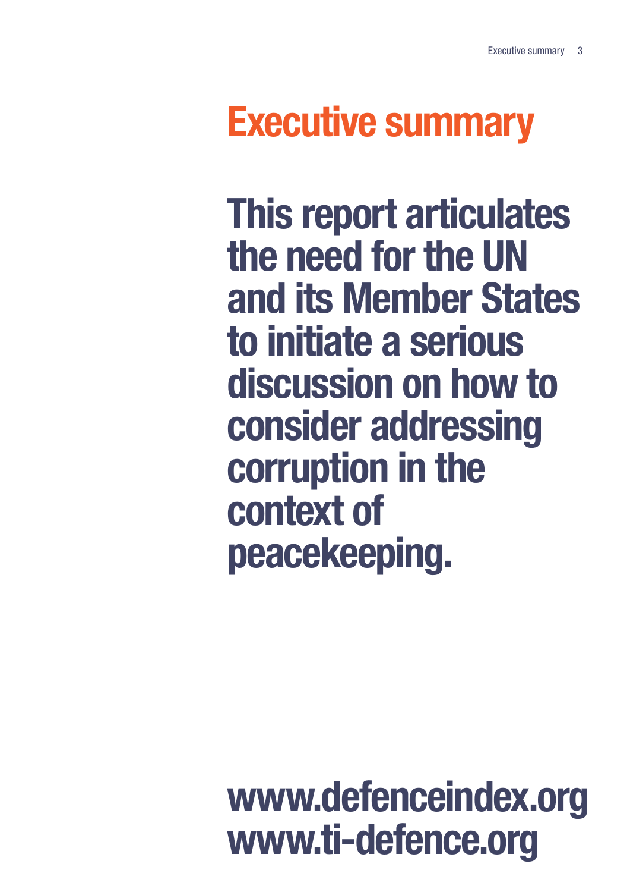# Executive summary

**This report articulates the need for the UN and its Member States to initiate a serious discussion on how to consider addressing corruption in the context of peacekeeping.**

**www.defenceindex.org**
**www.ti-defence.org**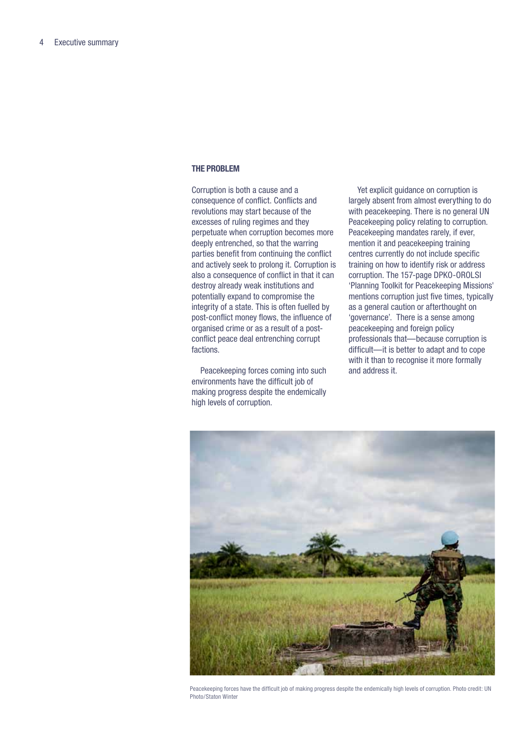### THE PROBLEM

Corruption is both a cause and a consequence of conflict. Conflicts and revolutions may start because of the excesses of ruling regimes and they perpetuate when corruption becomes more deeply entrenched, so that the warring parties benefit from continuing the conflict and actively seek to prolong it. Corruption is also a consequence of conflict in that it can destroy already weak institutions and potentially expand to compromise the integrity of a state. This is often fuelled by post-conflict money flows, the influence of organised crime or as a result of a post-conflict peace deal entrenching corrupt factions.

Peacekeeping forces coming into such environments have the difficult job of making progress despite the endemically high levels of corruption.

Yet explicit guidance on corruption is largely absent from almost everything to do with peacekeeping. There is no general UN Peacekeeping policy relating to corruption. Peacekeeping mandates rarely, if ever, mention it and peacekeeping training centres currently do not include specific training on how to identify risk or address corruption. The 157-page DPKO-OROLSI 'Planning Toolkit for Peacekeeping Missions' mentions corruption just five times, typically as a general caution or afterthought on 'governance'. There is a sense among peacekeeping and foreign policy professionals that—because corruption is difficult—it is better to adapt and to cope with it than to recognise it more formally and address it.

Peacekeeping forces have the difficult job of making progress despite the endemically high levels of corruption. Photo credit: UN Photo/Staton Winter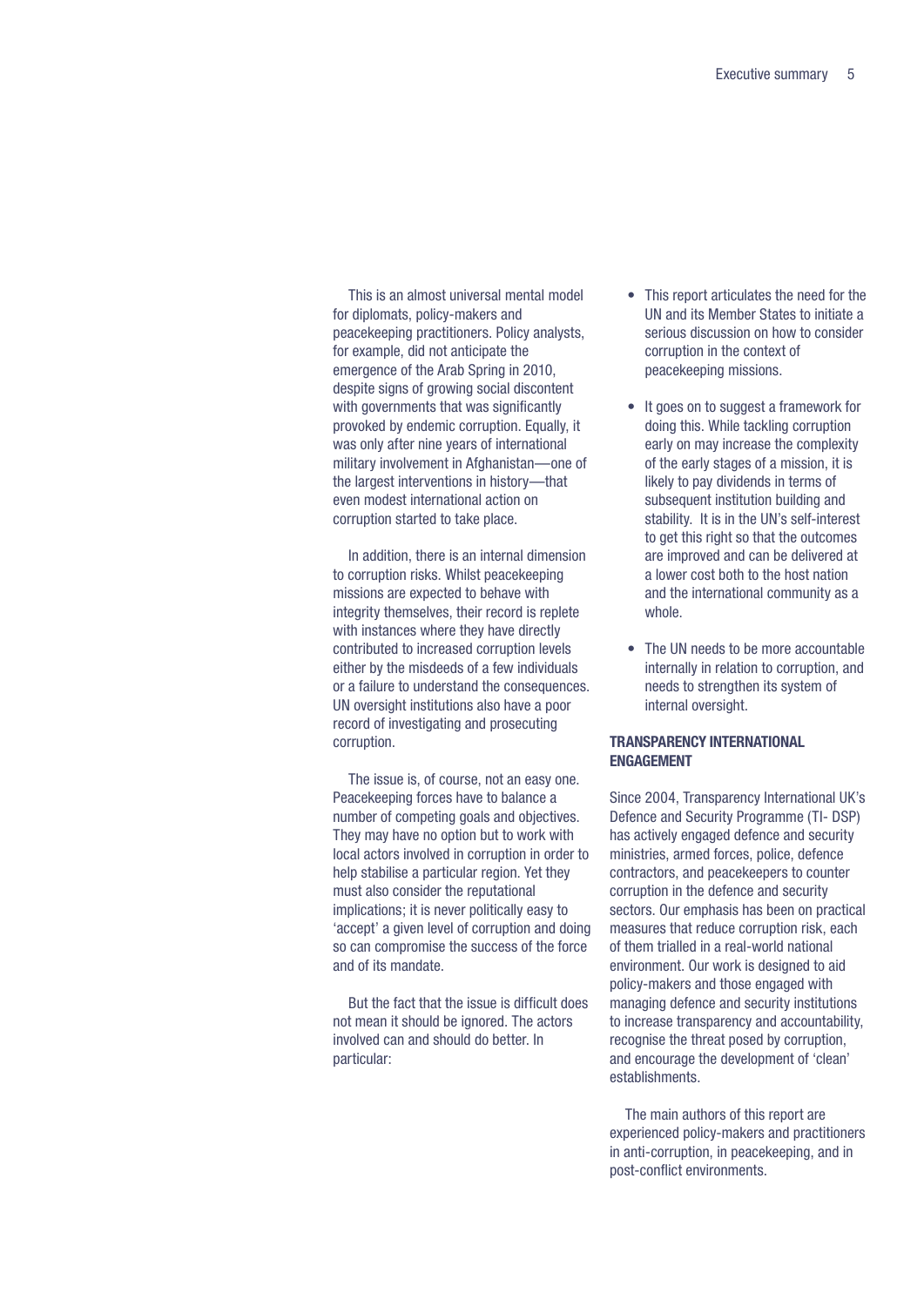This is an almost universal mental model for diplomats, policy-makers and peacekeeping practitioners. Policy analysts, for example, did not anticipate the emergence of the Arab Spring in 2010, despite signs of growing social discontent with governments that was significantly provoked by endemic corruption. Equally, it was only after nine years of international military involvement in Afghanistan—one of the largest interventions in history—that even modest international action on corruption started to take place.

In addition, there is an internal dimension to corruption risks. Whilst peacekeeping missions are expected to behave with integrity themselves, their record is replete with instances where they have directly contributed to increased corruption levels either by the misdeeds of a few individuals or a failure to understand the consequences. UN oversight institutions also have a poor record of investigating and prosecuting corruption.

The issue is, of course, not an easy one. Peacekeeping forces have to balance a number of competing goals and objectives. They may have no option but to work with local actors involved in corruption in order to help stabilise a particular region. Yet they must also consider the reputational implications; it is never politically easy to 'accept' a given level of corruption and doing so can compromise the success of the force and of its mandate.

But the fact that the issue is difficult does not mean it should be ignored. The actors involved can and should do better. In particular:

- This report articulates the need for the UN and its Member States to initiate a serious discussion on how to consider corruption in the context of peacekeeping missions.
- It goes on to suggest a framework for doing this. While tackling corruption early on may increase the complexity of the early stages of a mission, it is likely to pay dividends in terms of subsequent institution building and stability. It is in the UN's self-interest to get this right so that the outcomes are improved and can be delivered at a lower cost both to the host nation and the international community as a whole.
- The UN needs to be more accountable internally in relation to corruption, and needs to strengthen its system of internal oversight.

## TRANSPARENCY INTERNATIONAL ENGAGEMENT

Since 2004, Transparency International UK's Defence and Security Programme (TI- DSP) has actively engaged defence and security ministries, armed forces, police, defence contractors, and peacekeepers to counter corruption in the defence and security sectors. Our emphasis has been on practical measures that reduce corruption risk, each of them trialled in a real-world national environment. Our work is designed to aid policy-makers and those engaged with managing defence and security institutions to increase transparency and accountability, recognise the threat posed by corruption, and encourage the development of 'clean' establishments.

The main authors of this report are experienced policy-makers and practitioners in anti-corruption, in peacekeeping, and in post-conflict environments.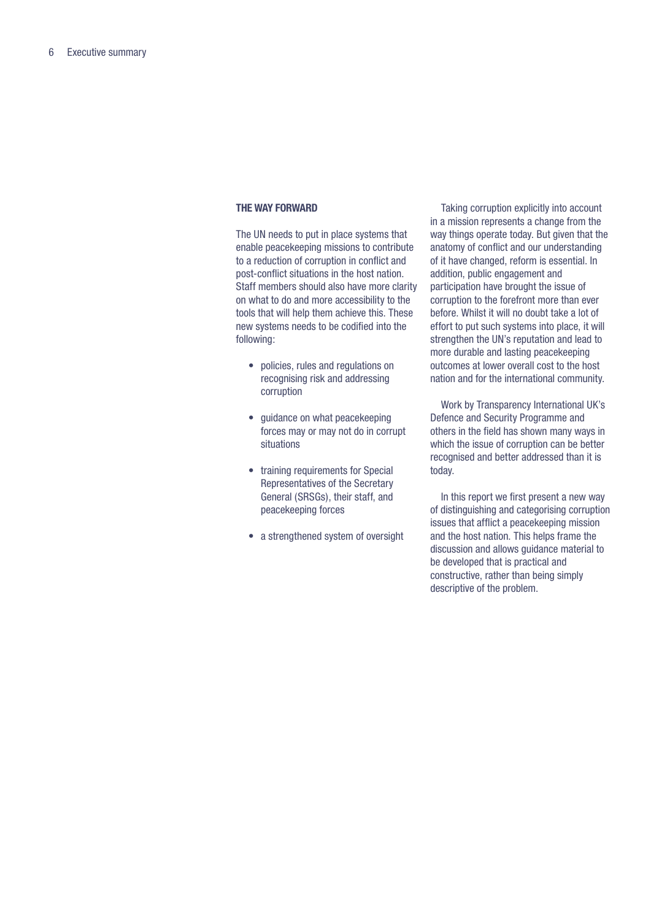## THE WAY FORWARD

The UN needs to put in place systems that enable peacekeeping missions to contribute to a reduction of corruption in conflict and post-conflict situations in the host nation. Staff members should also have more clarity on what to do and more accessibility to the tools that will help them achieve this. These new systems needs to be codified into the following:

- policies, rules and regulations on recognising risk and addressing corruption
- guidance on what peacekeeping forces may or may not do in corrupt situations
- training requirements for Special Representatives of the Secretary General (SRSGs), their staff, and peacekeeping forces
- a strengthened system of oversight

Taking corruption explicitly into account in a mission represents a change from the way things operate today. But given that the anatomy of conflict and our understanding of it have changed, reform is essential. In addition, public engagement and participation have brought the issue of corruption to the forefront more than ever before. Whilst it will no doubt take a lot of effort to put such systems into place, it will strengthen the UN's reputation and lead to more durable and lasting peacekeeping outcomes at lower overall cost to the host nation and for the international community.

Work by Transparency International UK's Defence and Security Programme and others in the field has shown many ways in which the issue of corruption can be better recognised and better addressed than it is today.

In this report we first present a new way of distinguishing and categorising corruption issues that afflict a peacekeeping mission and the host nation. This helps frame the discussion and allows guidance material to be developed that is practical and constructive, rather than being simply descriptive of the problem.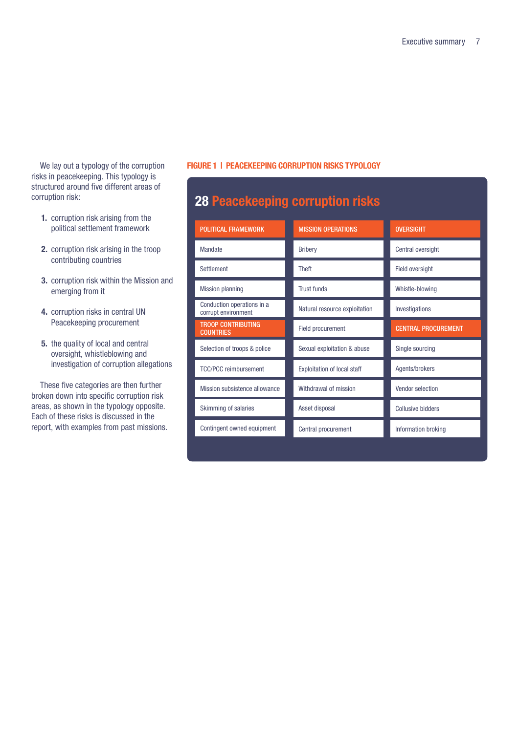We lay out a typology of the corruption risks in peacekeeping. This typology is structured around five different areas of corruption risk:

1. corruption risk arising from the political settlement framework
2. corruption risk arising in the troop contributing countries
3. corruption risk within the Mission and emerging from it
4. corruption risks in central UN Peacekeeping procurement
5. the quality of local and central oversight, whistleblowing and investigation of corruption allegations

These five categories are then further broken down into specific corruption risk areas, as shown in the typology opposite. Each of these risks is discussed in the report, with examples from past missions.

**FIGURE 1 | PEACEKEEPING CORRUPTION RISKS TYPOLOGY**

## 28 Peacekeeping corruption risks

| POLITICAL FRAMEWORK | MISSION OPERATIONS | OVERSIGHT |
|---|---|---|
| Mandate | Bribery | Central oversight |
| Settlement | Theft | Field oversight |
| Mission planning | Trust funds | Whistle-blowing |
| Conduction operations in a corrupt environment | Natural resource exploitation | Investigations |
| **TROOP CONTRIBUTING COUNTRIES** | Field procurement | **CENTRAL PROCUREMENT** |
| Selection of troops & police | Sexual exploitation & abuse | Single sourcing |
| TCC/PCC reimbursement | Exploitation of local staff | Agents/brokers |
| Mission subsistence allowance | Withdrawal of mission | Vendor selection |
| Skimming of salaries | Asset disposal | Collusive bidders |
| Contingent owned equipment | Central procurement | Information broking |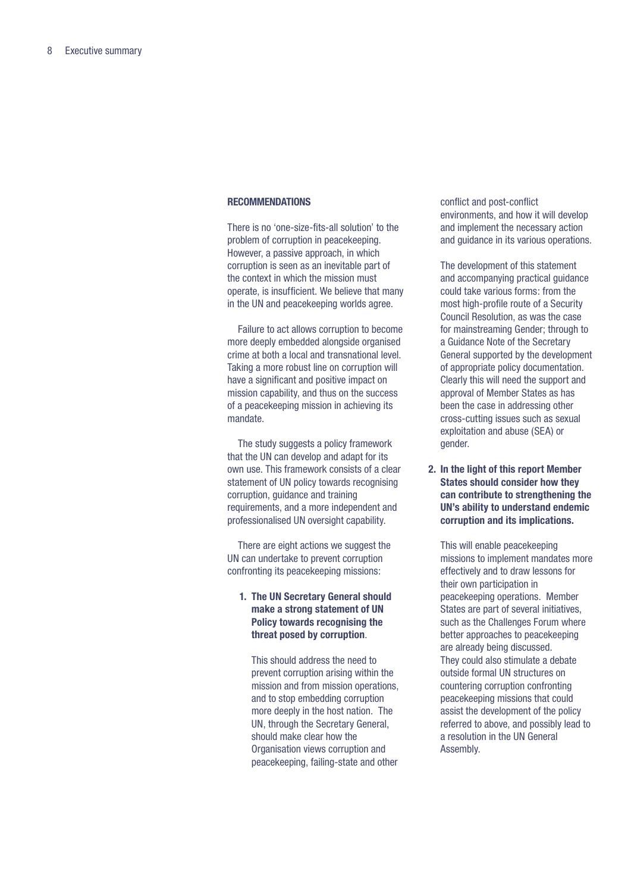#### RECOMMENDATIONS

There is no 'one-size-fits-all solution' to the problem of corruption in peacekeeping. However, a passive approach, in which corruption is seen as an inevitable part of the context in which the mission must operate, is insufficient. We believe that many in the UN and peacekeeping worlds agree.

Failure to act allows corruption to become more deeply embedded alongside organised crime at both a local and transnational level. Taking a more robust line on corruption will have a significant and positive impact on mission capability, and thus on the success of a peacekeeping mission in achieving its mandate.

The study suggests a policy framework that the UN can develop and adapt for its own use. This framework consists of a clear statement of UN policy towards recognising corruption, guidance and training requirements, and a more independent and professionalised UN oversight capability.

There are eight actions we suggest the UN can undertake to prevent corruption confronting its peacekeeping missions:

1. **The UN Secretary General should make a strong statement of UN Policy towards recognising the threat posed by corruption**.

   This should address the need to prevent corruption arising within the mission and from mission operations, and to stop embedding corruption more deeply in the host nation. The UN, through the Secretary General, should make clear how the Organisation views corruption and peacekeeping, failing-state and other conflict and post-conflict environments, and how it will develop and implement the necessary action and guidance in its various operations.

   The development of this statement and accompanying practical guidance could take various forms: from the most high-profile route of a Security Council Resolution, as was the case for mainstreaming Gender; through to a Guidance Note of the Secretary General supported by the development of appropriate policy documentation. Clearly this will need the support and approval of Member States as has been the case in addressing other cross-cutting issues such as sexual exploitation and abuse (SEA) or gender.

2. **In the light of this report Member States should consider how they can contribute to strengthening the UN's ability to understand endemic corruption and its implications.**

   This will enable peacekeeping missions to implement mandates more effectively and to draw lessons for their own participation in peacekeeping operations. Member States are part of several initiatives, such as the Challenges Forum where better approaches to peacekeeping are already being discussed. They could also stimulate a debate outside formal UN structures on countering corruption confronting peacekeeping missions that could assist the development of the policy referred to above, and possibly lead to a resolution in the UN General Assembly.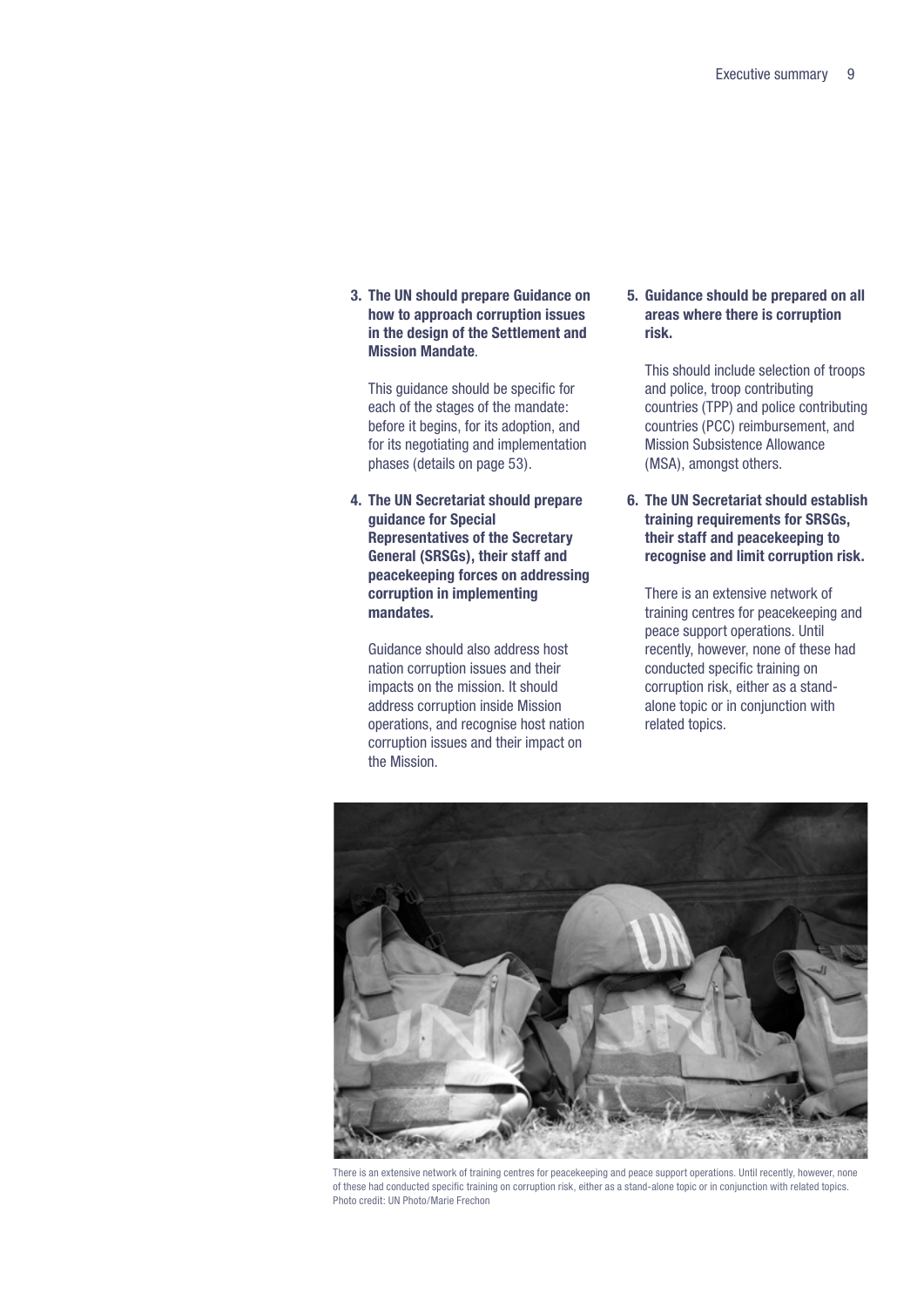3. **The UN should prepare Guidance on how to approach corruption issues in the design of the Settlement and Mission Mandate**.

   This guidance should be specific for each of the stages of the mandate: before it begins, for its adoption, and for its negotiating and implementation phases (details on page 53).

4. **The UN Secretariat should prepare guidance for Special Representatives of the Secretary General (SRSGs), their staff and peacekeeping forces on addressing corruption in implementing mandates.**

   Guidance should also address host nation corruption issues and their impacts on the mission. It should address corruption inside Mission operations, and recognise host nation corruption issues and their impact on the Mission.

5. **Guidance should be prepared on all areas where there is corruption risk.**

   This should include selection of troops and police, troop contributing countries (TPP) and police contributing countries (PCC) reimbursement, and Mission Subsistence Allowance (MSA), amongst others.

6. **The UN Secretariat should establish training requirements for SRSGs, their staff and peacekeeping to recognise and limit corruption risk.**

   There is an extensive network of training centres for peacekeeping and peace support operations. Until recently, however, none of these had conducted specific training on corruption risk, either as a stand-alone topic or in conjunction with related topics.

There is an extensive network of training centres for peacekeeping and peace support operations. Until recently, however, none of these had conducted specific training on corruption risk, either as a stand-alone topic or in conjunction with related topics. Photo credit: UN Photo/Marie Frechon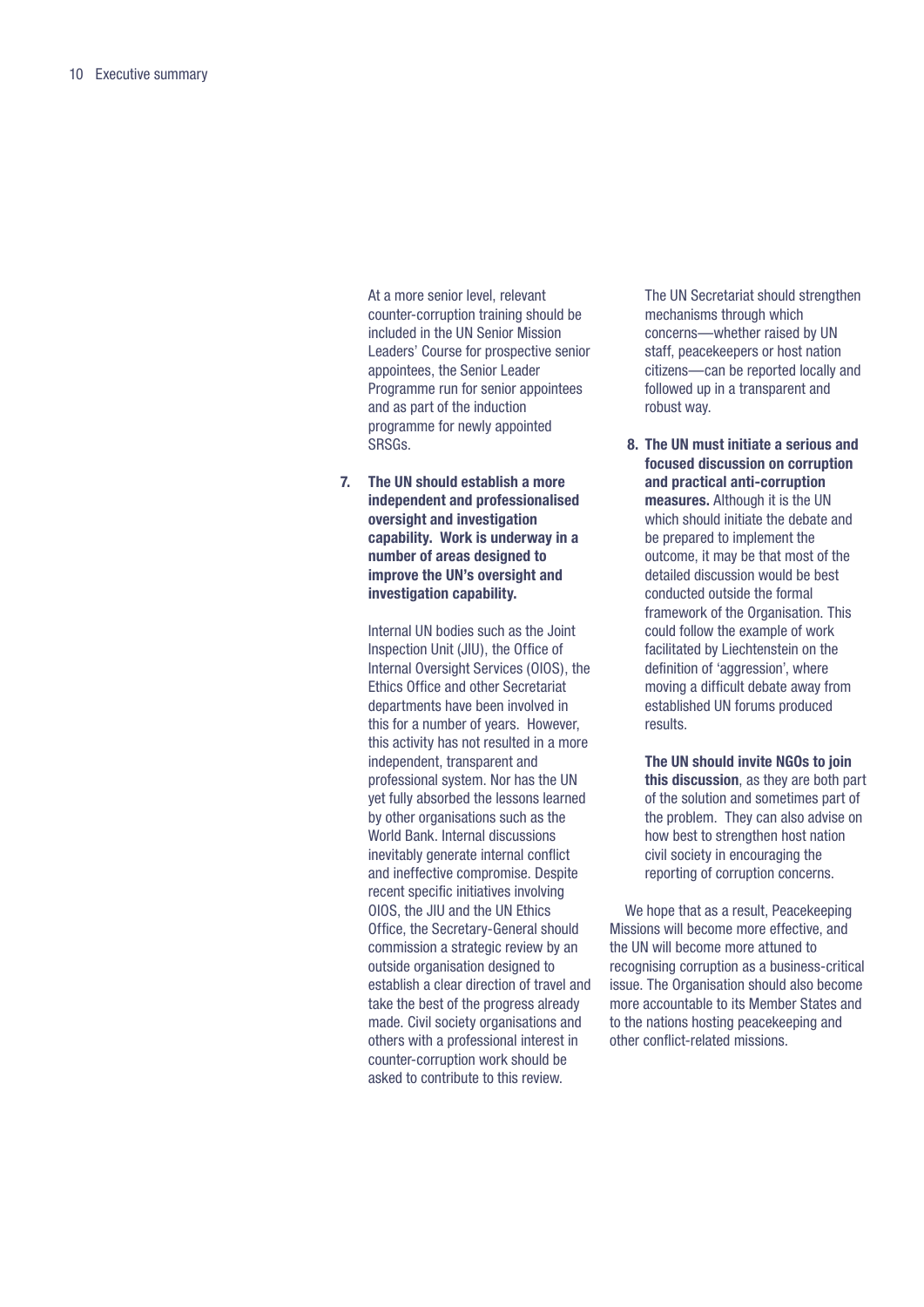At a more senior level, relevant counter-corruption training should be included in the UN Senior Mission Leaders' Course for prospective senior appointees, the Senior Leader Programme run for senior appointees and as part of the induction programme for newly appointed SRSGs.

7. **The UN should establish a more independent and professionalised oversight and investigation capability. Work is underway in a number of areas designed to improve the UN's oversight and investigation capability.**

   Internal UN bodies such as the Joint Inspection Unit (JIU), the Office of Internal Oversight Services (OIOS), the Ethics Office and other Secretariat departments have been involved in this for a number of years. However, this activity has not resulted in a more independent, transparent and professional system. Nor has the UN yet fully absorbed the lessons learned by other organisations such as the World Bank. Internal discussions inevitably generate internal conflict and ineffective compromise. Despite recent specific initiatives involving OIOS, the JIU and the UN Ethics Office, the Secretary-General should commission a strategic review by an outside organisation designed to establish a clear direction of travel and take the best of the progress already made. Civil society organisations and others with a professional interest in counter-corruption work should be asked to contribute to this review.

   The UN Secretariat should strengthen mechanisms through which concerns—whether raised by UN staff, peacekeepers or host nation citizens—can be reported locally and followed up in a transparent and robust way.

8. **The UN must initiate a serious and focused discussion on corruption and practical anti-corruption measures.** Although it is the UN which should initiate the debate and be prepared to implement the outcome, it may be that most of the detailed discussion would be best conducted outside the formal framework of the Organisation. This could follow the example of work facilitated by Liechtenstein on the definition of 'aggression', where moving a difficult debate away from established UN forums produced results.

   **The UN should invite NGOs to join this discussion**, as they are both part of the solution and sometimes part of the problem. They can also advise on how best to strengthen host nation civil society in encouraging the reporting of corruption concerns.

We hope that as a result, Peacekeeping Missions will become more effective, and the UN will become more attuned to recognising corruption as a business-critical issue. The Organisation should also become more accountable to its Member States and to the nations hosting peacekeeping and other conflict-related missions.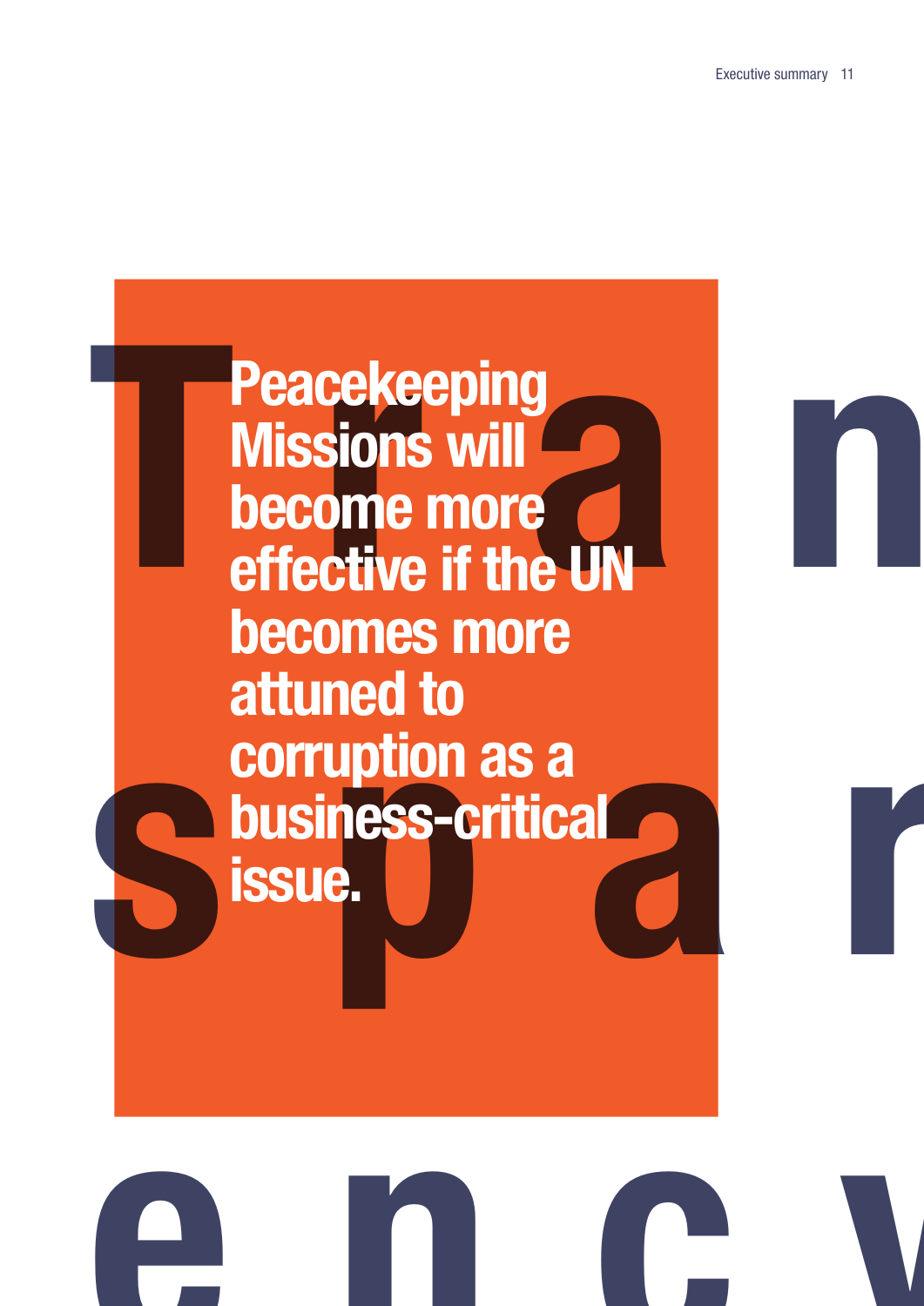**Peacekeeping Missions will become more effective if the UN becomes more attuned to corruption as a business-critical issue.**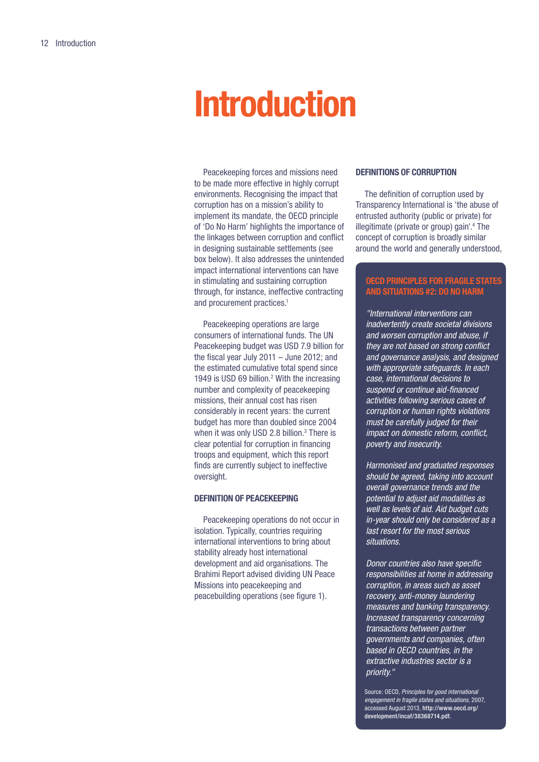# Introduction

Peacekeeping forces and missions need to be made more effective in highly corrupt environments. Recognising the impact that corruption has on a mission's ability to implement its mandate, the OECD principle of 'Do No Harm' highlights the importance of the linkages between corruption and conflict in designing sustainable settlements (see box below). It also addresses the unintended impact international interventions can have in stimulating and sustaining corruption through, for instance, ineffective contracting and procurement practices.[1]

Peacekeeping operations are large consumers of international funds. The UN Peacekeeping budget was USD 7.9 billion for the fiscal year July 2011 – June 2012; and the estimated cumulative total spend since 1949 is USD 69 billion.[2] With the increasing number and complexity of peacekeeping missions, their annual cost has risen considerably in recent years: the current budget has more than doubled since 2004 when it was only USD 2.8 billion.[3] There is clear potential for corruption in financing troops and equipment, which this report finds are currently subject to ineffective oversight.

### DEFINITION OF PEACEKEEPING

Peacekeeping operations do not occur in isolation. Typically, countries requiring international interventions to bring about stability already host international development and aid organisations. The Brahimi Report advised dividing UN Peace Missions into peacekeeping and peacebuilding operations (see figure 1).

### DEFINITIONS OF CORRUPTION

The definition of corruption used by Transparency International is 'the abuse of entrusted authority (public or private) for illegitimate (private or group) gain'.[4] The concept of corruption is broadly similar around the world and generally understood,

> **OECD PRINCIPLES FOR FRAGILE STATES AND SITUATIONS #2: DO NO HARM**
>
> *"International interventions can inadvertently create societal divisions and worsen corruption and abuse, if they are not based on strong conflict and governance analysis, and designed with appropriate safeguards. In each case, international decisions to suspend or continue aid-financed activities following serious cases of corruption or human rights violations must be carefully judged for their impact on domestic reform, conflict, poverty and insecurity.*
>
> *Harmonised and graduated responses should be agreed, taking into account overall governance trends and the potential to adjust aid modalities as well as levels of aid. Aid budget cuts in-year should only be considered as a last resort for the most serious situations.*
>
> *Donor countries also have specific responsibilities at home in addressing corruption, in areas such as asset recovery, anti-money laundering measures and banking transparency. Increased transparency concerning transactions between partner governments and companies, often based in OECD countries, in the extractive industries sector is a priority."*
>
> Source: OECD, *Principles for good international engagement in fragile states and situations*, 2007, accessed August 2013, **http://www.oecd.org/development/incaf/38368714.pdf.**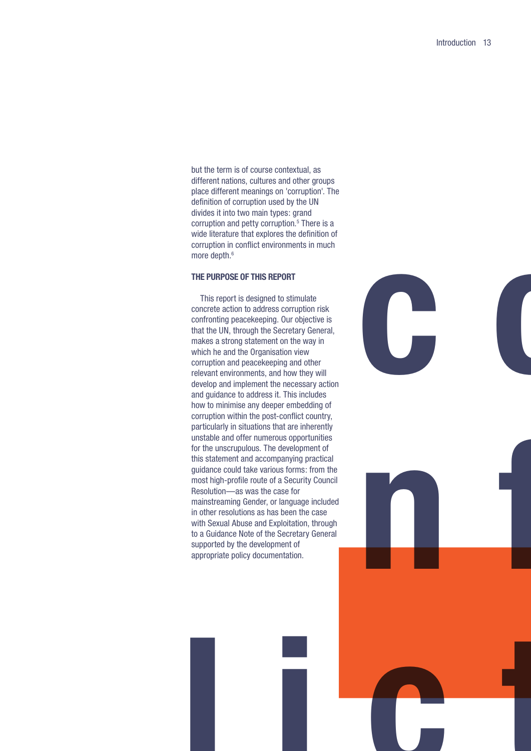but the term is of course contextual, as different nations, cultures and other groups place different meanings on 'corruption'. The definition of corruption used by the UN divides it into two main types: grand corruption and petty corruption.[5] There is a wide literature that explores the definition of corruption in conflict environments in much more depth.[6]

### THE PURPOSE OF THIS REPORT

This report is designed to stimulate concrete action to address corruption risk confronting peacekeeping. Our objective is that the UN, through the Secretary General, makes a strong statement on the way in which he and the Organisation view corruption and peacekeeping and other relevant environments, and how they will develop and implement the necessary action and guidance to address it. This includes how to minimise any deeper embedding of corruption within the post-conflict country, particularly in situations that are inherently unstable and offer numerous opportunities for the unscrupulous. The development of this statement and accompanying practical guidance could take various forms: from the most high-profile route of a Security Council Resolution—as was the case for mainstreaming Gender, or language included in other resolutions as has been the case with Sexual Abuse and Exploitation, through to a Guidance Note of the Secretary General supported by the development of appropriate policy documentation.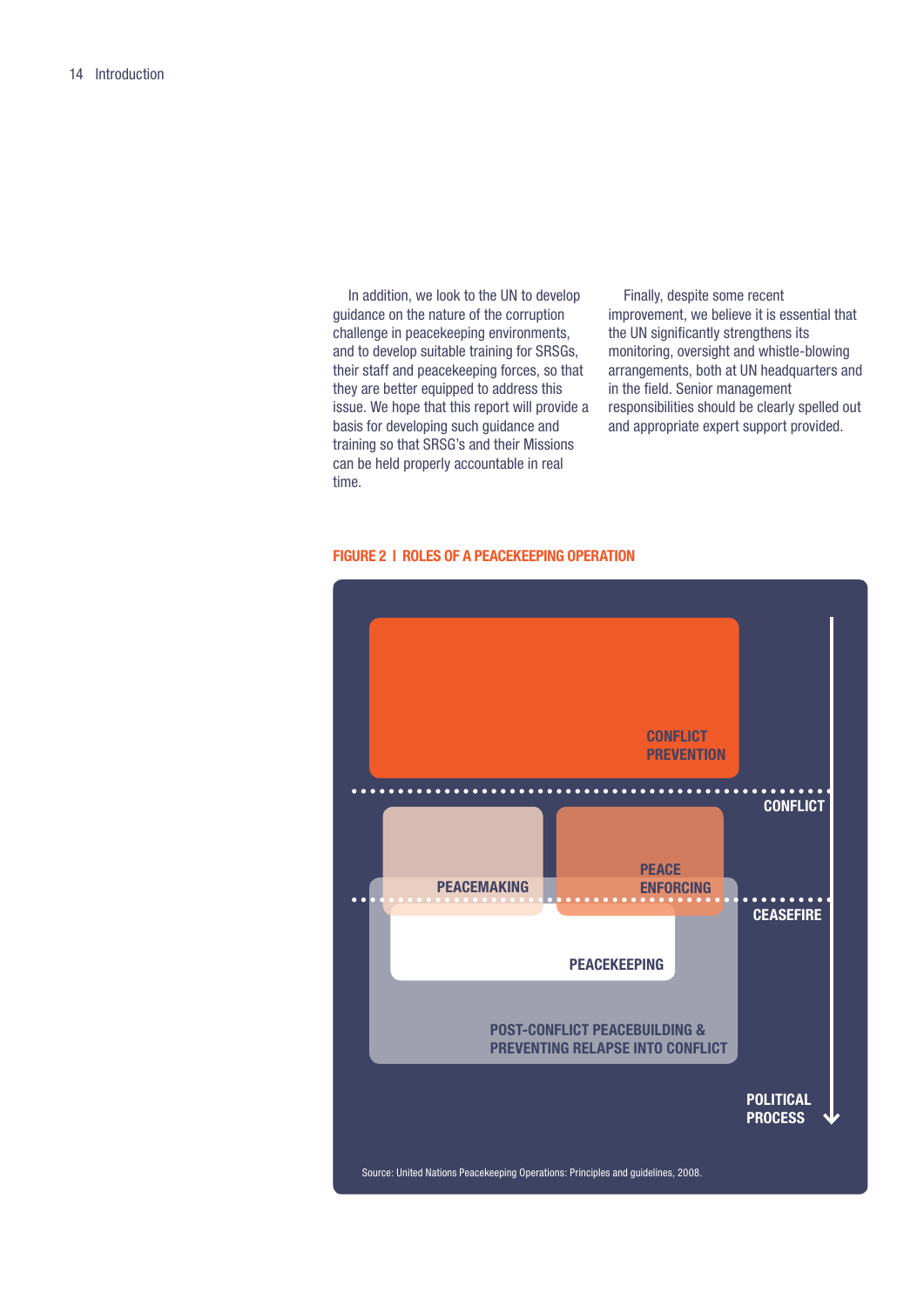In addition, we look to the UN to develop guidance on the nature of the corruption challenge in peacekeeping environments, and to develop suitable training for SRSGs, their staff and peacekeeping forces, so that they are better equipped to address this issue. We hope that this report will provide a basis for developing such guidance and training so that SRSG's and their Missions can be held properly accountable in real time.

Finally, despite some recent improvement, we believe it is essential that the UN significantly strengthens its monitoring, oversight and whistle-blowing arrangements, both at UN headquarters and in the field. Senior management responsibilities should be clearly spelled out and appropriate expert support provided.

**FIGURE 2 I ROLES OF A PEACEKEEPING OPERATION**

CONFLICT PREVENTION

CONFLICT

PEACEMAKING

PEACE ENFORCING

CEASEFIRE

PEACEKEEPING

POST-CONFLICT PEACEBUILDING & PREVENTING RELAPSE INTO CONFLICT

POLITICAL PROCESS

Source: United Nations Peacekeeping Operations: Principles and guidelines, 2008.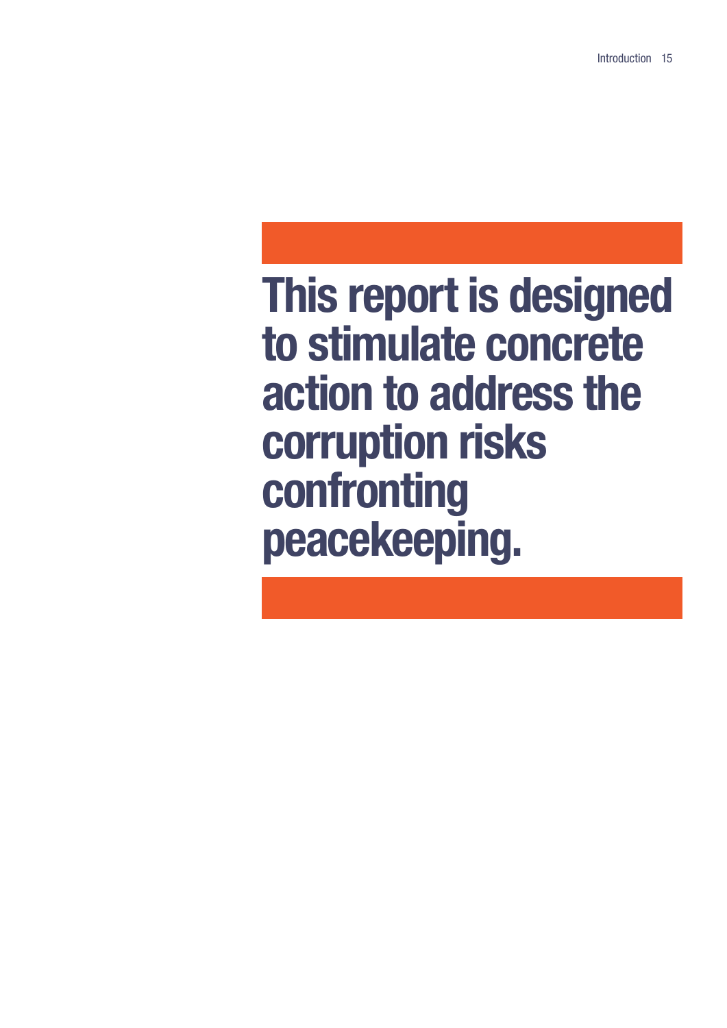**This report is designed to stimulate concrete action to address the corruption risks confronting peacekeeping.**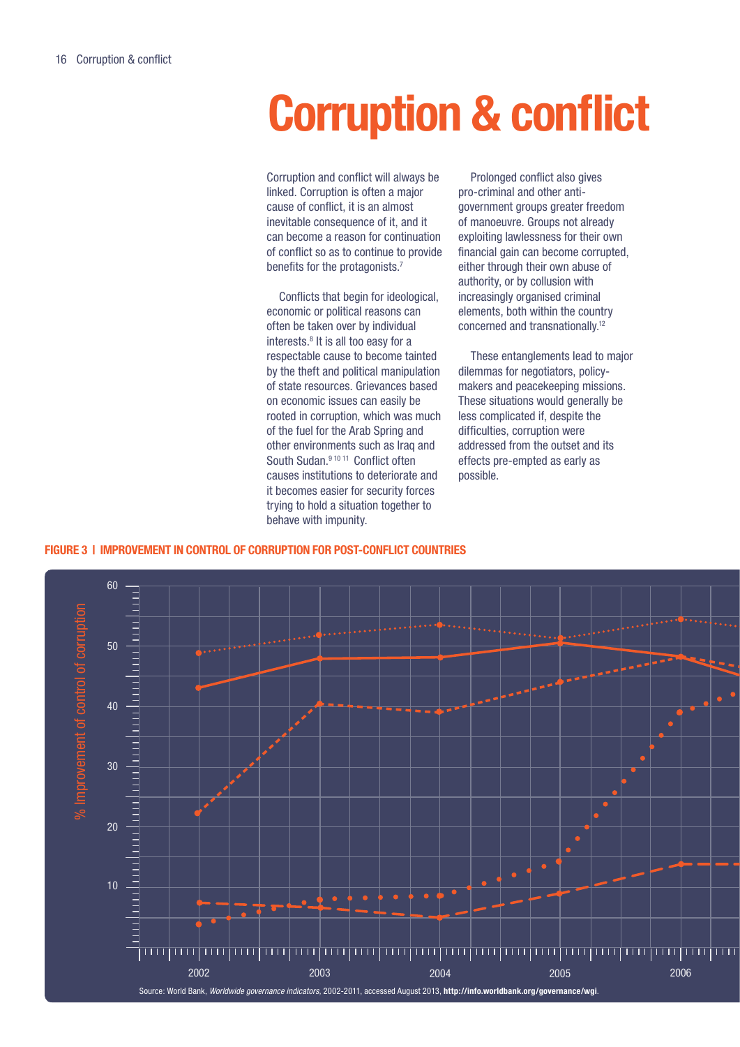# Corruption & conflict

Corruption and conflict will always be linked. Corruption is often a major cause of conflict, it is an almost inevitable consequence of it, and it can become a reason for continuation of conflict so as to continue to provide benefits for the protagonists.[7]

Conflicts that begin for ideological, economic or political reasons can often be taken over by individual interests.[8] It is all too easy for a respectable cause to become tainted by the theft and political manipulation of state resources. Grievances based on economic issues can easily be rooted in corruption, which was much of the fuel for the Arab Spring and other environments such as Iraq and South Sudan.[9 10 11] Conflict often causes institutions to deteriorate and it becomes easier for security forces trying to hold a situation together to behave with impunity.

Prolonged conflict also gives pro-criminal and other anti-government groups greater freedom of manoeuvre. Groups not already exploiting lawlessness for their own financial gain can become corrupted, either through their own abuse of authority, or by collusion with increasingly organised criminal elements, both within the country concerned and transnationally.[12]

These entanglements lead to major dilemmas for negotiators, policy-makers and peacekeeping missions. These situations would generally be less complicated if, despite the difficulties, corruption were addressed from the outset and its effects pre-empted as early as possible.

**FIGURE 3 | IMPROVEMENT IN CONTROL OF CORRUPTION FOR POST-CONFLICT COUNTRIES**

Source: World Bank, *Worldwide governance indicators*, 2002-2011, accessed August 2013, **http://info.worldbank.org/governance/wgi**.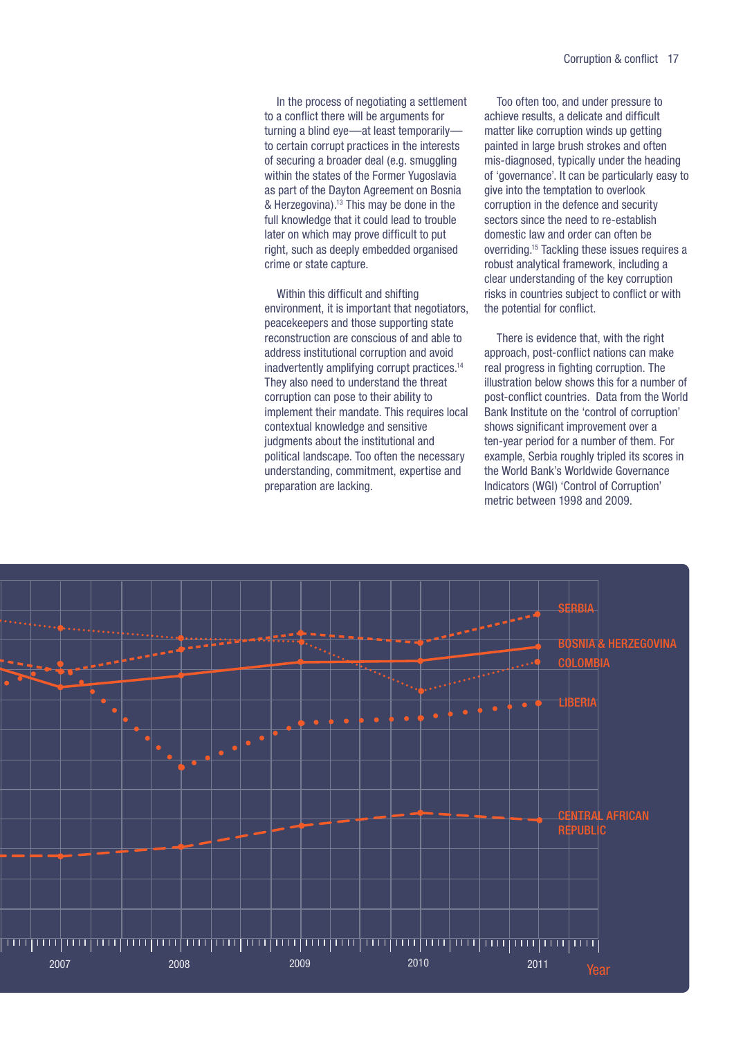In the process of negotiating a settlement to a conflict there will be arguments for turning a blind eye—at least temporarily—to certain corrupt practices in the interests of securing a broader deal (e.g. smuggling within the states of the Former Yugoslavia as part of the Dayton Agreement on Bosnia & Herzegovina).[13] This may be done in the full knowledge that it could lead to trouble later on which may prove difficult to put right, such as deeply embedded organised crime or state capture.

Within this difficult and shifting environment, it is important that negotiators, peacekeepers and those supporting state reconstruction are conscious of and able to address institutional corruption and avoid inadvertently amplifying corrupt practices.[14] They also need to understand the threat corruption can pose to their ability to implement their mandate. This requires local contextual knowledge and sensitive judgments about the institutional and political landscape. Too often the necessary understanding, commitment, expertise and preparation are lacking.

Too often too, and under pressure to achieve results, a delicate and difficult matter like corruption winds up getting painted in large brush strokes and often mis-diagnosed, typically under the heading of 'governance'. It can be particularly easy to give into the temptation to overlook corruption in the defence and security sectors since the need to re-establish domestic law and order can often be overriding.[15] Tackling these issues requires a robust analytical framework, including a clear understanding of the key corruption risks in countries subject to conflict or with the potential for conflict.

There is evidence that, with the right approach, post-conflict nations can make real progress in fighting corruption. The illustration below shows this for a number of post-conflict countries. Data from the World Bank Institute on the 'control of corruption' shows significant improvement over a ten-year period for a number of them. For example, Serbia roughly tripled its scores in the World Bank's Worldwide Governance Indicators (WGI) 'Control of Corruption' metric between 1998 and 2009.

SERBIA

BOSNIA & HERZEGOVINA

COLOMBIA

LIBERIA

CENTRAL AFRICAN REPUBLIC

2007 2008 2009 2010 2011

Year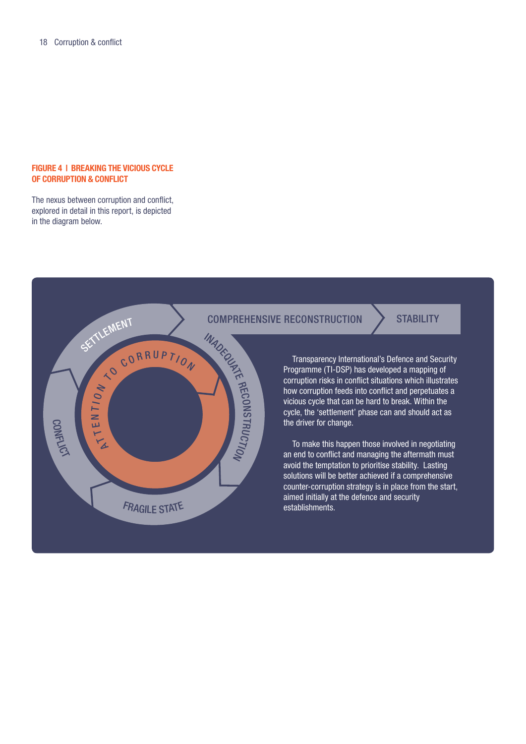**FIGURE 4 | BREAKING THE VICIOUS CYCLE OF CORRUPTION & CONFLICT**

The nexus between corruption and conflict, explored in detail in this report, is depicted in the diagram below.

SETTLEMENT — COMPREHENSIVE RECONSTRUCTION — STABILITY

INADEQUATE RECONSTRUCTION — FRAGILE STATE — CONFLICT

ATTENTION TO CORRUPTION

Transparency International's Defence and Security Programme (TI-DSP) has developed a mapping of corruption risks in conflict situations which illustrates how corruption feeds into conflict and perpetuates a vicious cycle that can be hard to break. Within the cycle, the 'settlement' phase can and should act as the driver for change.

To make this happen those involved in negotiating an end to conflict and managing the aftermath must avoid the temptation to prioritise stability. Lasting solutions will be better achieved if a comprehensive counter-corruption strategy is in place from the start, aimed initially at the defence and security establishments.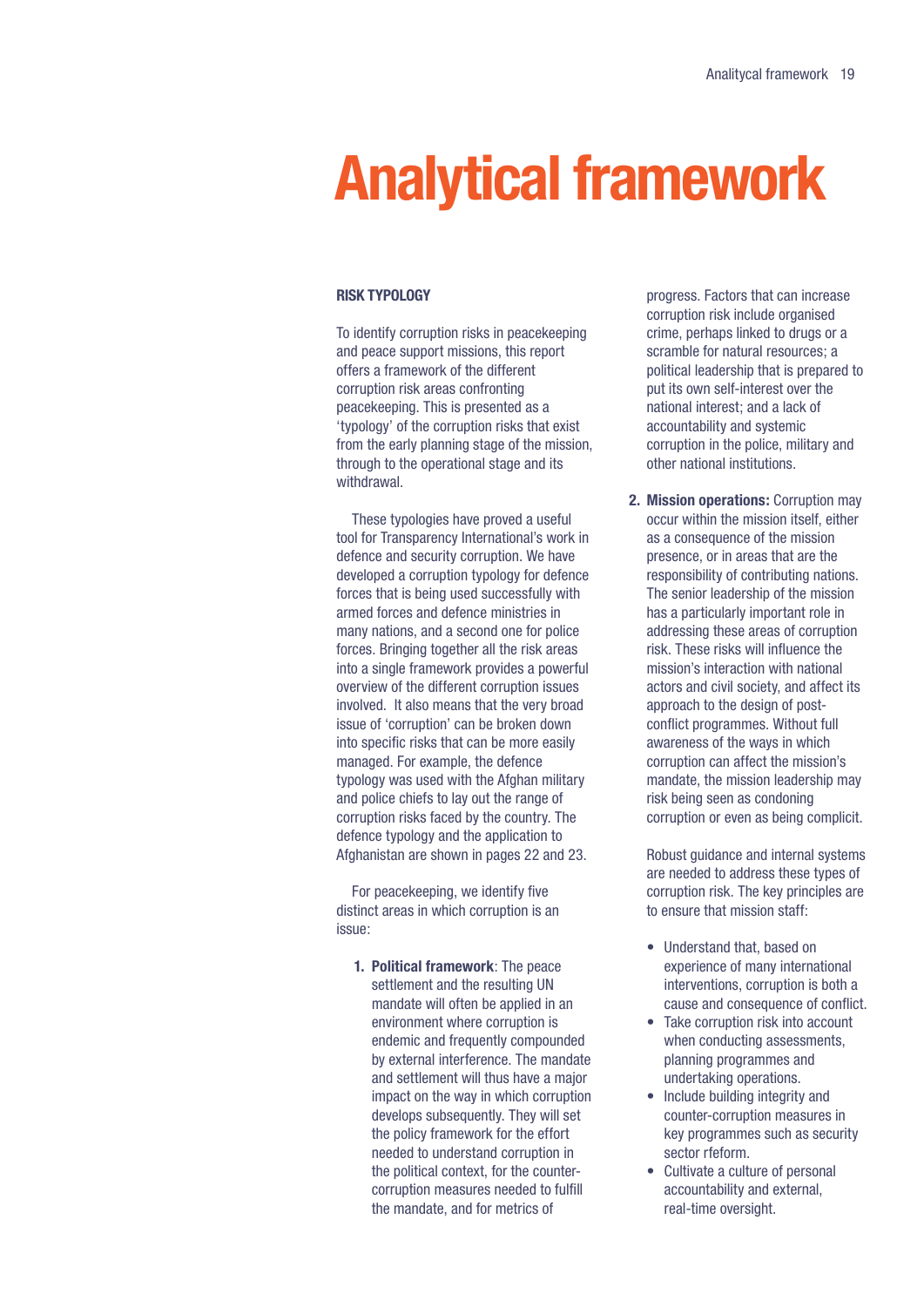# Analytical framework

## RISK TYPOLOGY

To identify corruption risks in peacekeeping and peace support missions, this report offers a framework of the different corruption risk areas confronting peacekeeping. This is presented as a 'typology' of the corruption risks that exist from the early planning stage of the mission, through to the operational stage and its withdrawal.

These typologies have proved a useful tool for Transparency International's work in defence and security corruption. We have developed a corruption typology for defence forces that is being used successfully with armed forces and defence ministries in many nations, and a second one for police forces. Bringing together all the risk areas into a single framework provides a powerful overview of the different corruption issues involved. It also means that the very broad issue of 'corruption' can be broken down into specific risks that can be more easily managed. For example, the defence typology was used with the Afghan military and police chiefs to lay out the range of corruption risks faced by the country. The defence typology and the application to Afghanistan are shown in pages 22 and 23.

For peacekeeping, we identify five distinct areas in which corruption is an issue:

1. **Political framework**: The peace settlement and the resulting UN mandate will often be applied in an environment where corruption is endemic and frequently compounded by external interference. The mandate and settlement will thus have a major impact on the way in which corruption develops subsequently. They will set the policy framework for the effort needed to understand corruption in the political context, for the counter-corruption measures needed to fulfill the mandate, and for metrics of progress. Factors that can increase corruption risk include organised crime, perhaps linked to drugs or a scramble for natural resources; a political leadership that is prepared to put its own self-interest over the national interest; and a lack of accountability and systemic corruption in the police, military and other national institutions.

2. **Mission operations:** Corruption may occur within the mission itself, either as a consequence of the mission presence, or in areas that are the responsibility of contributing nations. The senior leadership of the mission has a particularly important role in addressing these areas of corruption risk. These risks will influence the mission's interaction with national actors and civil society, and affect its approach to the design of post-conflict programmes. Without full awareness of the ways in which corruption can affect the mission's mandate, the mission leadership may risk being seen as condoning corruption or even as being complicit.

   Robust guidance and internal systems are needed to address these types of corruption risk. The key principles are to ensure that mission staff:

   - Understand that, based on experience of many international interventions, corruption is both a cause and consequence of conflict.
   - Take corruption risk into account when conducting assessments, planning programmes and undertaking operations.
   - Include building integrity and counter-corruption measures in key programmes such as security sector rfeform.
   - Cultivate a culture of personal accountability and external, real-time oversight.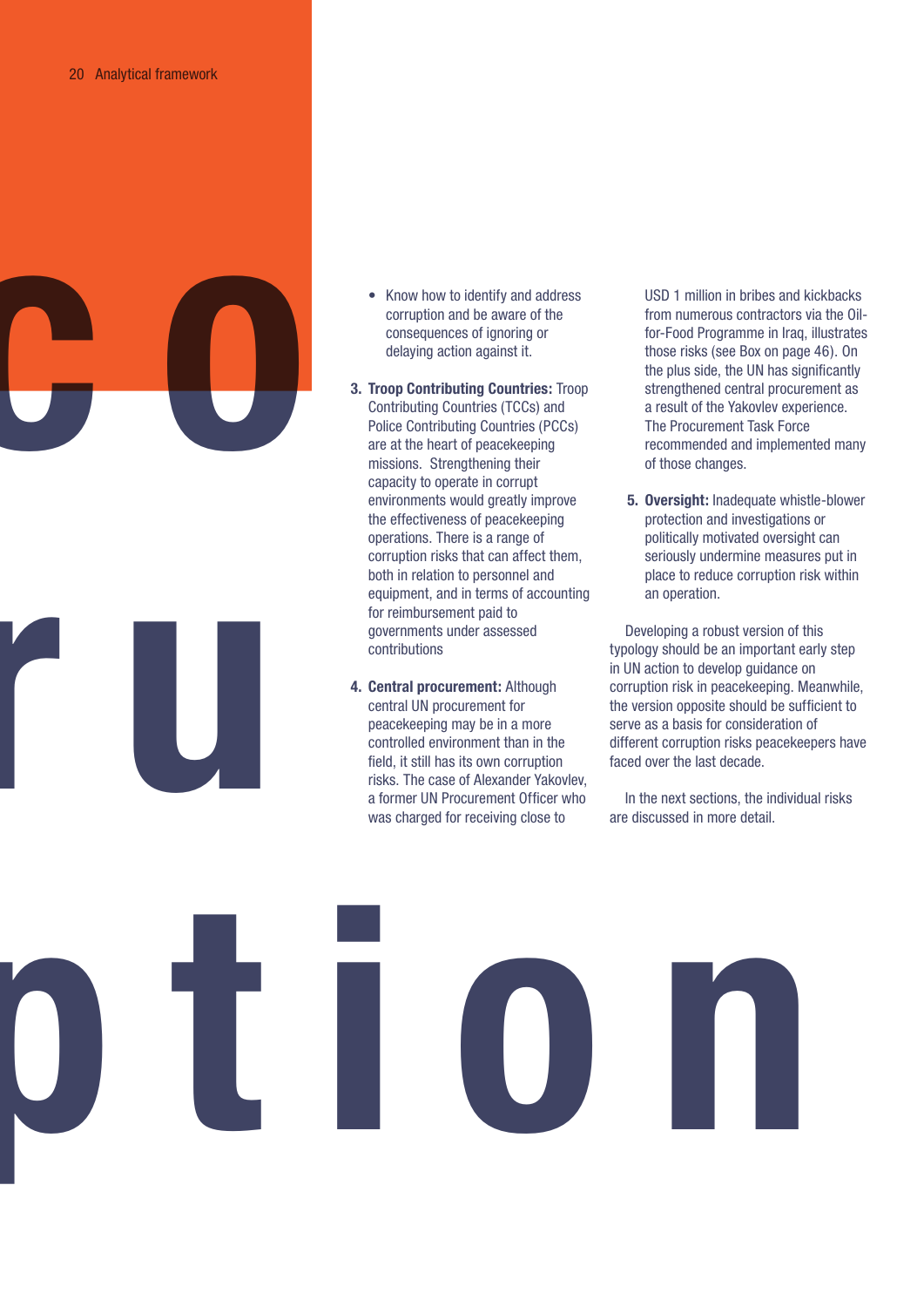- Know how to identify and address corruption and be aware of the consequences of ignoring or delaying action against it.

3. **Troop Contributing Countries:** Troop Contributing Countries (TCCs) and Police Contributing Countries (PCCs) are at the heart of peacekeeping missions. Strengthening their capacity to operate in corrupt environments would greatly improve the effectiveness of peacekeeping operations. There is a range of corruption risks that can affect them, both in relation to personnel and equipment, and in terms of accounting for reimbursement paid to governments under assessed contributions

4. **Central procurement:** Although central UN procurement for peacekeeping may be in a more controlled environment than in the field, it still has its own corruption risks. The case of Alexander Yakovlev, a former UN Procurement Officer who was charged for receiving close to USD 1 million in bribes and kickbacks from numerous contractors via the Oil-for-Food Programme in Iraq, illustrates those risks (see Box on page 46). On the plus side, the UN has significantly strengthened central procurement as a result of the Yakovlev experience. The Procurement Task Force recommended and implemented many of those changes.

5. **Oversight:** Inadequate whistle-blower protection and investigations or politically motivated oversight can seriously undermine measures put in place to reduce corruption risk within an operation.

Developing a robust version of this typology should be an important early step in UN action to develop guidance on corruption risk in peacekeeping. Meanwhile, the version opposite should be sufficient to serve as a basis for consideration of different corruption risks peacekeepers have faced over the last decade.

In the next sections, the individual risks are discussed in more detail.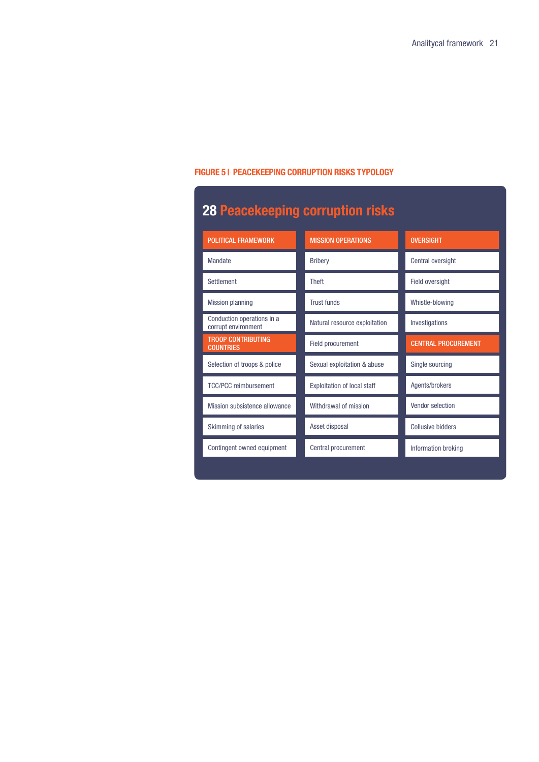FIGURE 5 | PEACEKEEPING CORRUPTION RISKS TYPOLOGY

## 28 Peacekeeping corruption risks

| POLITICAL FRAMEWORK | MISSION OPERATIONS | OVERSIGHT |
| --- | --- | --- |
| Mandate | Bribery | Central oversight |
| Settlement | Theft | Field oversight |
| Mission planning | Trust funds | Whistle-blowing |
| Conduction operations in a corrupt environment | Natural resource exploitation | Investigations |
| **TROOP CONTRIBUTING COUNTRIES** | Field procurement | **CENTRAL PROCUREMENT** |
| Selection of troops & police | Sexual exploitation & abuse | Single sourcing |
| TCC/PCC reimbursement | Exploitation of local staff | Agents/brokers |
| Mission subsistence allowance | Withdrawal of mission | Vendor selection |
| Skimming of salaries | Asset disposal | Collusive bidders |
| Contingent owned equipment | Central procurement | Information broking |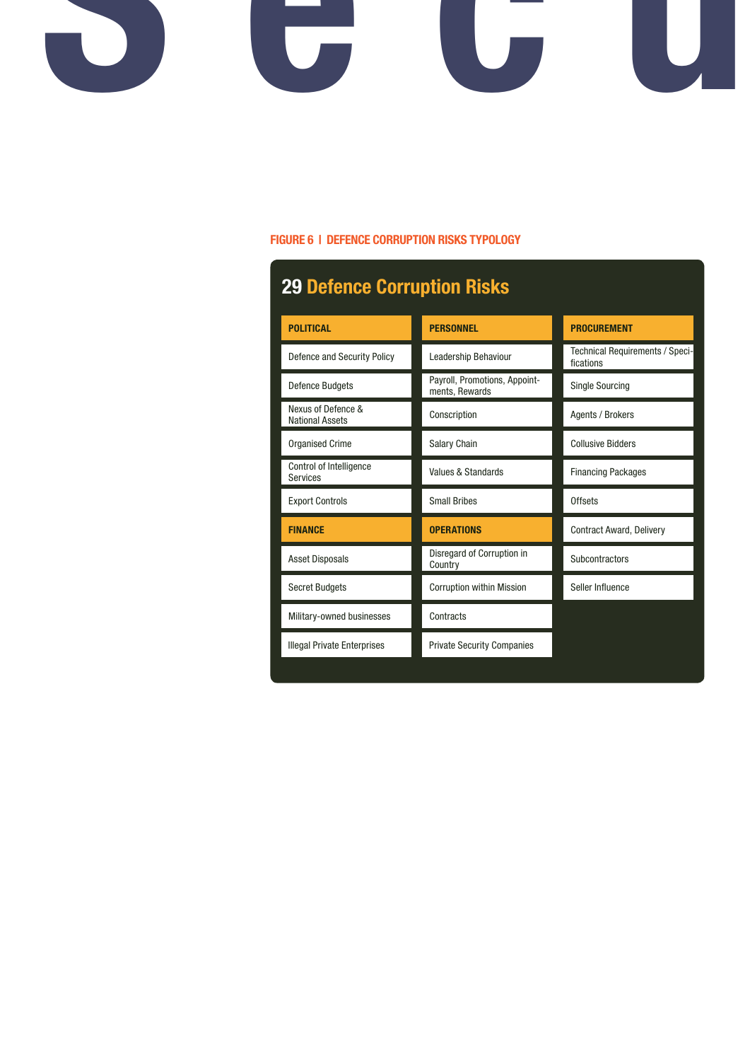FIGURE 6 | DEFENCE CORRUPTION RISKS TYPOLOGY

## 29 Defence Corruption Risks

| POLITICAL | PERSONNEL | PROCUREMENT |
|---|---|---|
| Defence and Security Policy | Leadership Behaviour | Technical Requirements / Specifications |
| Defence Budgets | Payroll, Promotions, Appointments, Rewards | Single Sourcing |
| Nexus of Defence & National Assets | Conscription | Agents / Brokers |
| Organised Crime | Salary Chain | Collusive Bidders |
| Control of Intelligence Services | Values & Standards | Financing Packages |
| Export Controls | Small Bribes | Offsets |
| **FINANCE** | **OPERATIONS** | Contract Award, Delivery |
| Asset Disposals | Disregard of Corruption in Country | Subcontractors |
| Secret Budgets | Corruption within Mission | Seller Influence |
| Military-owned businesses | Contracts | |
| Illegal Private Enterprises | Private Security Companies | |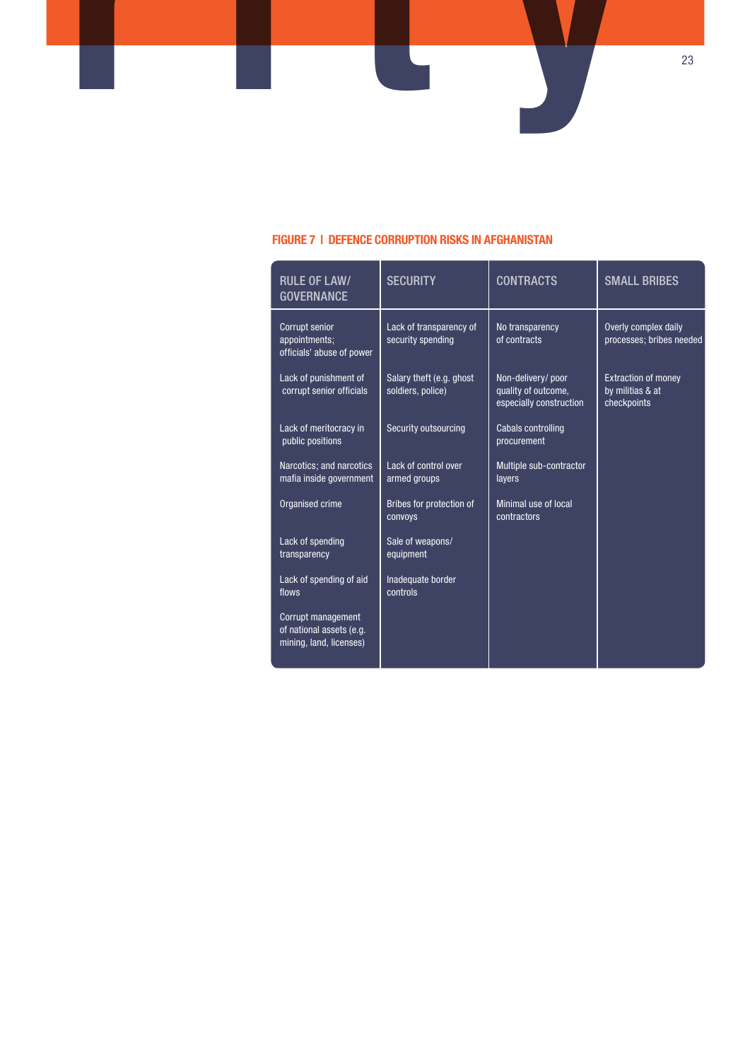**FIGURE 7 | DEFENCE CORRUPTION RISKS IN AFGHANISTAN**

| RULE OF LAW/ GOVERNANCE | SECURITY | CONTRACTS | SMALL BRIBES |
|---|---|---|---|
| Corrupt senior appointments; officials' abuse of power | Lack of transparency of security spending | No transparency of contracts | Overly complex daily processes; bribes needed |
| Lack of punishment of corrupt senior officials | Salary theft (e.g. ghost soldiers, police) | Non-delivery/ poor quality of outcome, especially construction | Extraction of money by militias & at checkpoints |
| Lack of meritocracy in public positions | Security outsourcing | Cabals controlling procurement | |
| Narcotics; and narcotics mafia inside government | Lack of control over armed groups | Multiple sub-contractor layers | |
| Organised crime | Bribes for protection of convoys | Minimal use of local contractors | |
| Lack of spending transparency | Sale of weapons/ equipment | | |
| Lack of spending of aid flows | Inadequate border controls | | |
| Corrupt management of national assets (e.g. mining, land, licenses) | | | |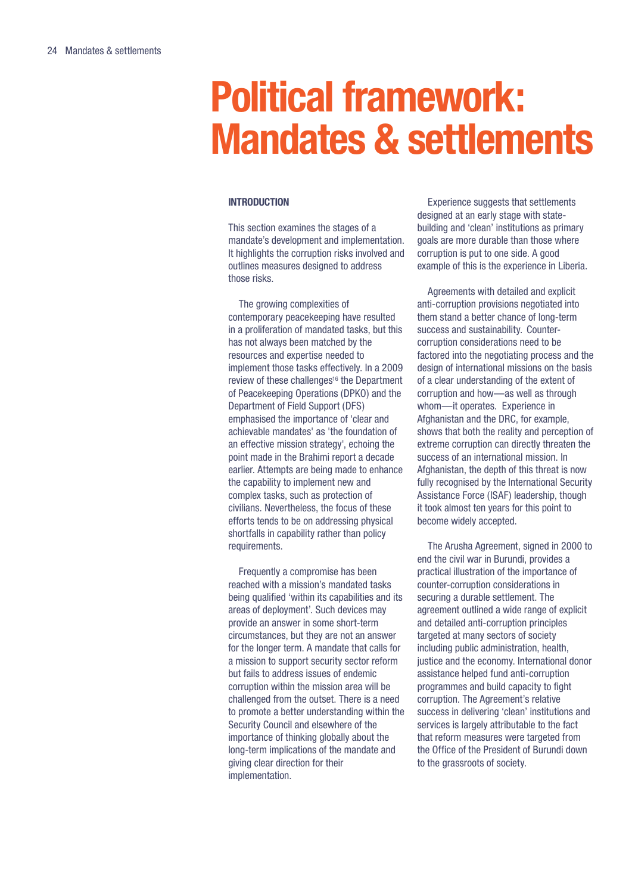# Political framework: Mandates & settlements

## INTRODUCTION

This section examines the stages of a mandate's development and implementation. It highlights the corruption risks involved and outlines measures designed to address those risks.

The growing complexities of contemporary peacekeeping have resulted in a proliferation of mandated tasks, but this has not always been matched by the resources and expertise needed to implement those tasks effectively. In a 2009 review of these challenges[16] the Department of Peacekeeping Operations (DPKO) and the Department of Field Support (DFS) emphasised the importance of 'clear and achievable mandates' as 'the foundation of an effective mission strategy', echoing the point made in the Brahimi report a decade earlier. Attempts are being made to enhance the capability to implement new and complex tasks, such as protection of civilians. Nevertheless, the focus of these efforts tends to be on addressing physical shortfalls in capability rather than policy requirements.

Frequently a compromise has been reached with a mission's mandated tasks being qualified 'within its capabilities and its areas of deployment'. Such devices may provide an answer in some short-term circumstances, but they are not an answer for the longer term. A mandate that calls for a mission to support security sector reform but fails to address issues of endemic corruption within the mission area will be challenged from the outset. There is a need to promote a better understanding within the Security Council and elsewhere of the importance of thinking globally about the long-term implications of the mandate and giving clear direction for their implementation.

Experience suggests that settlements designed at an early stage with state-building and 'clean' institutions as primary goals are more durable than those where corruption is put to one side. A good example of this is the experience in Liberia.

Agreements with detailed and explicit anti-corruption provisions negotiated into them stand a better chance of long-term success and sustainability. Counter-corruption considerations need to be factored into the negotiating process and the design of international missions on the basis of a clear understanding of the extent of corruption and how—as well as through whom—it operates. Experience in Afghanistan and the DRC, for example, shows that both the reality and perception of extreme corruption can directly threaten the success of an international mission. In Afghanistan, the depth of this threat is now fully recognised by the International Security Assistance Force (ISAF) leadership, though it took almost ten years for this point to become widely accepted.

The Arusha Agreement, signed in 2000 to end the civil war in Burundi, provides a practical illustration of the importance of counter-corruption considerations in securing a durable settlement. The agreement outlined a wide range of explicit and detailed anti-corruption principles targeted at many sectors of society including public administration, health, justice and the economy. International donor assistance helped fund anti-corruption programmes and build capacity to fight corruption. The Agreement's relative success in delivering 'clean' institutions and services is largely attributable to the fact that reform measures were targeted from the Office of the President of Burundi down to the grassroots of society.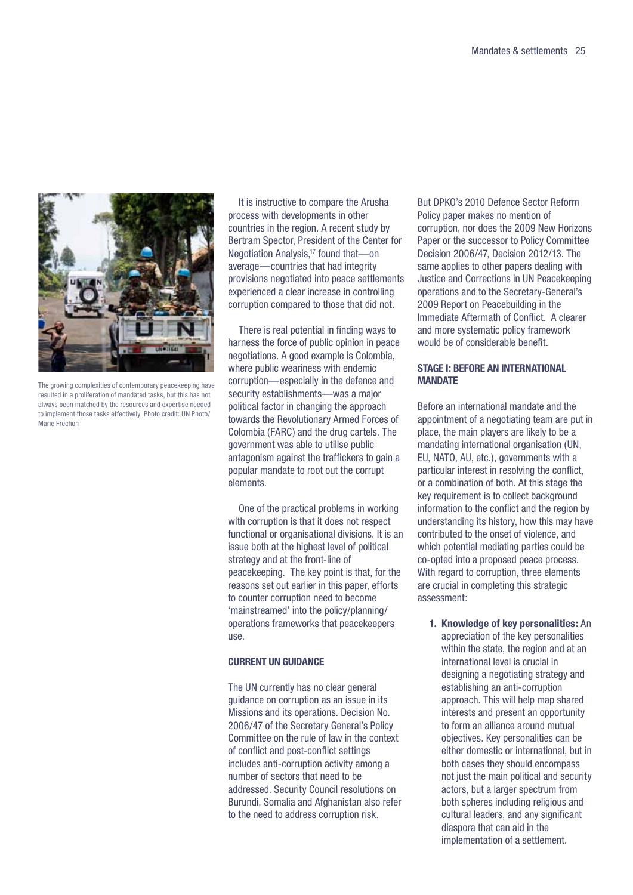The growing complexities of contemporary peacekeeping have resulted in a proliferation of mandated tasks, but this has not always been matched by the resources and expertise needed to implement those tasks effectively. Photo credit: UN Photo/ Marie Frechon

It is instructive to compare the Arusha process with developments in other countries in the region. A recent study by Bertram Spector, President of the Center for Negotiation Analysis,[17] found that—on average—countries that had integrity provisions negotiated into peace settlements experienced a clear increase in controlling corruption compared to those that did not.

There is real potential in finding ways to harness the force of public opinion in peace negotiations. A good example is Colombia, where public weariness with endemic corruption—especially in the defence and security establishments—was a major political factor in changing the approach towards the Revolutionary Armed Forces of Colombia (FARC) and the drug cartels. The government was able to utilise public antagonism against the traffickers to gain a popular mandate to root out the corrupt elements.

One of the practical problems in working with corruption is that it does not respect functional or organisational divisions. It is an issue both at the highest level of political strategy and at the front-line of peacekeeping. The key point is that, for the reasons set out earlier in this paper, efforts to counter corruption need to become 'mainstreamed' into the policy/planning/ operations frameworks that peacekeepers use.

### CURRENT UN GUIDANCE

The UN currently has no clear general guidance on corruption as an issue in its Missions and its operations. Decision No. 2006/47 of the Secretary General's Policy Committee on the rule of law in the context of conflict and post-conflict settings includes anti-corruption activity among a number of sectors that need to be addressed. Security Council resolutions on Burundi, Somalia and Afghanistan also refer to the need to address corruption risk.

But DPKO's 2010 Defence Sector Reform Policy paper makes no mention of corruption, nor does the 2009 New Horizons Paper or the successor to Policy Committee Decision 2006/47, Decision 2012/13. The same applies to other papers dealing with Justice and Corrections in UN Peacekeeping operations and to the Secretary-General's 2009 Report on Peacebuilding in the Immediate Aftermath of Conflict. A clearer and more systematic policy framework would be of considerable benefit.

### STAGE I: BEFORE AN INTERNATIONAL MANDATE

Before an international mandate and the appointment of a negotiating team are put in place, the main players are likely to be a mandating international organisation (UN, EU, NATO, AU, etc.), governments with a particular interest in resolving the conflict, or a combination of both. At this stage the key requirement is to collect background information to the conflict and the region by understanding its history, how this may have contributed to the onset of violence, and which potential mediating parties could be co-opted into a proposed peace process. With regard to corruption, three elements are crucial in completing this strategic assessment:

1. **Knowledge of key personalities:** An appreciation of the key personalities within the state, the region and at an international level is crucial in designing a negotiating strategy and establishing an anti-corruption approach. This will help map shared interests and present an opportunity to form an alliance around mutual objectives. Key personalities can be either domestic or international, but in both cases they should encompass not just the main political and security actors, but a larger spectrum from both spheres including religious and cultural leaders, and any significant diaspora that can aid in the implementation of a settlement.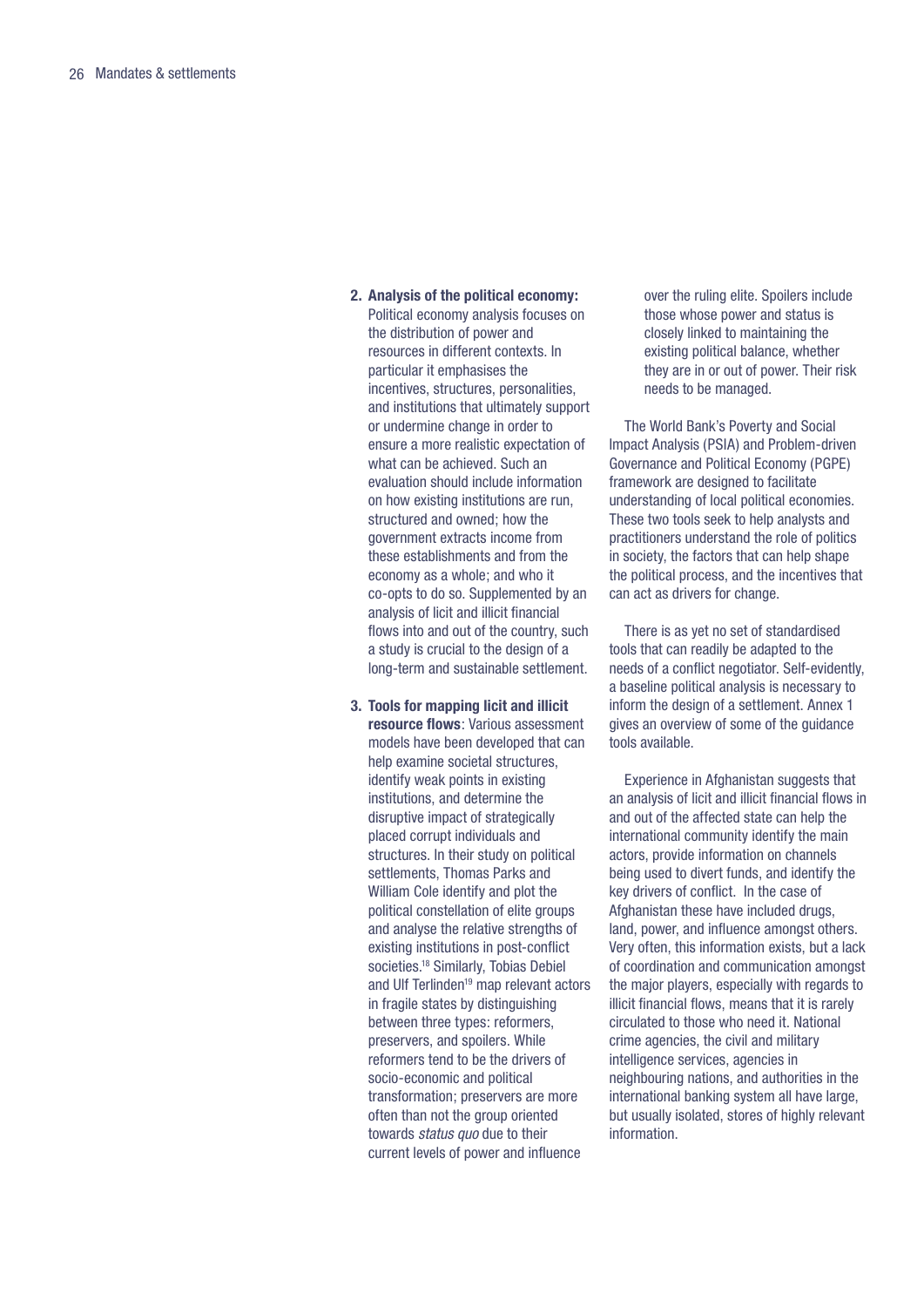2. **Analysis of the political economy:** Political economy analysis focuses on the distribution of power and resources in different contexts. In particular it emphasises the incentives, structures, personalities, and institutions that ultimately support or undermine change in order to ensure a more realistic expectation of what can be achieved. Such an evaluation should include information on how existing institutions are run, structured and owned; how the government extracts income from these establishments and from the economy as a whole; and who it co-opts to do so. Supplemented by an analysis of licit and illicit financial flows into and out of the country, such a study is crucial to the design of a long-term and sustainable settlement.

3. **Tools for mapping licit and illicit resource flows**: Various assessment models have been developed that can help examine societal structures, identify weak points in existing institutions, and determine the disruptive impact of strategically placed corrupt individuals and structures. In their study on political settlements, Thomas Parks and William Cole identify and plot the political constellation of elite groups and analyse the relative strengths of existing institutions in post-conflict societies.[18] Similarly, Tobias Debiel and Ulf Terlinden[19] map relevant actors in fragile states by distinguishing between three types: reformers, preservers, and spoilers. While reformers tend to be the drivers of socio-economic and political transformation; preservers are more often than not the group oriented towards *status quo* due to their current levels of power and influence over the ruling elite. Spoilers include those whose power and status is closely linked to maintaining the existing political balance, whether they are in or out of power. Their risk needs to be managed.

The World Bank's Poverty and Social Impact Analysis (PSIA) and Problem-driven Governance and Political Economy (PGPE) framework are designed to facilitate understanding of local political economies. These two tools seek to help analysts and practitioners understand the role of politics in society, the factors that can help shape the political process, and the incentives that can act as drivers for change.

There is as yet no set of standardised tools that can readily be adapted to the needs of a conflict negotiator. Self-evidently, a baseline political analysis is necessary to inform the design of a settlement. Annex 1 gives an overview of some of the guidance tools available.

Experience in Afghanistan suggests that an analysis of licit and illicit financial flows in and out of the affected state can help the international community identify the main actors, provide information on channels being used to divert funds, and identify the key drivers of conflict. In the case of Afghanistan these have included drugs, land, power, and influence amongst others. Very often, this information exists, but a lack of coordination and communication amongst the major players, especially with regards to illicit financial flows, means that it is rarely circulated to those who need it. National crime agencies, the civil and military intelligence services, agencies in neighbouring nations, and authorities in the international banking system all have large, but usually isolated, stores of highly relevant information.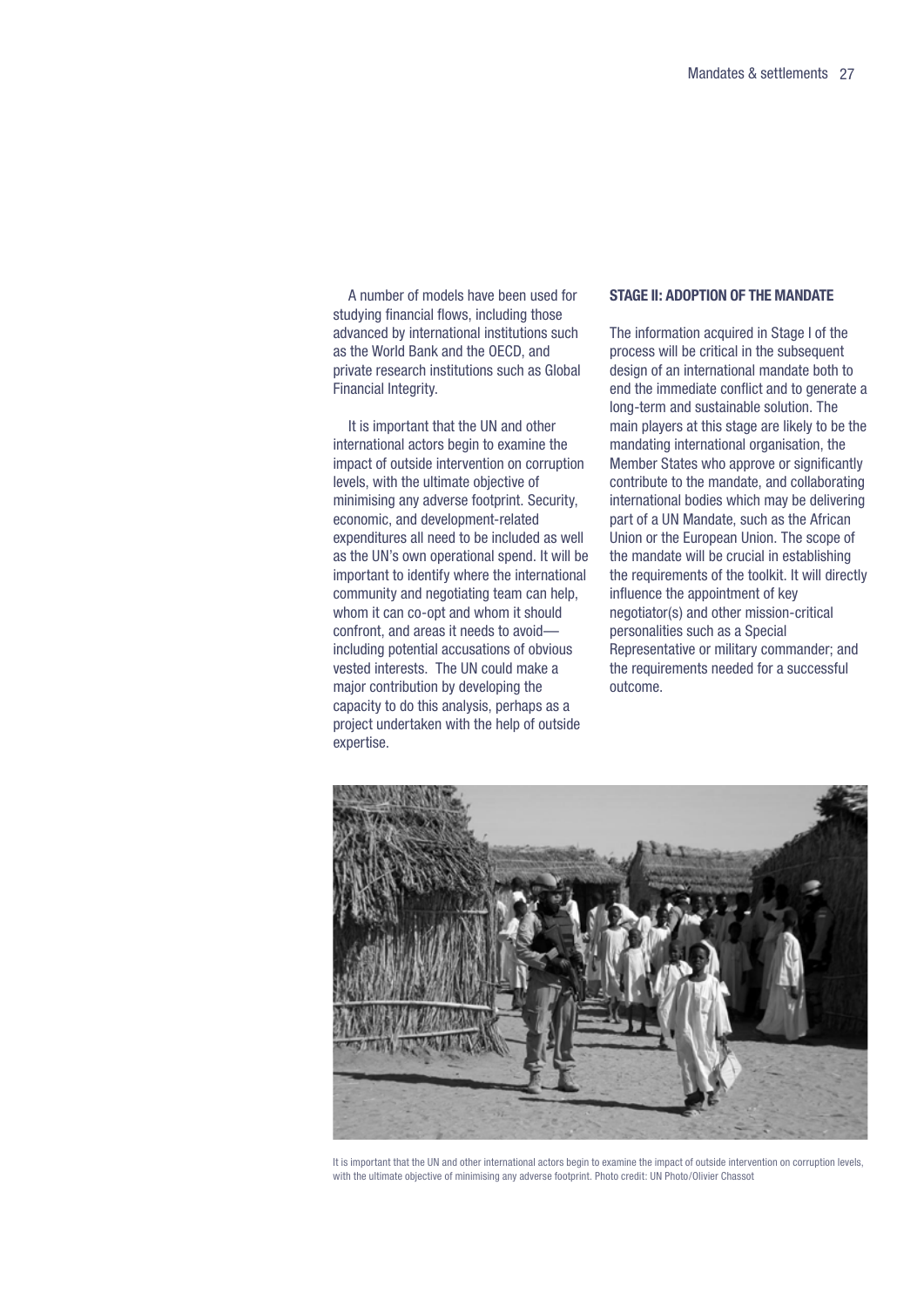A number of models have been used for studying financial flows, including those advanced by international institutions such as the World Bank and the OECD, and private research institutions such as Global Financial Integrity.

It is important that the UN and other international actors begin to examine the impact of outside intervention on corruption levels, with the ultimate objective of minimising any adverse footprint. Security, economic, and development-related expenditures all need to be included as well as the UN's own operational spend. It will be important to identify where the international community and negotiating team can help, whom it can co-opt and whom it should confront, and areas it needs to avoid—including potential accusations of obvious vested interests. The UN could make a major contribution by developing the capacity to do this analysis, perhaps as a project undertaken with the help of outside expertise.

### STAGE II: ADOPTION OF THE MANDATE

The information acquired in Stage I of the process will be critical in the subsequent design of an international mandate both to end the immediate conflict and to generate a long-term and sustainable solution. The main players at this stage are likely to be the mandating international organisation, the Member States who approve or significantly contribute to the mandate, and collaborating international bodies which may be delivering part of a UN Mandate, such as the African Union or the European Union. The scope of the mandate will be crucial in establishing the requirements of the toolkit. It will directly influence the appointment of key negotiator(s) and other mission-critical personalities such as a Special Representative or military commander; and the requirements needed for a successful outcome.

It is important that the UN and other international actors begin to examine the impact of outside intervention on corruption levels, with the ultimate objective of minimising any adverse footprint. Photo credit: UN Photo/Olivier Chassot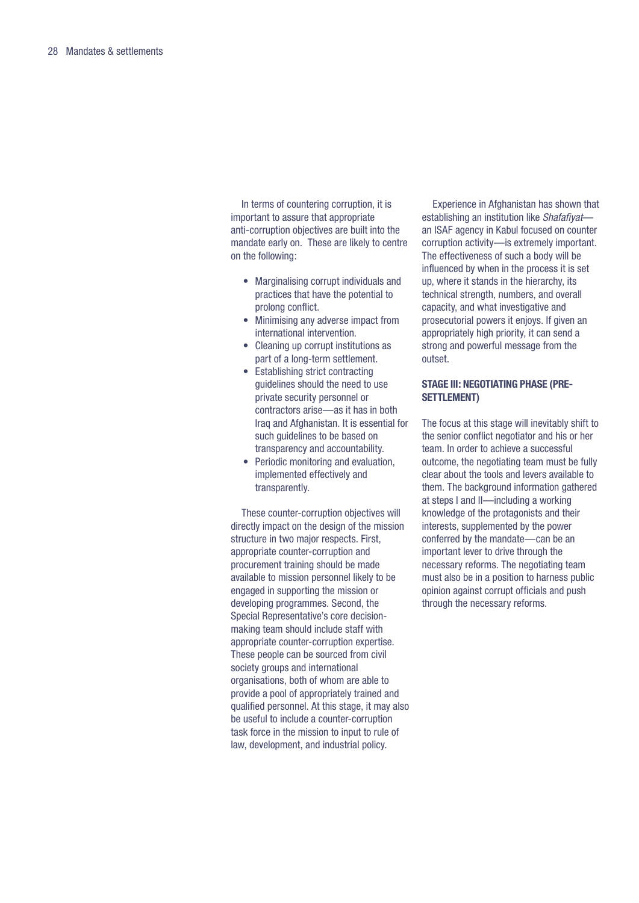In terms of countering corruption, it is important to assure that appropriate anti-corruption objectives are built into the mandate early on. These are likely to centre on the following:

- Marginalising corrupt individuals and practices that have the potential to prolong conflict.
- Minimising any adverse impact from international intervention.
- Cleaning up corrupt institutions as part of a long-term settlement.
- Establishing strict contracting guidelines should the need to use private security personnel or contractors arise—as it has in both Iraq and Afghanistan. It is essential for such guidelines to be based on transparency and accountability.
- Periodic monitoring and evaluation, implemented effectively and transparently.

These counter-corruption objectives will directly impact on the design of the mission structure in two major respects. First, appropriate counter-corruption and procurement training should be made available to mission personnel likely to be engaged in supporting the mission or developing programmes. Second, the Special Representative's core decision-making team should include staff with appropriate counter-corruption expertise. These people can be sourced from civil society groups and international organisations, both of whom are able to provide a pool of appropriately trained and qualified personnel. At this stage, it may also be useful to include a counter-corruption task force in the mission to input to rule of law, development, and industrial policy.

Experience in Afghanistan has shown that establishing an institution like *Shafafiyat*—an ISAF agency in Kabul focused on counter corruption activity—is extremely important. The effectiveness of such a body will be influenced by when in the process it is set up, where it stands in the hierarchy, its technical strength, numbers, and overall capacity, and what investigative and prosecutorial powers it enjoys. If given an appropriately high priority, it can send a strong and powerful message from the outset.

### STAGE III: NEGOTIATING PHASE (PRE-SETTLEMENT)

The focus at this stage will inevitably shift to the senior conflict negotiator and his or her team. In order to achieve a successful outcome, the negotiating team must be fully clear about the tools and levers available to them. The background information gathered at steps I and II—including a working knowledge of the protagonists and their interests, supplemented by the power conferred by the mandate—can be an important lever to drive through the necessary reforms. The negotiating team must also be in a position to harness public opinion against corrupt officials and push through the necessary reforms.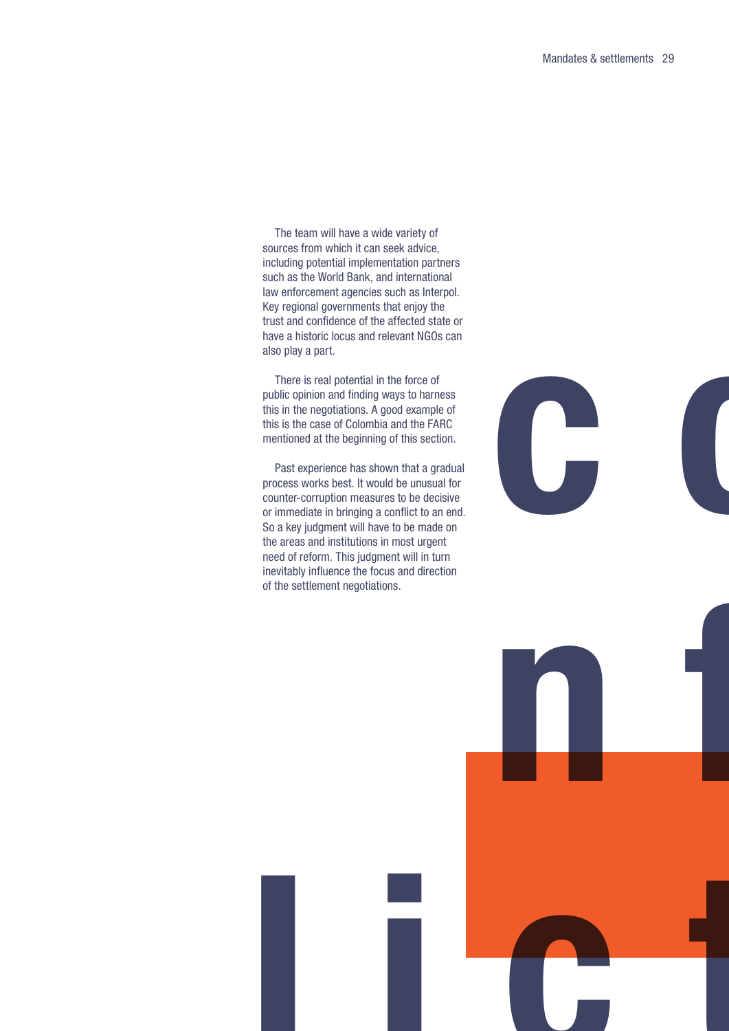The team will have a wide variety of sources from which it can seek advice, including potential implementation partners such as the World Bank, and international law enforcement agencies such as Interpol. Key regional governments that enjoy the trust and confidence of the affected state or have a historic locus and relevant NGOs can also play a part.

There is real potential in the force of public opinion and finding ways to harness this in the negotiations. A good example of this is the case of Colombia and the FARC mentioned at the beginning of this section.

Past experience has shown that a gradual process works best. It would be unusual for counter-corruption measures to be decisive or immediate in bringing a conflict to an end. So a key judgment will have to be made on the areas and institutions in most urgent need of reform. This judgment will in turn inevitably influence the focus and direction of the settlement negotiations.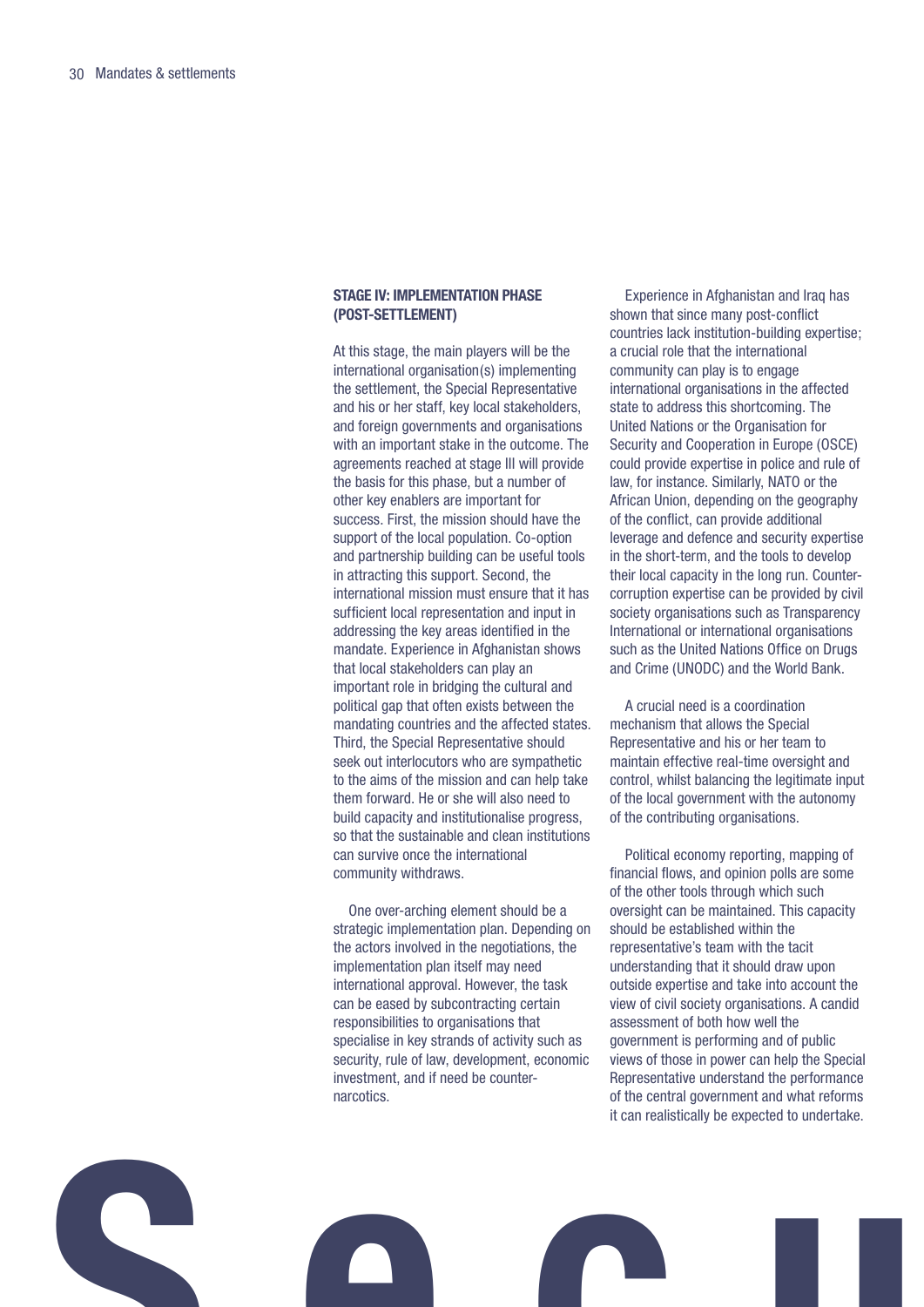### STAGE IV: IMPLEMENTATION PHASE (POST-SETTLEMENT)

At this stage, the main players will be the international organisation(s) implementing the settlement, the Special Representative and his or her staff, key local stakeholders, and foreign governments and organisations with an important stake in the outcome. The agreements reached at stage III will provide the basis for this phase, but a number of other key enablers are important for success. First, the mission should have the support of the local population. Co-option and partnership building can be useful tools in attracting this support. Second, the international mission must ensure that it has sufficient local representation and input in addressing the key areas identified in the mandate. Experience in Afghanistan shows that local stakeholders can play an important role in bridging the cultural and political gap that often exists between the mandating countries and the affected states. Third, the Special Representative should seek out interlocutors who are sympathetic to the aims of the mission and can help take them forward. He or she will also need to build capacity and institutionalise progress, so that the sustainable and clean institutions can survive once the international community withdraws.

One over-arching element should be a strategic implementation plan. Depending on the actors involved in the negotiations, the implementation plan itself may need international approval. However, the task can be eased by subcontracting certain responsibilities to organisations that specialise in key strands of activity such as security, rule of law, development, economic investment, and if need be counter-narcotics.

Experience in Afghanistan and Iraq has shown that since many post-conflict countries lack institution-building expertise; a crucial role that the international community can play is to engage international organisations in the affected state to address this shortcoming. The United Nations or the Organisation for Security and Cooperation in Europe (OSCE) could provide expertise in police and rule of law, for instance. Similarly, NATO or the African Union, depending on the geography of the conflict, can provide additional leverage and defence and security expertise in the short-term, and the tools to develop their local capacity in the long run. Counter-corruption expertise can be provided by civil society organisations such as Transparency International or international organisations such as the United Nations Office on Drugs and Crime (UNODC) and the World Bank.

A crucial need is a coordination mechanism that allows the Special Representative and his or her team to maintain effective real-time oversight and control, whilst balancing the legitimate input of the local government with the autonomy of the contributing organisations.

Political economy reporting, mapping of financial flows, and opinion polls are some of the other tools through which such oversight can be maintained. This capacity should be established within the representative's team with the tacit understanding that it should draw upon outside expertise and take into account the view of civil society organisations. A candid assessment of both how well the government is performing and of public views of those in power can help the Special Representative understand the performance of the central government and what reforms it can realistically be expected to undertake.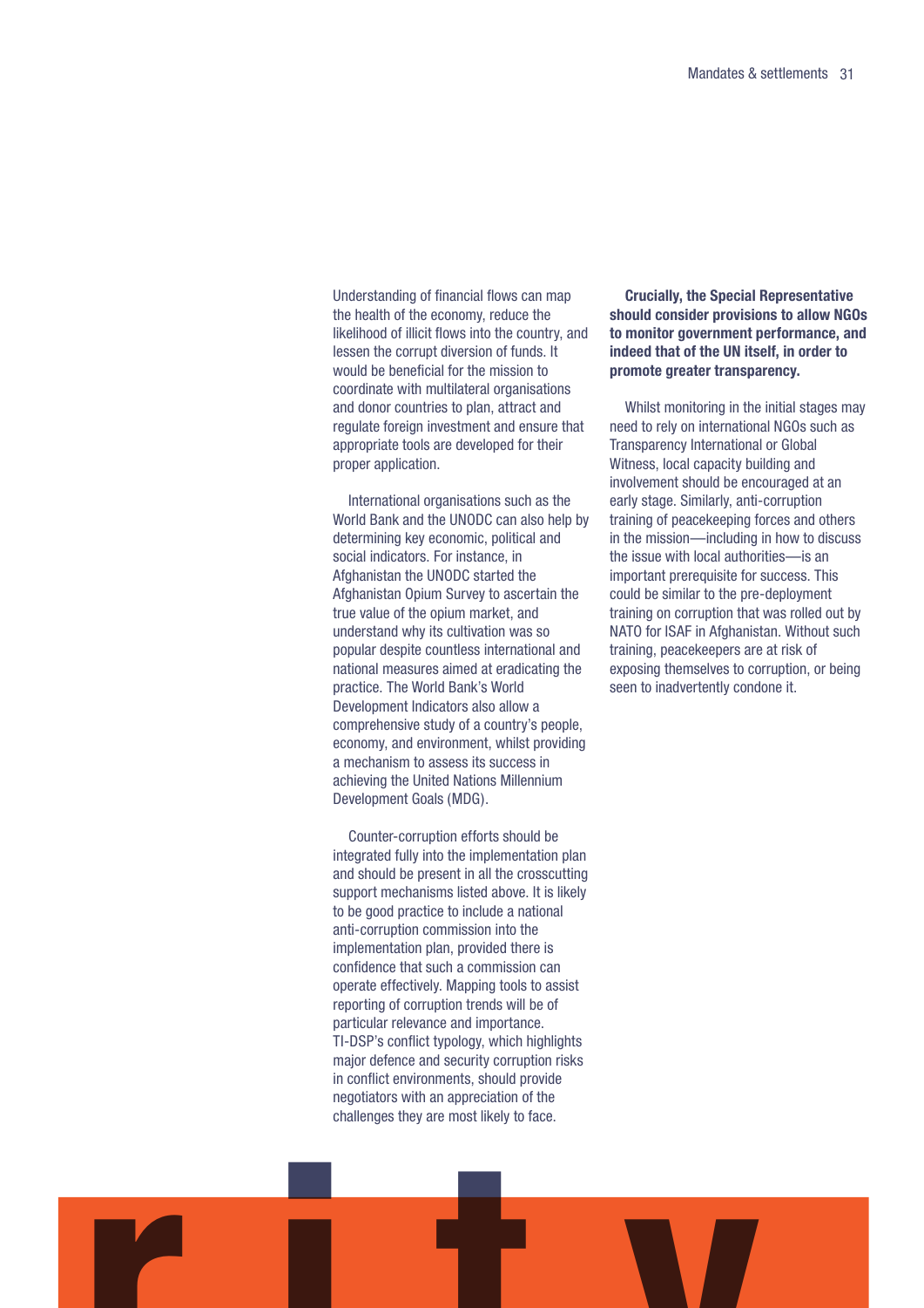Understanding of financial flows can map the health of the economy, reduce the likelihood of illicit flows into the country, and lessen the corrupt diversion of funds. It would be beneficial for the mission to coordinate with multilateral organisations and donor countries to plan, attract and regulate foreign investment and ensure that appropriate tools are developed for their proper application.

International organisations such as the World Bank and the UNODC can also help by determining key economic, political and social indicators. For instance, in Afghanistan the UNODC started the Afghanistan Opium Survey to ascertain the true value of the opium market, and understand why its cultivation was so popular despite countless international and national measures aimed at eradicating the practice. The World Bank's World Development Indicators also allow a comprehensive study of a country's people, economy, and environment, whilst providing a mechanism to assess its success in achieving the United Nations Millennium Development Goals (MDG).

Counter-corruption efforts should be integrated fully into the implementation plan and should be present in all the crosscutting support mechanisms listed above. It is likely to be good practice to include a national anti-corruption commission into the implementation plan, provided there is confidence that such a commission can operate effectively. Mapping tools to assist reporting of corruption trends will be of particular relevance and importance. TI-DSP's conflict typology, which highlights major defence and security corruption risks in conflict environments, should provide negotiators with an appreciation of the challenges they are most likely to face.

**Crucially, the Special Representative should consider provisions to allow NGOs to monitor government performance, and indeed that of the UN itself, in order to promote greater transparency.**

Whilst monitoring in the initial stages may need to rely on international NGOs such as Transparency International or Global Witness, local capacity building and involvement should be encouraged at an early stage. Similarly, anti-corruption training of peacekeeping forces and others in the mission—including in how to discuss the issue with local authorities—is an important prerequisite for success. This could be similar to the pre-deployment training on corruption that was rolled out by NATO for ISAF in Afghanistan. Without such training, peacekeepers are at risk of exposing themselves to corruption, or being seen to inadvertently condone it.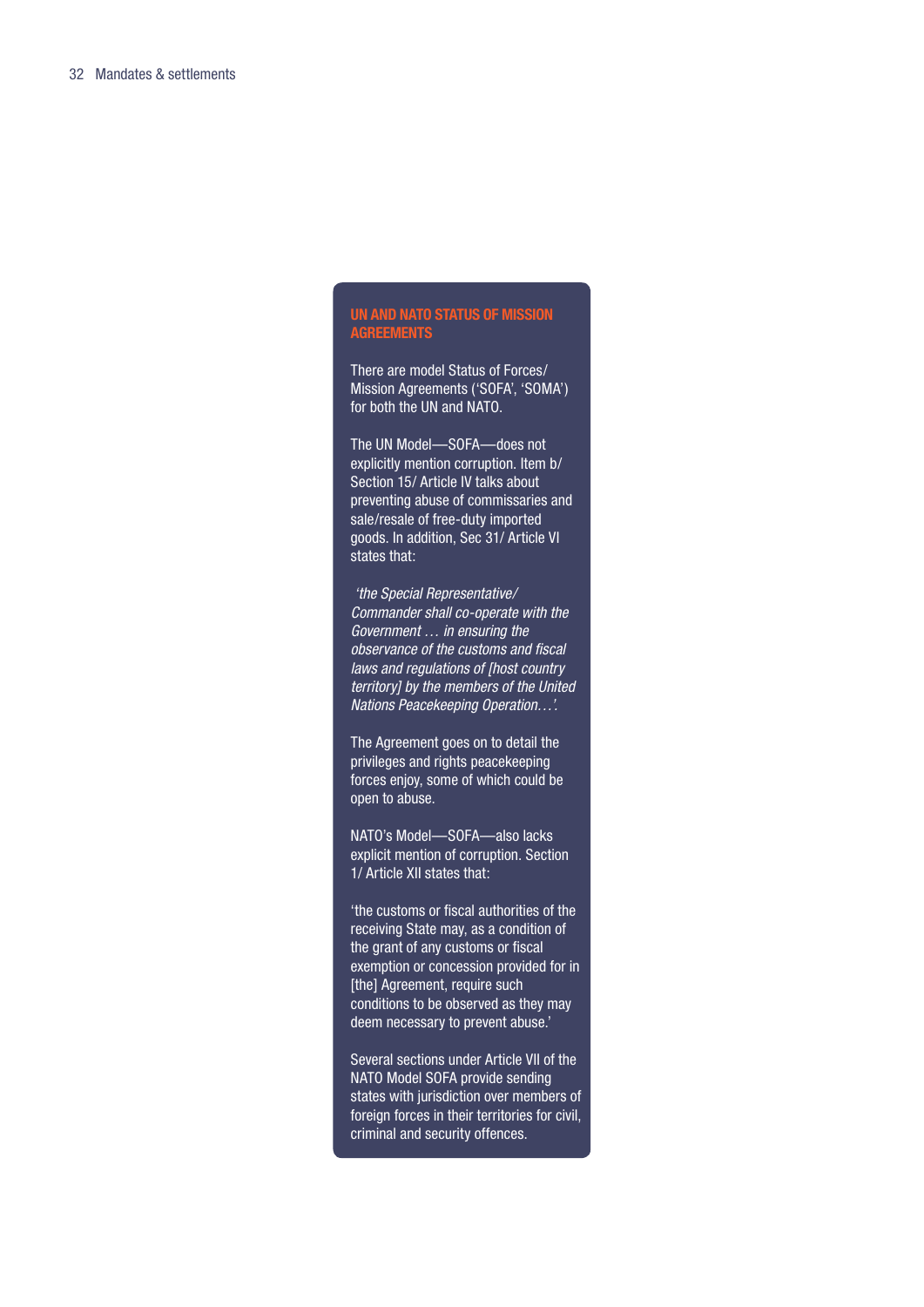## UN AND NATO STATUS OF MISSION AGREEMENTS

There are model Status of Forces/ Mission Agreements ('SOFA', 'SOMA') for both the UN and NATO.

The UN Model—SOFA—does not explicitly mention corruption. Item b/ Section 15/ Article IV talks about preventing abuse of commissaries and sale/resale of free-duty imported goods. In addition, Sec 31/ Article VI states that:

*'the Special Representative/ Commander shall co-operate with the Government … in ensuring the observance of the customs and fiscal laws and regulations of [host country territory] by the members of the United Nations Peacekeeping Operation…'.*

The Agreement goes on to detail the privileges and rights peacekeeping forces enjoy, some of which could be open to abuse.

NATO's Model—SOFA—also lacks explicit mention of corruption. Section 1/ Article XII states that:

'the customs or fiscal authorities of the receiving State may, as a condition of the grant of any customs or fiscal exemption or concession provided for in [the] Agreement, require such conditions to be observed as they may deem necessary to prevent abuse.'

Several sections under Article VII of the NATO Model SOFA provide sending states with jurisdiction over members of foreign forces in their territories for civil, criminal and security offences.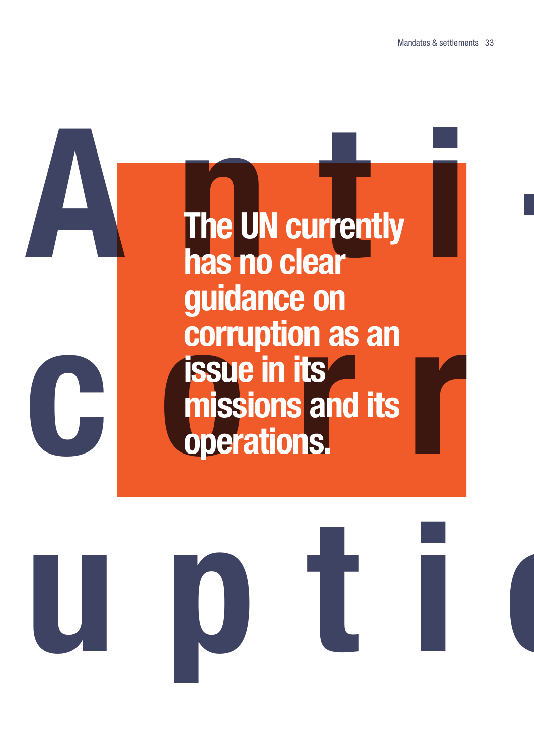# Anti-corruption

**The UN currently has no clear guidance on corruption as an issue in its missions and its operations.**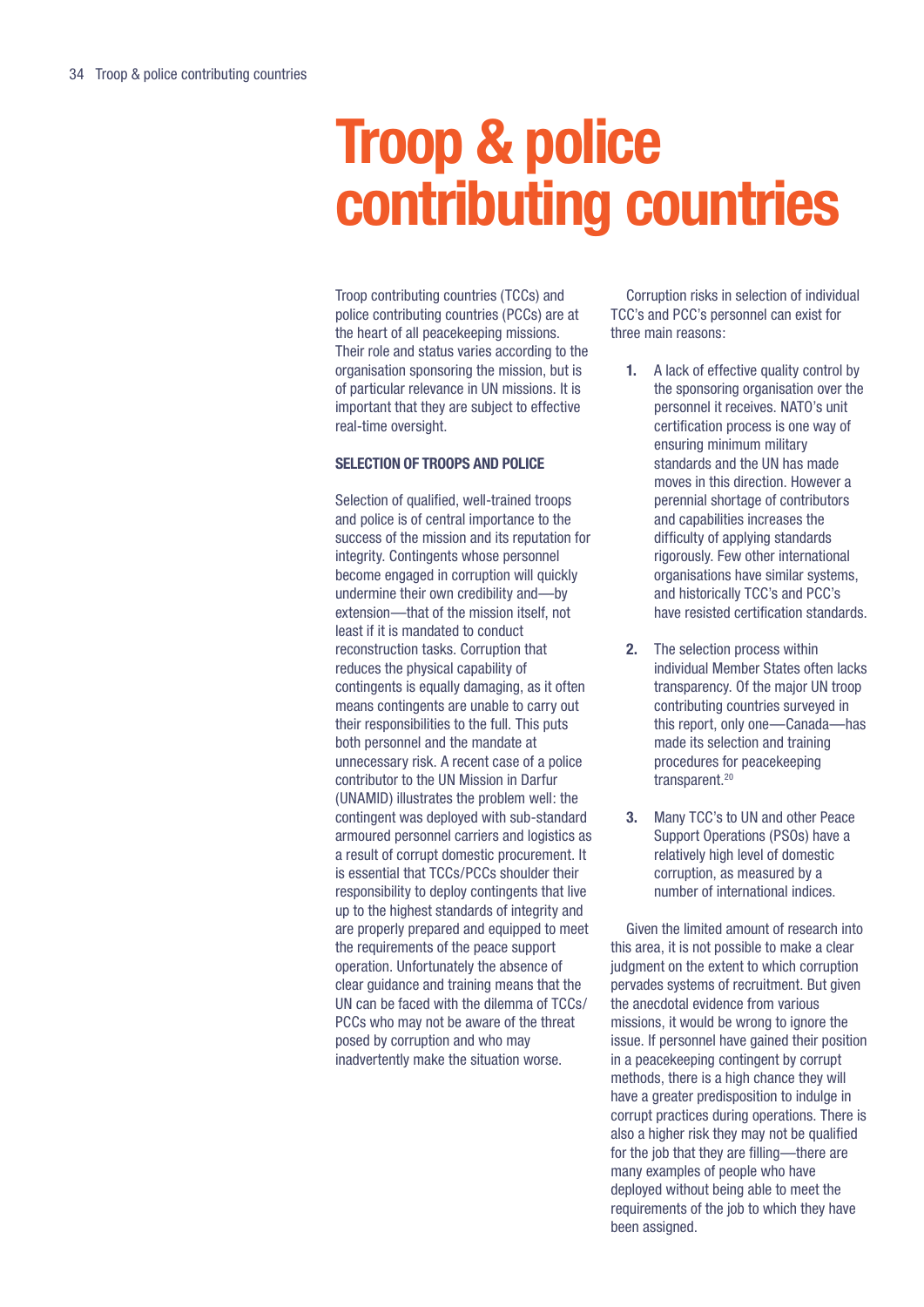# Troop & police contributing countries

Troop contributing countries (TCCs) and police contributing countries (PCCs) are at the heart of all peacekeeping missions. Their role and status varies according to the organisation sponsoring the mission, but is of particular relevance in UN missions. It is important that they are subject to effective real-time oversight.

## SELECTION OF TROOPS AND POLICE

Selection of qualified, well-trained troops and police is of central importance to the success of the mission and its reputation for integrity. Contingents whose personnel become engaged in corruption will quickly undermine their own credibility and—by extension—that of the mission itself, not least if it is mandated to conduct reconstruction tasks. Corruption that reduces the physical capability of contingents is equally damaging, as it often means contingents are unable to carry out their responsibilities to the full. This puts both personnel and the mandate at unnecessary risk. A recent case of a police contributor to the UN Mission in Darfur (UNAMID) illustrates the problem well: the contingent was deployed with sub-standard armoured personnel carriers and logistics as a result of corrupt domestic procurement. It is essential that TCCs/PCCs shoulder their responsibility to deploy contingents that live up to the highest standards of integrity and are properly prepared and equipped to meet the requirements of the peace support operation. Unfortunately the absence of clear guidance and training means that the UN can be faced with the dilemma of TCCs/PCCs who may not be aware of the threat posed by corruption and who may inadvertently make the situation worse.

Corruption risks in selection of individual TCC's and PCC's personnel can exist for three main reasons:

1. A lack of effective quality control by the sponsoring organisation over the personnel it receives. NATO's unit certification process is one way of ensuring minimum military standards and the UN has made moves in this direction. However a perennial shortage of contributors and capabilities increases the difficulty of applying standards rigorously. Few other international organisations have similar systems, and historically TCC's and PCC's have resisted certification standards.

2. The selection process within individual Member States often lacks transparency. Of the major UN troop contributing countries surveyed in this report, only one—Canada—has made its selection and training procedures for peacekeeping transparent.[20]

3. Many TCC's to UN and other Peace Support Operations (PSOs) have a relatively high level of domestic corruption, as measured by a number of international indices.

Given the limited amount of research into this area, it is not possible to make a clear judgment on the extent to which corruption pervades systems of recruitment. But given the anecdotal evidence from various missions, it would be wrong to ignore the issue. If personnel have gained their position in a peacekeeping contingent by corrupt methods, there is a high chance they will have a greater predisposition to indulge in corrupt practices during operations. There is also a higher risk they may not be qualified for the job that they are filling—there are many examples of people who have deployed without being able to meet the requirements of the job to which they have been assigned.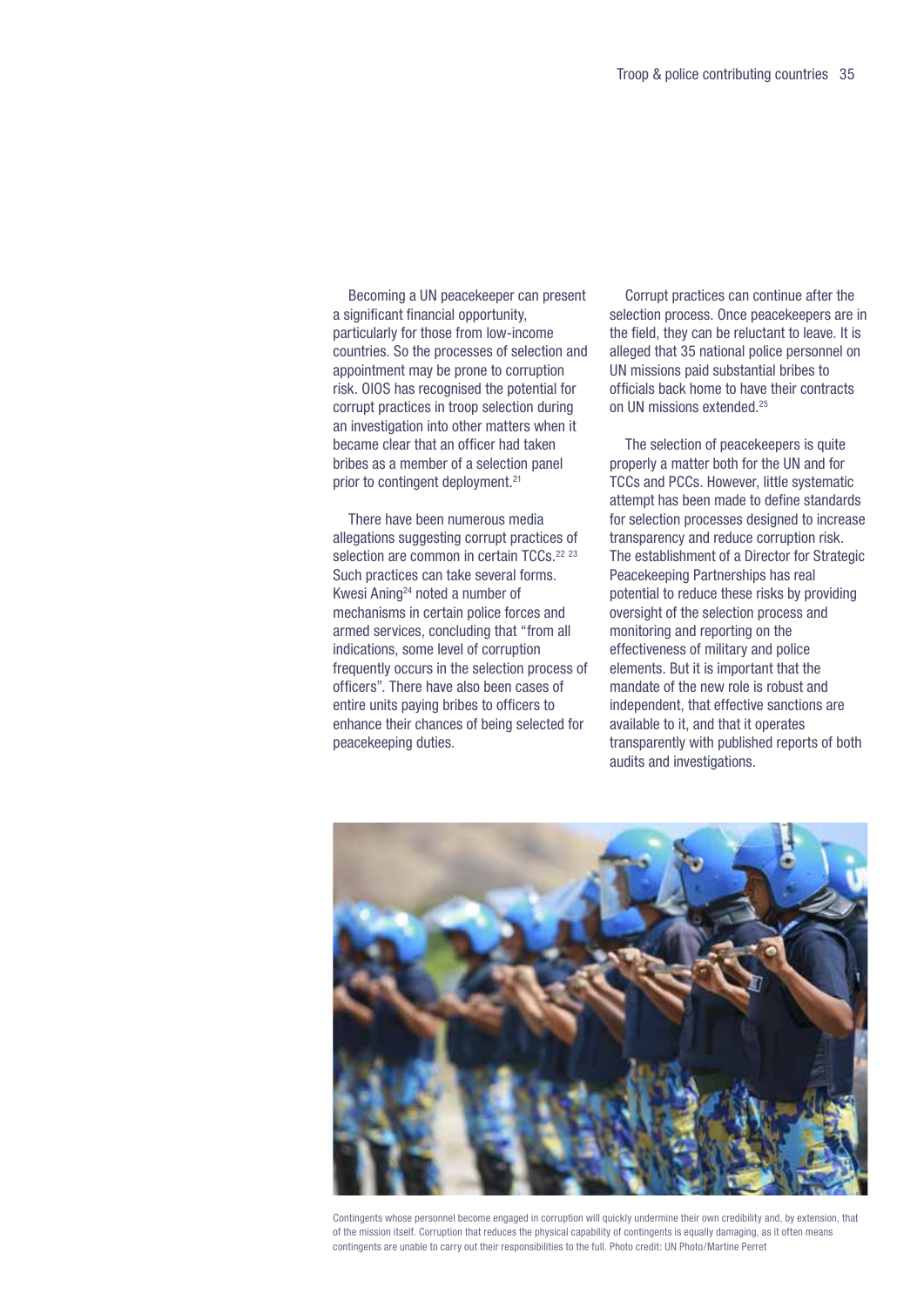Becoming a UN peacekeeper can present a significant financial opportunity, particularly for those from low-income countries. So the processes of selection and appointment may be prone to corruption risk. OIOS has recognised the potential for corrupt practices in troop selection during an investigation into other matters when it became clear that an officer had taken bribes as a member of a selection panel prior to contingent deployment.[21]

There have been numerous media allegations suggesting corrupt practices of selection are common in certain TCCs.[22, 23] Such practices can take several forms. Kwesi Aning[24] noted a number of mechanisms in certain police forces and armed services, concluding that "from all indications, some level of corruption frequently occurs in the selection process of officers". There have also been cases of entire units paying bribes to officers to enhance their chances of being selected for peacekeeping duties.

Corrupt practices can continue after the selection process. Once peacekeepers are in the field, they can be reluctant to leave. It is alleged that 35 national police personnel on UN missions paid substantial bribes to officials back home to have their contracts on UN missions extended.[25]

The selection of peacekeepers is quite properly a matter both for the UN and for TCCs and PCCs. However, little systematic attempt has been made to define standards for selection processes designed to increase transparency and reduce corruption risk. The establishment of a Director for Strategic Peacekeeping Partnerships has real potential to reduce these risks by providing oversight of the selection process and monitoring and reporting on the effectiveness of military and police elements. But it is important that the mandate of the new role is robust and independent, that effective sanctions are available to it, and that it operates transparently with published reports of both audits and investigations.

Contingents whose personnel become engaged in corruption will quickly undermine their own credibility and, by extension, that of the mission itself. Corruption that reduces the physical capability of contingents is equally damaging, as it often means contingents are unable to carry out their responsibilities to the full. Photo credit: UN Photo/Martine Perret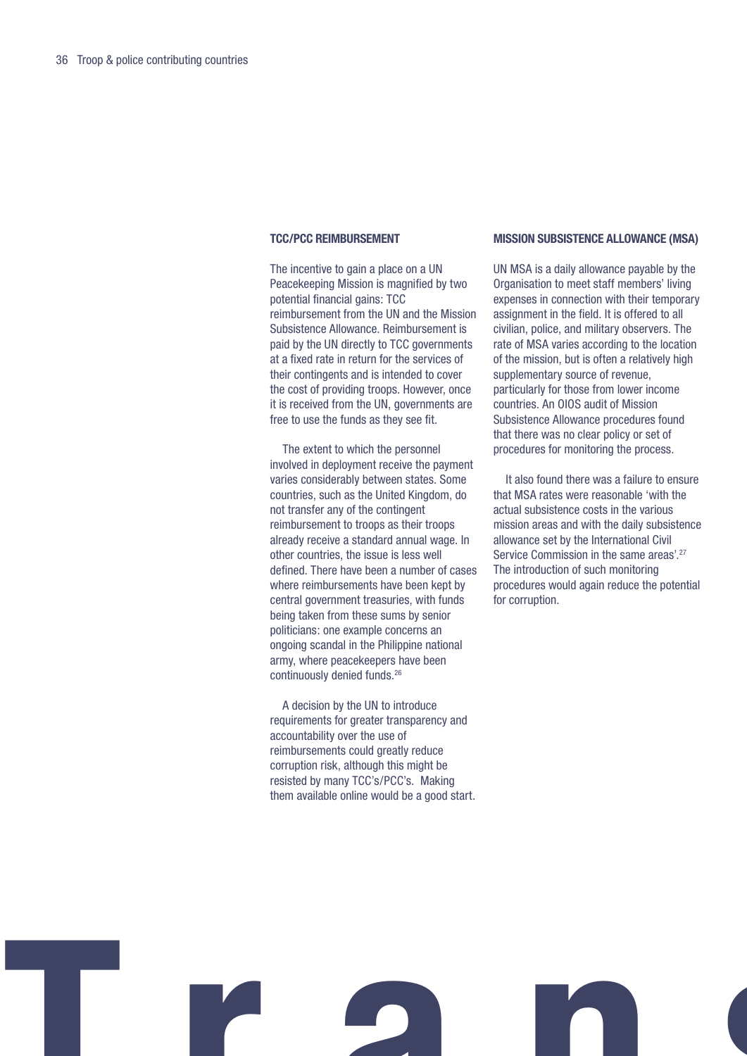### TCC/PCC REIMBURSEMENT

The incentive to gain a place on a UN Peacekeeping Mission is magnified by two potential financial gains: TCC reimbursement from the UN and the Mission Subsistence Allowance. Reimbursement is paid by the UN directly to TCC governments at a fixed rate in return for the services of their contingents and is intended to cover the cost of providing troops. However, once it is received from the UN, governments are free to use the funds as they see fit.

The extent to which the personnel involved in deployment receive the payment varies considerably between states. Some countries, such as the United Kingdom, do not transfer any of the contingent reimbursement to troops as their troops already receive a standard annual wage. In other countries, the issue is less well defined. There have been a number of cases where reimbursements have been kept by central government treasuries, with funds being taken from these sums by senior politicians: one example concerns an ongoing scandal in the Philippine national army, where peacekeepers have been continuously denied funds.[26]

A decision by the UN to introduce requirements for greater transparency and accountability over the use of reimbursements could greatly reduce corruption risk, although this might be resisted by many TCC's/PCC's. Making them available online would be a good start.

### MISSION SUBSISTENCE ALLOWANCE (MSA)

UN MSA is a daily allowance payable by the Organisation to meet staff members' living expenses in connection with their temporary assignment in the field. It is offered to all civilian, police, and military observers. The rate of MSA varies according to the location of the mission, but is often a relatively high supplementary source of revenue, particularly for those from lower income countries. An OIOS audit of Mission Subsistence Allowance procedures found that there was no clear policy or set of procedures for monitoring the process.

It also found there was a failure to ensure that MSA rates were reasonable 'with the actual subsistence costs in the various mission areas and with the daily subsistence allowance set by the International Civil Service Commission in the same areas'.[27] The introduction of such monitoring procedures would again reduce the potential for corruption.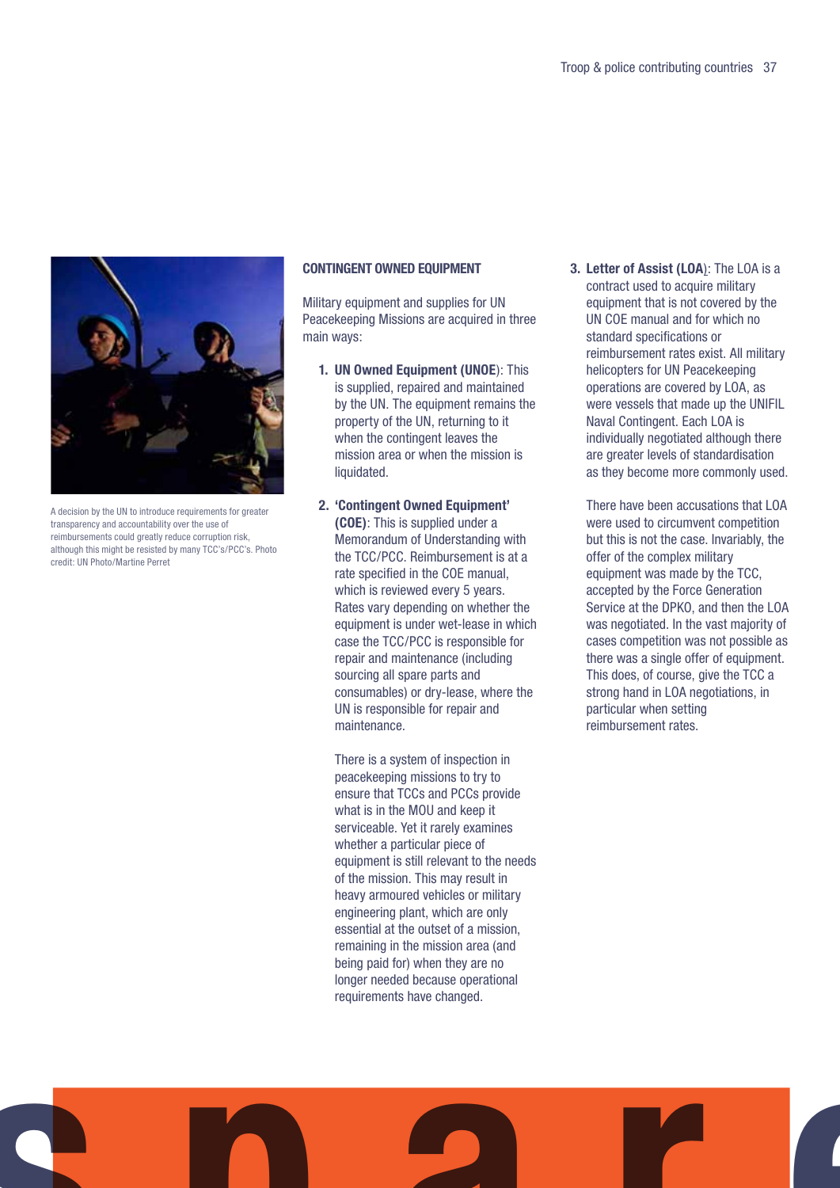A decision by the UN to introduce requirements for greater transparency and accountability over the use of reimbursements could greatly reduce corruption risk, although this might be resisted by many TCC's/PCC's. Photo credit: UN Photo/Martine Perret

## CONTINGENT OWNED EQUIPMENT

Military equipment and supplies for UN Peacekeeping Missions are acquired in three main ways:

1. **UN Owned Equipment (UNOE)**: This is supplied, repaired and maintained by the UN. The equipment remains the property of the UN, returning to it when the contingent leaves the mission area or when the mission is liquidated.

2. **'Contingent Owned Equipment' (COE)**: This is supplied under a Memorandum of Understanding with the TCC/PCC. Reimbursement is at a rate specified in the COE manual, which is reviewed every 5 years. Rates vary depending on whether the equipment is under wet-lease in which case the TCC/PCC is responsible for repair and maintenance (including sourcing all spare parts and consumables) or dry-lease, where the UN is responsible for repair and maintenance.

   There is a system of inspection in peacekeeping missions to try to ensure that TCCs and PCCs provide what is in the MOU and keep it serviceable. Yet it rarely examines whether a particular piece of equipment is still relevant to the needs of the mission. This may result in heavy armoured vehicles or military engineering plant, which are only essential at the outset of a mission, remaining in the mission area (and being paid for) when they are no longer needed because operational requirements have changed.

3. **Letter of Assist (LOA)**: The LOA is a contract used to acquire military equipment that is not covered by the UN COE manual and for which no standard specifications or reimbursement rates exist. All military helicopters for UN Peacekeeping operations are covered by LOA, as were vessels that made up the UNIFIL Naval Contingent. Each LOA is individually negotiated although there are greater levels of standardisation as they become more commonly used.

   There have been accusations that LOA were used to circumvent competition but this is not the case. Invariably, the offer of the complex military equipment was made by the TCC, accepted by the Force Generation Service at the DPKO, and then the LOA was negotiated. In the vast majority of cases competition was not possible as there was a single offer of equipment. This does, of course, give the TCC a strong hand in LOA negotiations, in particular when setting reimbursement rates.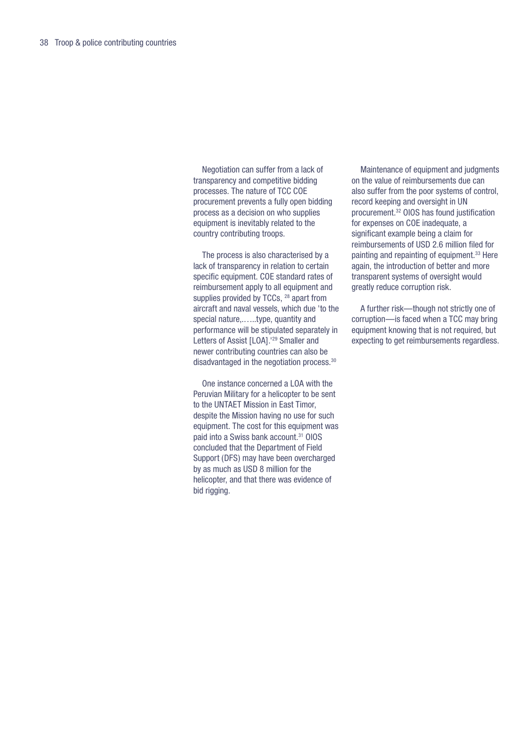Negotiation can suffer from a lack of transparency and competitive bidding processes. The nature of TCC COE procurement prevents a fully open bidding process as a decision on who supplies equipment is inevitably related to the country contributing troops.

The process is also characterised by a lack of transparency in relation to certain specific equipment. COE standard rates of reimbursement apply to all equipment and supplies provided by TCCs, [28] apart from aircraft and naval vessels, which due 'to the special nature,…...type, quantity and performance will be stipulated separately in Letters of Assist [LOA].'[29] Smaller and newer contributing countries can also be disadvantaged in the negotiation process.[30]

One instance concerned a LOA with the Peruvian Military for a helicopter to be sent to the UNTAET Mission in East Timor, despite the Mission having no use for such equipment. The cost for this equipment was paid into a Swiss bank account.[31] OIOS concluded that the Department of Field Support (DFS) may have been overcharged by as much as USD 8 million for the helicopter, and that there was evidence of bid rigging.

Maintenance of equipment and judgments on the value of reimbursements due can also suffer from the poor systems of control, record keeping and oversight in UN procurement.[32] OIOS has found justification for expenses on COE inadequate, a significant example being a claim for reimbursements of USD 2.6 million filed for painting and repainting of equipment.[33] Here again, the introduction of better and more transparent systems of oversight would greatly reduce corruption risk.

A further risk—though not strictly one of corruption—is faced when a TCC may bring equipment knowing that is not required, but expecting to get reimbursements regardless.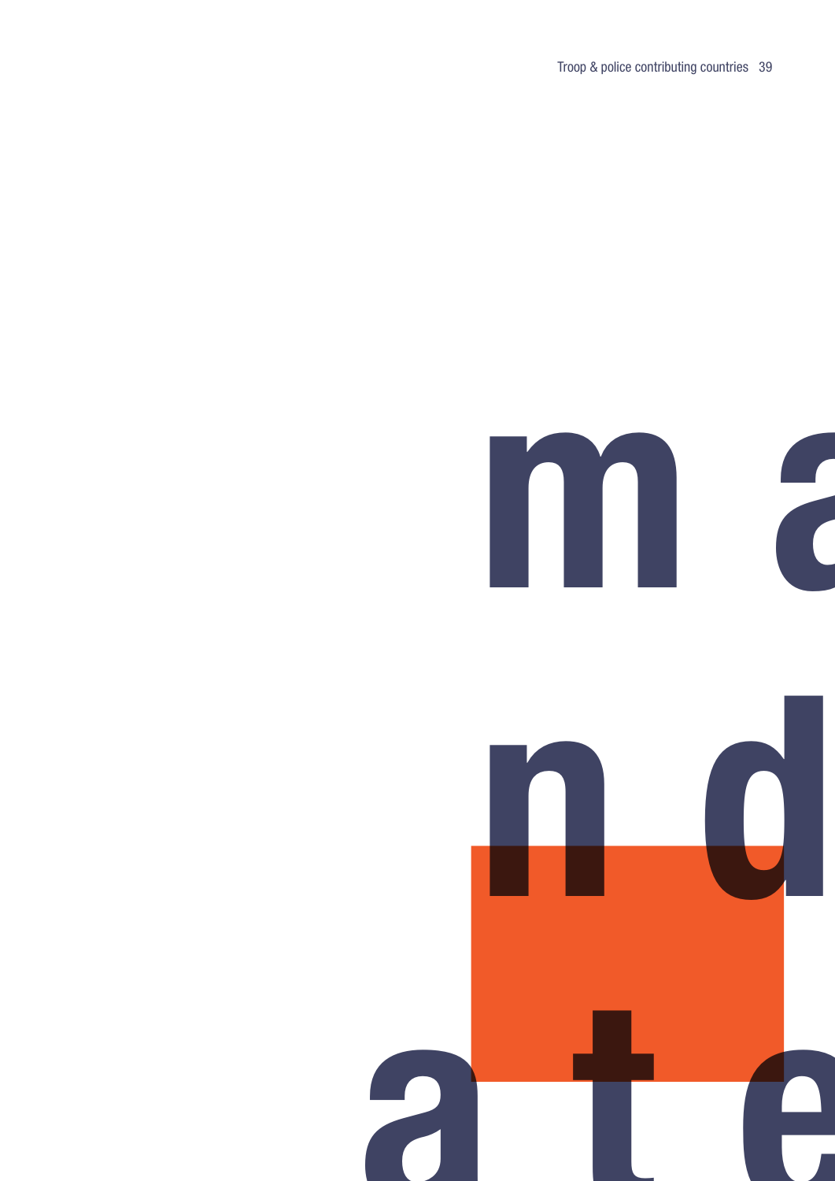# m a n d a t e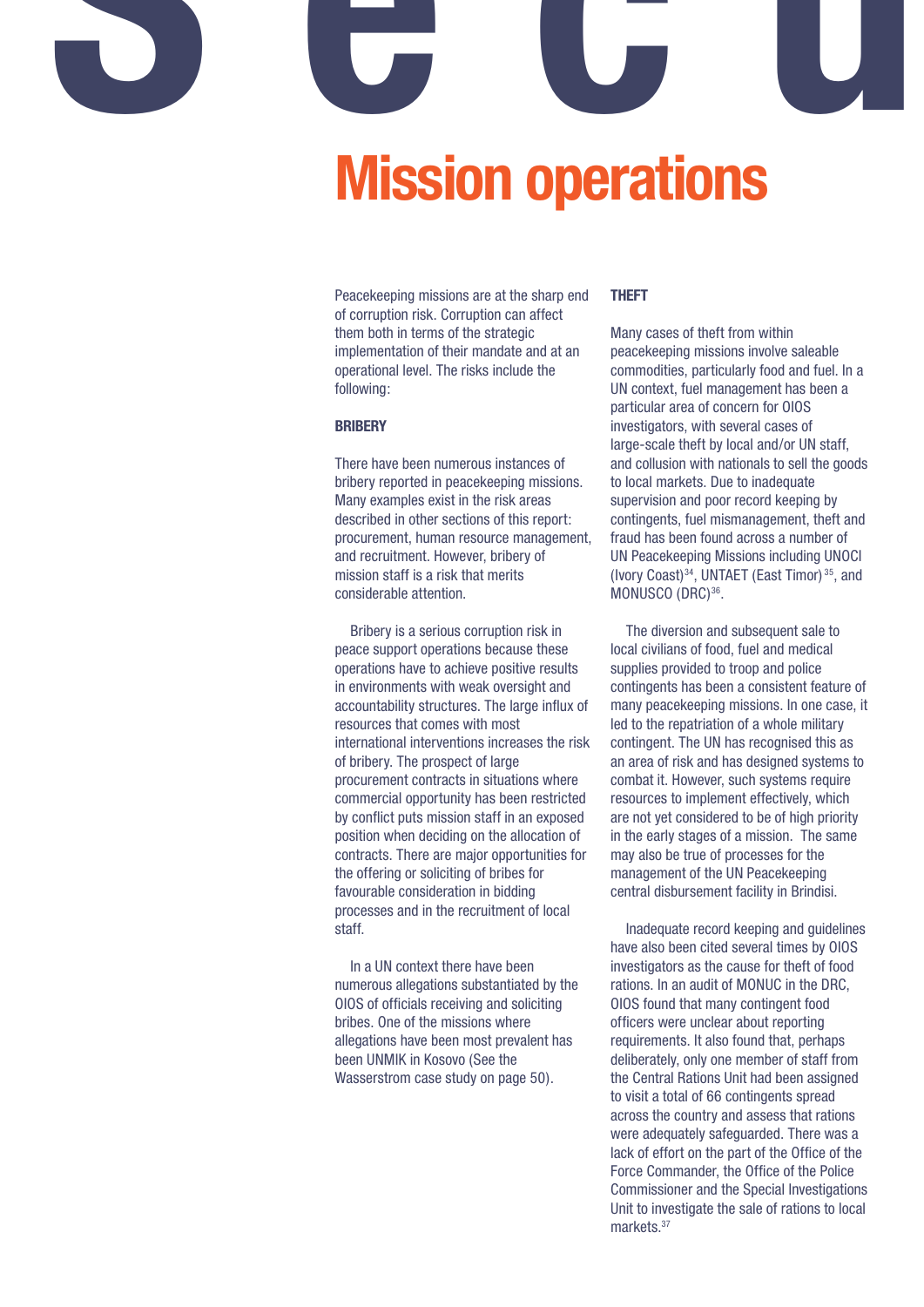# Mission operations

Peacekeeping missions are at the sharp end of corruption risk. Corruption can affect them both in terms of the strategic implementation of their mandate and at an operational level. The risks include the following:

### BRIBERY

There have been numerous instances of bribery reported in peacekeeping missions. Many examples exist in the risk areas described in other sections of this report: procurement, human resource management, and recruitment. However, bribery of mission staff is a risk that merits considerable attention.

Bribery is a serious corruption risk in peace support operations because these operations have to achieve positive results in environments with weak oversight and accountability structures. The large influx of resources that comes with most international interventions increases the risk of bribery. The prospect of large procurement contracts in situations where commercial opportunity has been restricted by conflict puts mission staff in an exposed position when deciding on the allocation of contracts. There are major opportunities for the offering or soliciting of bribes for favourable consideration in bidding processes and in the recruitment of local staff.

In a UN context there have been numerous allegations substantiated by the OIOS of officials receiving and soliciting bribes. One of the missions where allegations have been most prevalent has been UNMIK in Kosovo (See the Wasserstrom case study on page 50).

### THEFT

Many cases of theft from within peacekeeping missions involve saleable commodities, particularly food and fuel. In a UN context, fuel management has been a particular area of concern for OIOS investigators, with several cases of large-scale theft by local and/or UN staff, and collusion with nationals to sell the goods to local markets. Due to inadequate supervision and poor record keeping by contingents, fuel mismanagement, theft and fraud has been found across a number of UN Peacekeeping Missions including UNOCI (Ivory Coast)[34], UNTAET (East Timor)[35], and MONUSCO (DRC)[36].

The diversion and subsequent sale to local civilians of food, fuel and medical supplies provided to troop and police contingents has been a consistent feature of many peacekeeping missions. In one case, it led to the repatriation of a whole military contingent. The UN has recognised this as an area of risk and has designed systems to combat it. However, such systems require resources to implement effectively, which are not yet considered to be of high priority in the early stages of a mission. The same may also be true of processes for the management of the UN Peacekeeping central disbursement facility in Brindisi.

Inadequate record keeping and guidelines have also been cited several times by OIOS investigators as the cause for theft of food rations. In an audit of MONUC in the DRC, OIOS found that many contingent food officers were unclear about reporting requirements. It also found that, perhaps deliberately, only one member of staff from the Central Rations Unit had been assigned to visit a total of 66 contingents spread across the country and assess that rations were adequately safeguarded. There was a lack of effort on the part of the Office of the Force Commander, the Office of the Police Commissioner and the Special Investigations Unit to investigate the sale of rations to local markets.[37]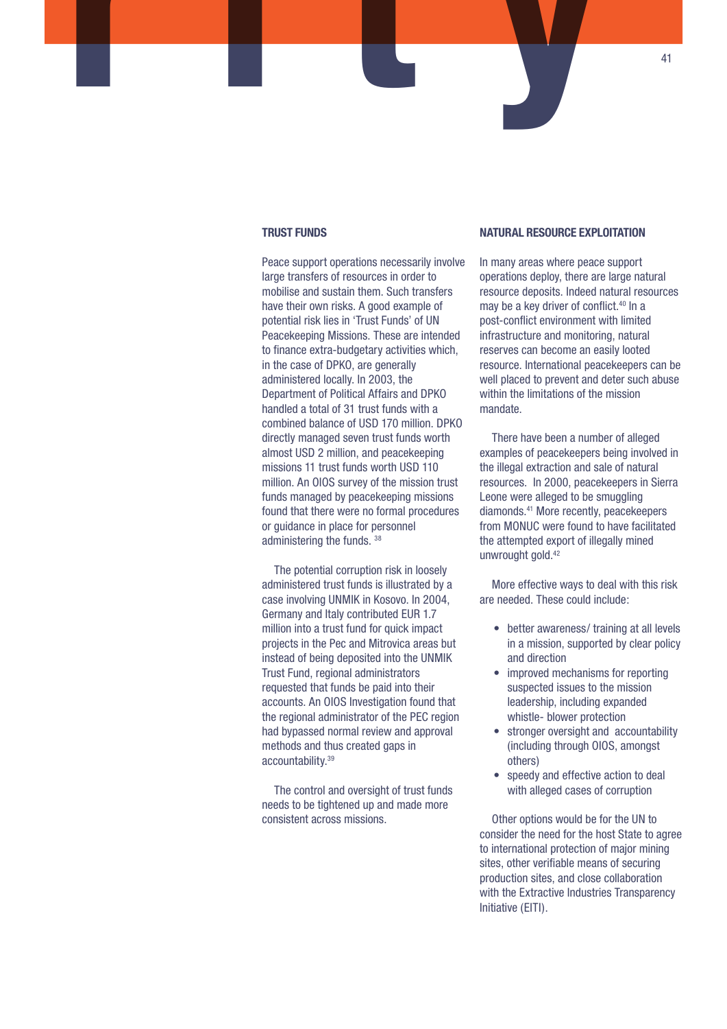## TRUST FUNDS

Peace support operations necessarily involve large transfers of resources in order to mobilise and sustain them. Such transfers have their own risks. A good example of potential risk lies in 'Trust Funds' of UN Peacekeeping Missions. These are intended to finance extra-budgetary activities which, in the case of DPKO, are generally administered locally. In 2003, the Department of Political Affairs and DPKO handled a total of 31 trust funds with a combined balance of USD 170 million. DPKO directly managed seven trust funds worth almost USD 2 million, and peacekeeping missions 11 trust funds worth USD 110 million. An OIOS survey of the mission trust funds managed by peacekeeping missions found that there were no formal procedures or guidance in place for personnel administering the funds. [38]

The potential corruption risk in loosely administered trust funds is illustrated by a case involving UNMIK in Kosovo. In 2004, Germany and Italy contributed EUR 1.7 million into a trust fund for quick impact projects in the Pec and Mitrovica areas but instead of being deposited into the UNMIK Trust Fund, regional administrators requested that funds be paid into their accounts. An OIOS Investigation found that the regional administrator of the PEC region had bypassed normal review and approval methods and thus created gaps in accountability.[39]

The control and oversight of trust funds needs to be tightened up and made more consistent across missions.

## NATURAL RESOURCE EXPLOITATION

In many areas where peace support operations deploy, there are large natural resource deposits. Indeed natural resources may be a key driver of conflict.[40] In a post-conflict environment with limited infrastructure and monitoring, natural reserves can become an easily looted resource. International peacekeepers can be well placed to prevent and deter such abuse within the limitations of the mission mandate.

There have been a number of alleged examples of peacekeepers being involved in the illegal extraction and sale of natural resources. In 2000, peacekeepers in Sierra Leone were alleged to be smuggling diamonds.[41] More recently, peacekeepers from MONUC were found to have facilitated the attempted export of illegally mined unwrought gold.[42]

More effective ways to deal with this risk are needed. These could include:

- better awareness/ training at all levels in a mission, supported by clear policy and direction
- improved mechanisms for reporting suspected issues to the mission leadership, including expanded whistle- blower protection
- stronger oversight and accountability (including through OIOS, amongst others)
- speedy and effective action to deal with alleged cases of corruption

Other options would be for the UN to consider the need for the host State to agree to international protection of major mining sites, other verifiable means of securing production sites, and close collaboration with the Extractive Industries Transparency Initiative (EITI).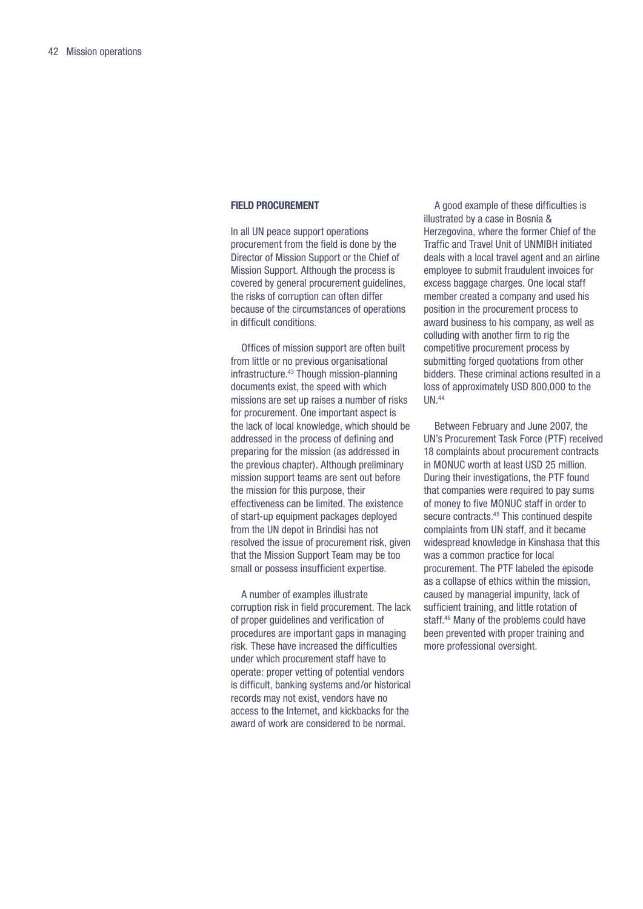## FIELD PROCUREMENT

In all UN peace support operations procurement from the field is done by the Director of Mission Support or the Chief of Mission Support. Although the process is covered by general procurement guidelines, the risks of corruption can often differ because of the circumstances of operations in difficult conditions.

Offices of mission support are often built from little or no previous organisational infrastructure.[43] Though mission-planning documents exist, the speed with which missions are set up raises a number of risks for procurement. One important aspect is the lack of local knowledge, which should be addressed in the process of defining and preparing for the mission (as addressed in the previous chapter). Although preliminary mission support teams are sent out before the mission for this purpose, their effectiveness can be limited. The existence of start-up equipment packages deployed from the UN depot in Brindisi has not resolved the issue of procurement risk, given that the Mission Support Team may be too small or possess insufficient expertise.

A number of examples illustrate corruption risk in field procurement. The lack of proper guidelines and verification of procedures are important gaps in managing risk. These have increased the difficulties under which procurement staff have to operate: proper vetting of potential vendors is difficult, banking systems and/or historical records may not exist, vendors have no access to the Internet, and kickbacks for the award of work are considered to be normal.

A good example of these difficulties is illustrated by a case in Bosnia & Herzegovina, where the former Chief of the Traffic and Travel Unit of UNMIBH initiated deals with a local travel agent and an airline employee to submit fraudulent invoices for excess baggage charges. One local staff member created a company and used his position in the procurement process to award business to his company, as well as colluding with another firm to rig the competitive procurement process by submitting forged quotations from other bidders. These criminal actions resulted in a loss of approximately USD 800,000 to the UN.[44]

Between February and June 2007, the UN's Procurement Task Force (PTF) received 18 complaints about procurement contracts in MONUC worth at least USD 25 million. During their investigations, the PTF found that companies were required to pay sums of money to five MONUC staff in order to secure contracts.[45] This continued despite complaints from UN staff, and it became widespread knowledge in Kinshasa that this was a common practice for local procurement. The PTF labeled the episode as a collapse of ethics within the mission, caused by managerial impunity, lack of sufficient training, and little rotation of staff.[46] Many of the problems could have been prevented with proper training and more professional oversight.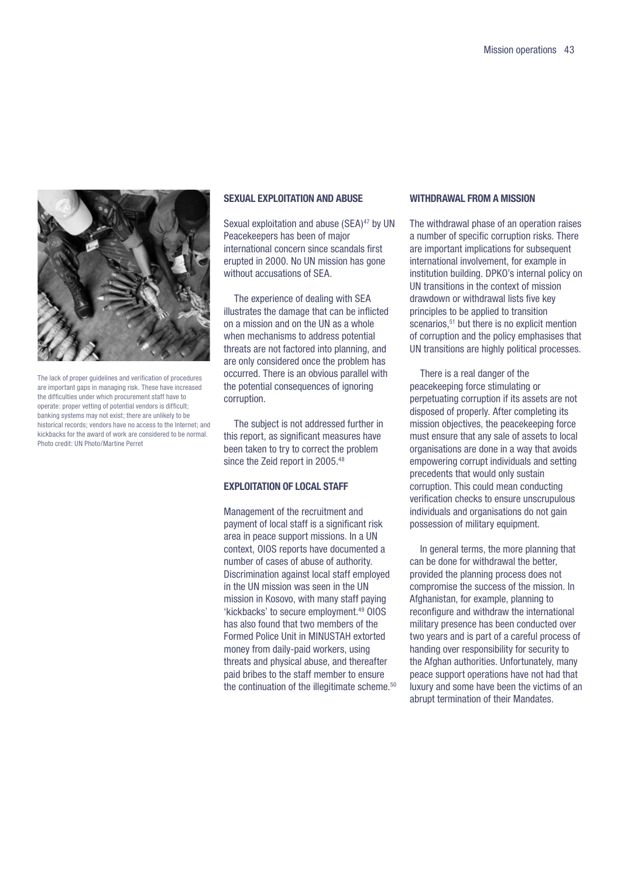The lack of proper guidelines and verification of procedures are important gaps in managing risk. These have increased the difficulties under which procurement staff have to operate: proper vetting of potential vendors is difficult; banking systems may not exist; there are unlikely to be historical records; vendors have no access to the Internet; and kickbacks for the award of work are considered to be normal. Photo credit: UN Photo/Martine Perret

### SEXUAL EXPLOITATION AND ABUSE

Sexual exploitation and abuse (SEA)[47] by UN Peacekeepers has been of major international concern since scandals first erupted in 2000. No UN mission has gone without accusations of SEA.

The experience of dealing with SEA illustrates the damage that can be inflicted on a mission and on the UN as a whole when mechanisms to address potential threats are not factored into planning, and are only considered once the problem has occurred. There is an obvious parallel with the potential consequences of ignoring corruption.

The subject is not addressed further in this report, as significant measures have been taken to try to correct the problem since the Zeid report in 2005.[48]

### EXPLOITATION OF LOCAL STAFF

Management of the recruitment and payment of local staff is a significant risk area in peace support missions. In a UN context, OIOS reports have documented a number of cases of abuse of authority. Discrimination against local staff employed in the UN mission was seen in the UN mission in Kosovo, with many staff paying 'kickbacks' to secure employment.[49] OIOS has also found that two members of the Formed Police Unit in MINUSTAH extorted money from daily-paid workers, using threats and physical abuse, and thereafter paid bribes to the staff member to ensure the continuation of the illegitimate scheme.[50]

### WITHDRAWAL FROM A MISSION

The withdrawal phase of an operation raises a number of specific corruption risks. There are important implications for subsequent international involvement, for example in institution building. DPKO's internal policy on UN transitions in the context of mission drawdown or withdrawal lists five key principles to be applied to transition scenarios,[51] but there is no explicit mention of corruption and the policy emphasises that UN transitions are highly political processes.

There is a real danger of the peacekeeping force stimulating or perpetuating corruption if its assets are not disposed of properly. After completing its mission objectives, the peacekeeping force must ensure that any sale of assets to local organisations are done in a way that avoids empowering corrupt individuals and setting precedents that would only sustain corruption. This could mean conducting verification checks to ensure unscrupulous individuals and organisations do not gain possession of military equipment.

In general terms, the more planning that can be done for withdrawal the better, provided the planning process does not compromise the success of the mission. In Afghanistan, for example, planning to reconfigure and withdraw the international military presence has been conducted over two years and is part of a careful process of handing over responsibility for security to the Afghan authorities. Unfortunately, many peace support operations have not had that luxury and some have been the victims of an abrupt termination of their Mandates.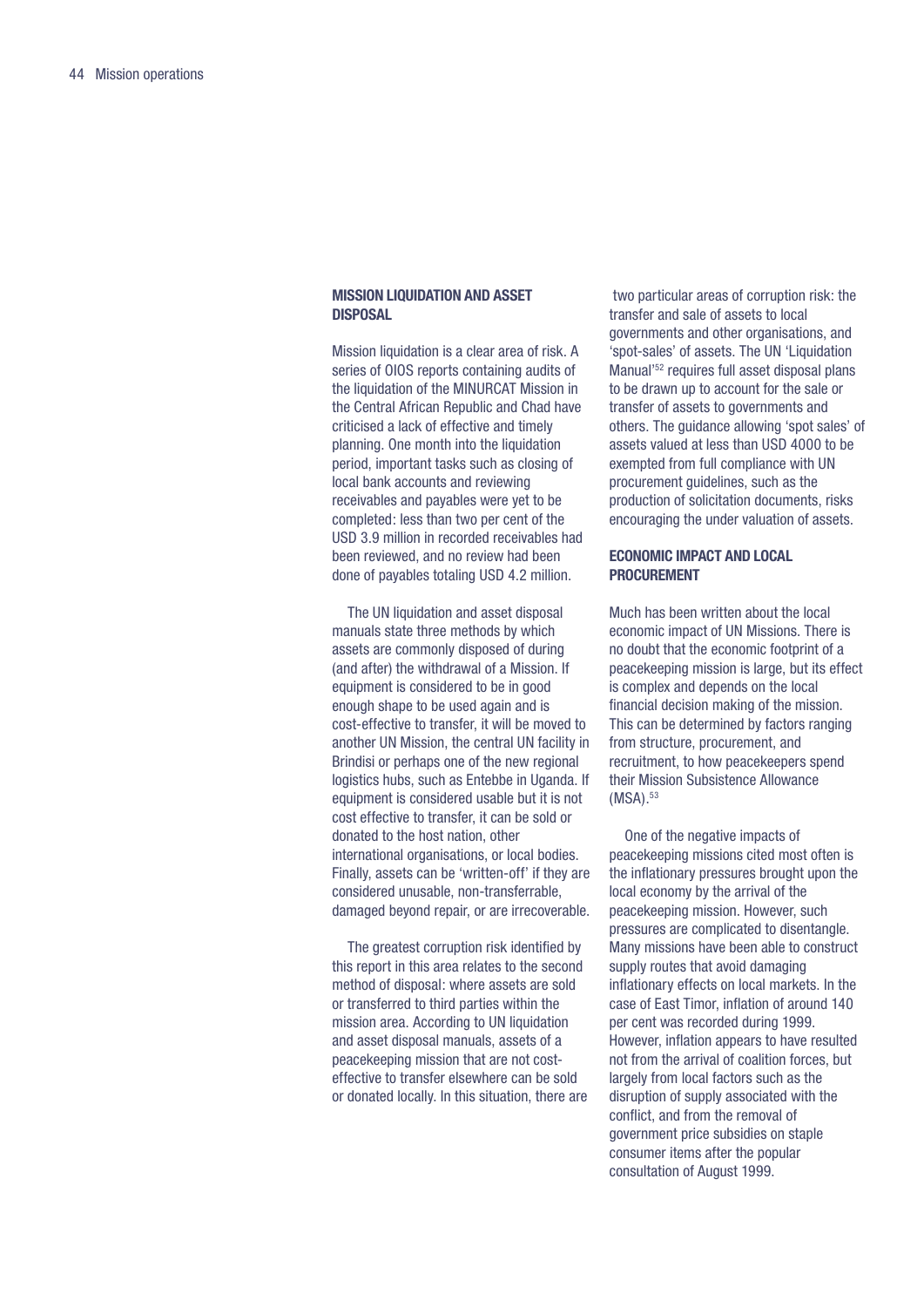## MISSION LIQUIDATION AND ASSET DISPOSAL

Mission liquidation is a clear area of risk. A series of OIOS reports containing audits of the liquidation of the MINURCAT Mission in the Central African Republic and Chad have criticised a lack of effective and timely planning. One month into the liquidation period, important tasks such as closing of local bank accounts and reviewing receivables and payables were yet to be completed: less than two per cent of the USD 3.9 million in recorded receivables had been reviewed, and no review had been done of payables totaling USD 4.2 million.

The UN liquidation and asset disposal manuals state three methods by which assets are commonly disposed of during (and after) the withdrawal of a Mission. If equipment is considered to be in good enough shape to be used again and is cost-effective to transfer, it will be moved to another UN Mission, the central UN facility in Brindisi or perhaps one of the new regional logistics hubs, such as Entebbe in Uganda. If equipment is considered usable but it is not cost effective to transfer, it can be sold or donated to the host nation, other international organisations, or local bodies. Finally, assets can be 'written-off' if they are considered unusable, non-transferrable, damaged beyond repair, or are irrecoverable.

The greatest corruption risk identified by this report in this area relates to the second method of disposal: where assets are sold or transferred to third parties within the mission area. According to UN liquidation and asset disposal manuals, assets of a peacekeeping mission that are not cost-effective to transfer elsewhere can be sold or donated locally. In this situation, there are two particular areas of corruption risk: the transfer and sale of assets to local governments and other organisations, and 'spot-sales' of assets. The UN 'Liquidation Manual'[52] requires full asset disposal plans to be drawn up to account for the sale or transfer of assets to governments and others. The guidance allowing 'spot sales' of assets valued at less than USD 4000 to be exempted from full compliance with UN procurement guidelines, such as the production of solicitation documents, risks encouraging the under valuation of assets.

## ECONOMIC IMPACT AND LOCAL PROCUREMENT

Much has been written about the local economic impact of UN Missions. There is no doubt that the economic footprint of a peacekeeping mission is large, but its effect is complex and depends on the local financial decision making of the mission. This can be determined by factors ranging from structure, procurement, and recruitment, to how peacekeepers spend their Mission Subsistence Allowance (MSA).[53]

One of the negative impacts of peacekeeping missions cited most often is the inflationary pressures brought upon the local economy by the arrival of the peacekeeping mission. However, such pressures are complicated to disentangle. Many missions have been able to construct supply routes that avoid damaging inflationary effects on local markets. In the case of East Timor, inflation of around 140 per cent was recorded during 1999. However, inflation appears to have resulted not from the arrival of coalition forces, but largely from local factors such as the disruption of supply associated with the conflict, and from the removal of government price subsidies on staple consumer items after the popular consultation of August 1999.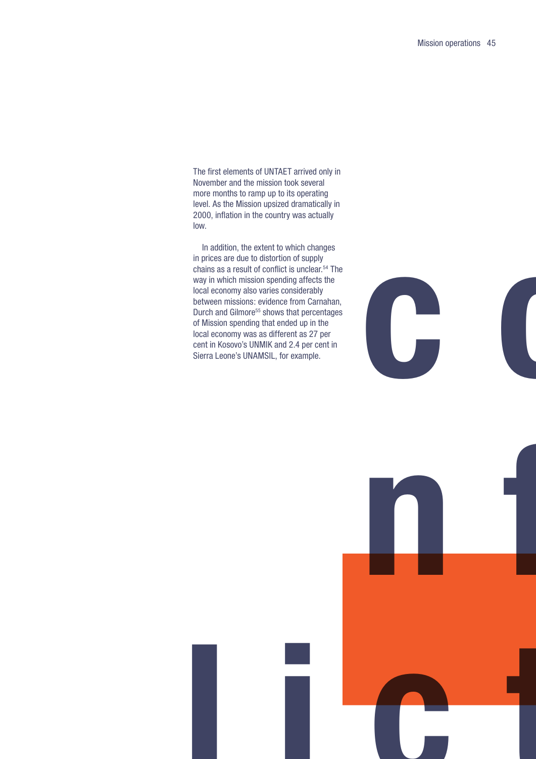The first elements of UNTAET arrived only in November and the mission took several more months to ramp up to its operating level. As the Mission upsized dramatically in 2000, inflation in the country was actually low.

In addition, the extent to which changes in prices are due to distortion of supply chains as a result of conflict is unclear.[54] The way in which mission spending affects the local economy also varies considerably between missions: evidence from Carnahan, Durch and Gilmore[55] shows that percentages of Mission spending that ended up in the local economy was as different as 27 per cent in Kosovo's UNMIK and 2.4 per cent in Sierra Leone's UNAMSIL, for example.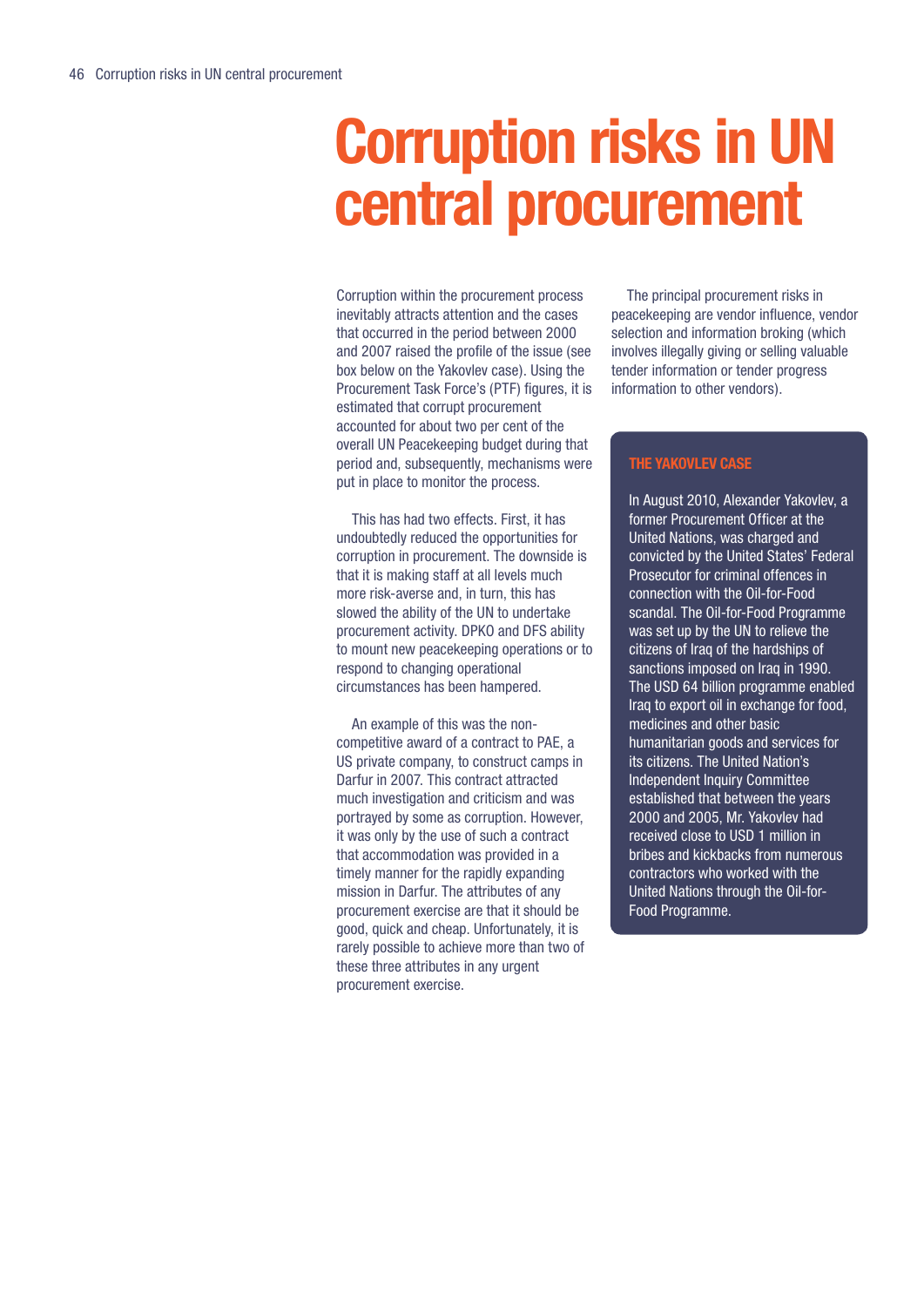# Corruption risks in UN central procurement

Corruption within the procurement process inevitably attracts attention and the cases that occurred in the period between 2000 and 2007 raised the profile of the issue (see box below on the Yakovlev case). Using the Procurement Task Force's (PTF) figures, it is estimated that corrupt procurement accounted for about two per cent of the overall UN Peacekeeping budget during that period and, subsequently, mechanisms were put in place to monitor the process.

This has had two effects. First, it has undoubtedly reduced the opportunities for corruption in procurement. The downside is that it is making staff at all levels much more risk-averse and, in turn, this has slowed the ability of the UN to undertake procurement activity. DPKO and DFS ability to mount new peacekeeping operations or to respond to changing operational circumstances has been hampered.

An example of this was the non-competitive award of a contract to PAE, a US private company, to construct camps in Darfur in 2007. This contract attracted much investigation and criticism and was portrayed by some as corruption. However, it was only by the use of such a contract that accommodation was provided in a timely manner for the rapidly expanding mission in Darfur. The attributes of any procurement exercise are that it should be good, quick and cheap. Unfortunately, it is rarely possible to achieve more than two of these three attributes in any urgent procurement exercise.

The principal procurement risks in peacekeeping are vendor influence, vendor selection and information broking (which involves illegally giving or selling valuable tender information or tender progress information to other vendors).

### THE YAKOVLEV CASE

In August 2010, Alexander Yakovlev, a former Procurement Officer at the United Nations, was charged and convicted by the United States' Federal Prosecutor for criminal offences in connection with the Oil-for-Food scandal. The Oil-for-Food Programme was set up by the UN to relieve the citizens of Iraq of the hardships of sanctions imposed on Iraq in 1990. The USD 64 billion programme enabled Iraq to export oil in exchange for food, medicines and other basic humanitarian goods and services for its citizens. The United Nation's Independent Inquiry Committee established that between the years 2000 and 2005, Mr. Yakovlev had received close to USD 1 million in bribes and kickbacks from numerous contractors who worked with the United Nations through the Oil-for-Food Programme.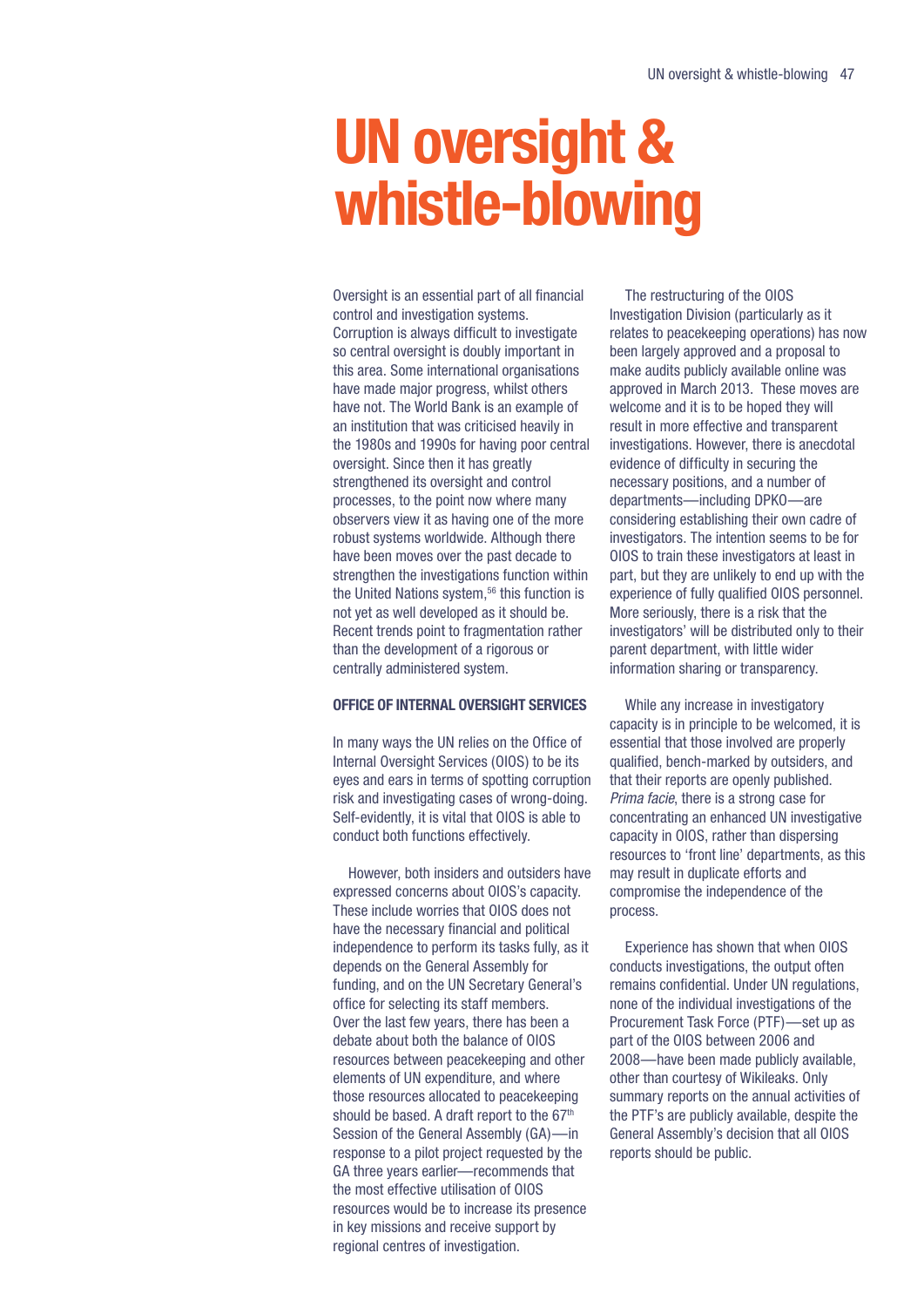# UN oversight & whistle-blowing

Oversight is an essential part of all financial control and investigation systems. Corruption is always difficult to investigate so central oversight is doubly important in this area. Some international organisations have made major progress, whilst others have not. The World Bank is an example of an institution that was criticised heavily in the 1980s and 1990s for having poor central oversight. Since then it has greatly strengthened its oversight and control processes, to the point now where many observers view it as having one of the more robust systems worldwide. Although there have been moves over the past decade to strengthen the investigations function within the United Nations system,[56] this function is not yet as well developed as it should be. Recent trends point to fragmentation rather than the development of a rigorous or centrally administered system.

## OFFICE OF INTERNAL OVERSIGHT SERVICES

In many ways the UN relies on the Office of Internal Oversight Services (OIOS) to be its eyes and ears in terms of spotting corruption risk and investigating cases of wrong-doing. Self-evidently, it is vital that OIOS is able to conduct both functions effectively.

However, both insiders and outsiders have expressed concerns about OIOS's capacity. These include worries that OIOS does not have the necessary financial and political independence to perform its tasks fully, as it depends on the General Assembly for funding, and on the UN Secretary General's office for selecting its staff members. Over the last few years, there has been a debate about both the balance of OIOS resources between peacekeeping and other elements of UN expenditure, and where those resources allocated to peacekeeping should be based. A draft report to the 67th Session of the General Assembly (GA)—in response to a pilot project requested by the GA three years earlier—recommends that the most effective utilisation of OIOS resources would be to increase its presence in key missions and receive support by regional centres of investigation.

The restructuring of the OIOS Investigation Division (particularly as it relates to peacekeeping operations) has now been largely approved and a proposal to make audits publicly available online was approved in March 2013. These moves are welcome and it is to be hoped they will result in more effective and transparent investigations. However, there is anecdotal evidence of difficulty in securing the necessary positions, and a number of departments—including DPKO—are considering establishing their own cadre of investigators. The intention seems to be for OIOS to train these investigators at least in part, but they are unlikely to end up with the experience of fully qualified OIOS personnel. More seriously, there is a risk that the investigators' will be distributed only to their parent department, with little wider information sharing or transparency.

While any increase in investigatory capacity is in principle to be welcomed, it is essential that those involved are properly qualified, bench-marked by outsiders, and that their reports are openly published. *Prima facie*, there is a strong case for concentrating an enhanced UN investigative capacity in OIOS, rather than dispersing resources to 'front line' departments, as this may result in duplicate efforts and compromise the independence of the process.

Experience has shown that when OIOS conducts investigations, the output often remains confidential. Under UN regulations, none of the individual investigations of the Procurement Task Force (PTF)—set up as part of the OIOS between 2006 and 2008—have been made publicly available, other than courtesy of Wikileaks. Only summary reports on the annual activities of the PTF's are publicly available, despite the General Assembly's decision that all OIOS reports should be public.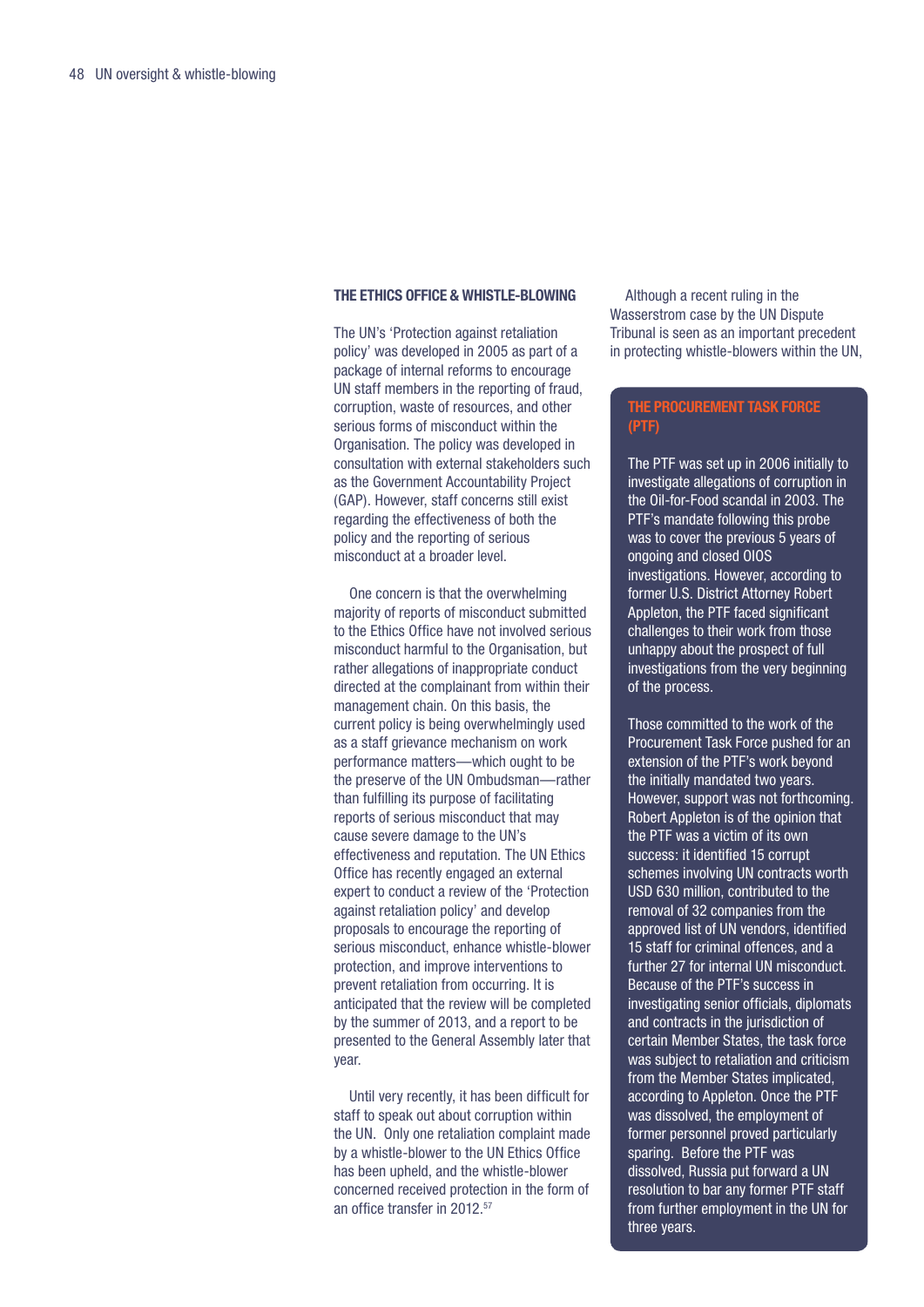## THE ETHICS OFFICE & WHISTLE-BLOWING

The UN's 'Protection against retaliation policy' was developed in 2005 as part of a package of internal reforms to encourage UN staff members in the reporting of fraud, corruption, waste of resources, and other serious forms of misconduct within the Organisation. The policy was developed in consultation with external stakeholders such as the Government Accountability Project (GAP). However, staff concerns still exist regarding the effectiveness of both the policy and the reporting of serious misconduct at a broader level.

One concern is that the overwhelming majority of reports of misconduct submitted to the Ethics Office have not involved serious misconduct harmful to the Organisation, but rather allegations of inappropriate conduct directed at the complainant from within their management chain. On this basis, the current policy is being overwhelmingly used as a staff grievance mechanism on work performance matters—which ought to be the preserve of the UN Ombudsman—rather than fulfilling its purpose of facilitating reports of serious misconduct that may cause severe damage to the UN's effectiveness and reputation. The UN Ethics Office has recently engaged an external expert to conduct a review of the 'Protection against retaliation policy' and develop proposals to encourage the reporting of serious misconduct, enhance whistle-blower protection, and improve interventions to prevent retaliation from occurring. It is anticipated that the review will be completed by the summer of 2013, and a report to be presented to the General Assembly later that year.

Until very recently, it has been difficult for staff to speak out about corruption within the UN. Only one retaliation complaint made by a whistle-blower to the UN Ethics Office has been upheld, and the whistle-blower concerned received protection in the form of an office transfer in 2012.[57]

Although a recent ruling in the Wasserstrom case by the UN Dispute Tribunal is seen as an important precedent in protecting whistle-blowers within the UN,

### THE PROCUREMENT TASK FORCE (PTF)

The PTF was set up in 2006 initially to investigate allegations of corruption in the Oil-for-Food scandal in 2003. The PTF's mandate following this probe was to cover the previous 5 years of ongoing and closed OIOS investigations. However, according to former U.S. District Attorney Robert Appleton, the PTF faced significant challenges to their work from those unhappy about the prospect of full investigations from the very beginning of the process.

Those committed to the work of the Procurement Task Force pushed for an extension of the PTF's work beyond the initially mandated two years. However, support was not forthcoming. Robert Appleton is of the opinion that the PTF was a victim of its own success: it identified 15 corrupt schemes involving UN contracts worth USD 630 million, contributed to the removal of 32 companies from the approved list of UN vendors, identified 15 staff for criminal offences, and a further 27 for internal UN misconduct. Because of the PTF's success in investigating senior officials, diplomats and contracts in the jurisdiction of certain Member States, the task force was subject to retaliation and criticism from the Member States implicated, according to Appleton. Once the PTF was dissolved, the employment of former personnel proved particularly sparing. Before the PTF was dissolved, Russia put forward a UN resolution to bar any former PTF staff from further employment in the UN for three years.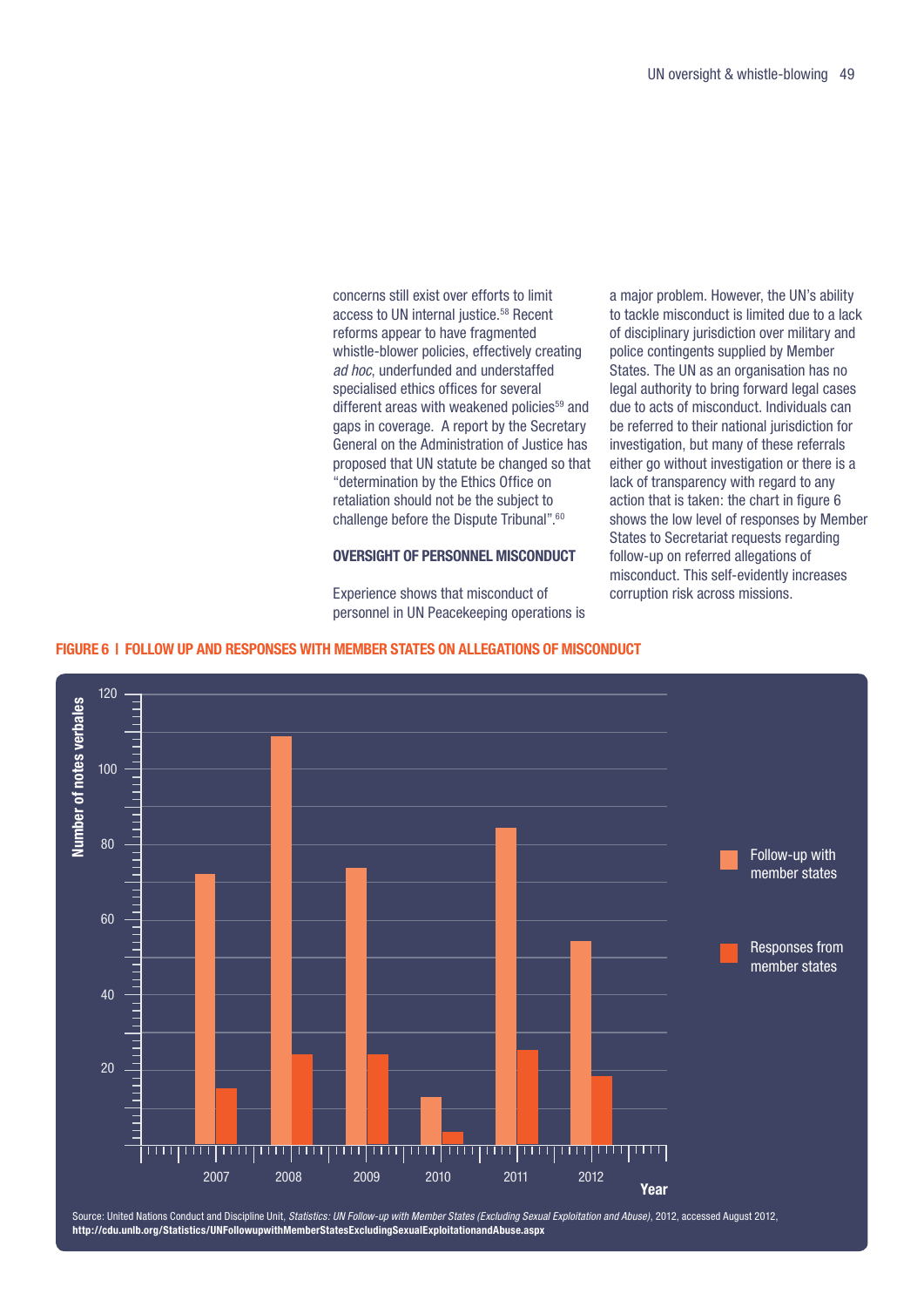concerns still exist over efforts to limit access to UN internal justice.[58] Recent reforms appear to have fragmented whistle-blower policies, effectively creating *ad hoc*, underfunded and understaffed specialised ethics offices for several different areas with weakened policies[59] and gaps in coverage. A report by the Secretary General on the Administration of Justice has proposed that UN statute be changed so that "determination by the Ethics Office on retaliation should not be the subject to challenge before the Dispute Tribunal".[60]

### OVERSIGHT OF PERSONNEL MISCONDUCT

Experience shows that misconduct of personnel in UN Peacekeeping operations is a major problem. However, the UN's ability to tackle misconduct is limited due to a lack of disciplinary jurisdiction over military and police contingents supplied by Member States. The UN as an organisation has no legal authority to bring forward legal cases due to acts of misconduct. Individuals can be referred to their national jurisdiction for investigation, but many of these referrals either go without investigation or there is a lack of transparency with regard to any action that is taken: the chart in figure 6 shows the low level of responses by Member States to Secretariat requests regarding follow-up on referred allegations of misconduct. This self-evidently increases corruption risk across missions.

**FIGURE 6 | FOLLOW UP AND RESPONSES WITH MEMBER STATES ON ALLEGATIONS OF MISCONDUCT**

Source: United Nations Conduct and Discipline Unit, *Statistics: UN Follow-up with Member States (Excluding Sexual Exploitation and Abuse)*, 2012, accessed August 2012, **http://cdu.unlb.org/Statistics/UNFollowupwithMemberStatesExcludingSexualExploitationandAbuse.aspx**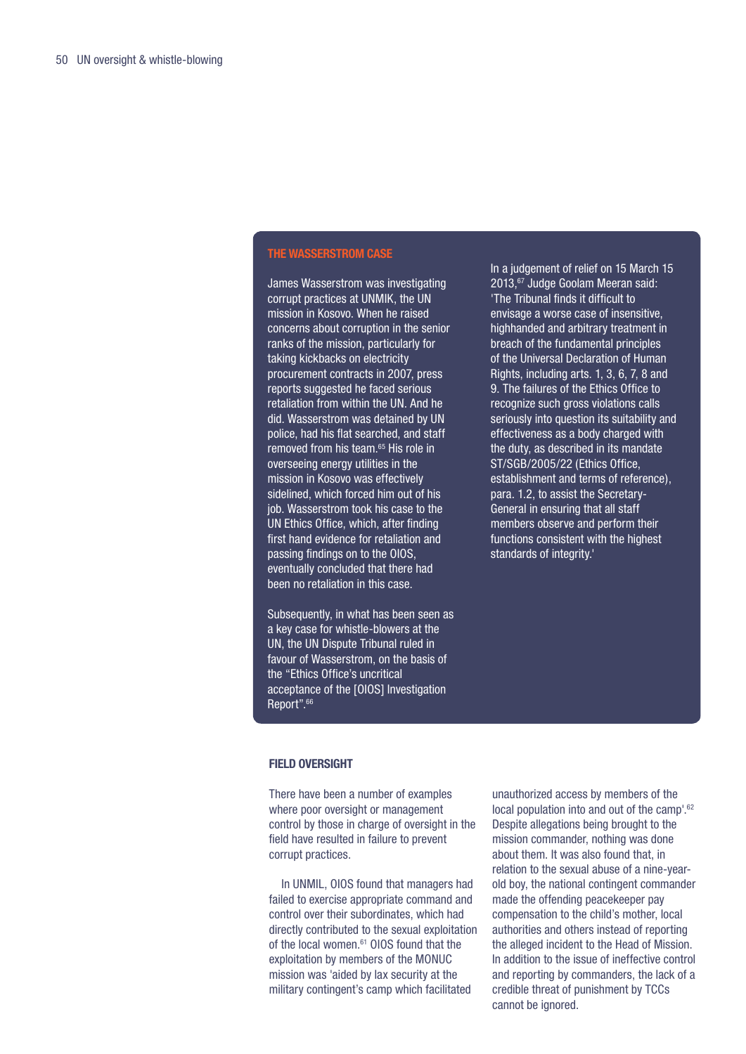## THE WASSERSTROM CASE

James Wasserstrom was investigating corrupt practices at UNMIK, the UN mission in Kosovo. When he raised concerns about corruption in the senior ranks of the mission, particularly for taking kickbacks on electricity procurement contracts in 2007, press reports suggested he faced serious retaliation from within the UN. And he did. Wasserstrom was detained by UN police, had his flat searched, and staff removed from his team.[65] His role in overseeing energy utilities in the mission in Kosovo was effectively sidelined, which forced him out of his job. Wasserstrom took his case to the UN Ethics Office, which, after finding first hand evidence for retaliation and passing findings on to the OIOS, eventually concluded that there had been no retaliation in this case.

Subsequently, in what has been seen as a key case for whistle-blowers at the UN, the UN Dispute Tribunal ruled in favour of Wasserstrom, on the basis of the "Ethics Office's uncritical acceptance of the [OIOS] Investigation Report".[66]

In a judgement of relief on 15 March 15 2013,[67] Judge Goolam Meeran said: 'The Tribunal finds it difficult to envisage a worse case of insensitive, highhanded and arbitrary treatment in breach of the fundamental principles of the Universal Declaration of Human Rights, including arts. 1, 3, 6, 7, 8 and 9. The failures of the Ethics Office to recognize such gross violations calls seriously into question its suitability and effectiveness as a body charged with the duty, as described in its mandate ST/SGB/2005/22 (Ethics Office, establishment and terms of reference), para. 1.2, to assist the Secretary-General in ensuring that all staff members observe and perform their functions consistent with the highest standards of integrity.'

### FIELD OVERSIGHT

There have been a number of examples where poor oversight or management control by those in charge of oversight in the field have resulted in failure to prevent corrupt practices.

In UNMIL, OIOS found that managers had failed to exercise appropriate command and control over their subordinates, which had directly contributed to the sexual exploitation of the local women.[61] OIOS found that the exploitation by members of the MONUC mission was 'aided by lax security at the military contingent's camp which facilitated unauthorized access by members of the local population into and out of the camp'.[62] Despite allegations being brought to the mission commander, nothing was done about them. It was also found that, in relation to the sexual abuse of a nine-year-old boy, the national contingent commander made the offending peacekeeper pay compensation to the child's mother, local authorities and others instead of reporting the alleged incident to the Head of Mission. In addition to the issue of ineffective control and reporting by commanders, the lack of a credible threat of punishment by TCCs cannot be ignored.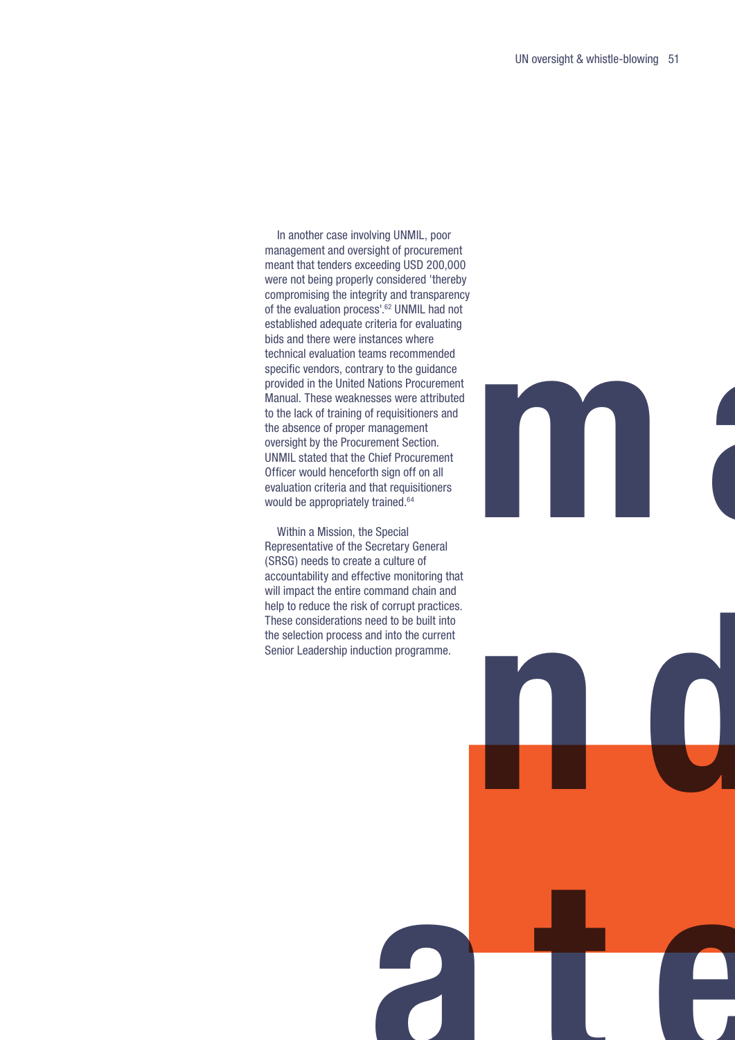In another case involving UNMIL, poor management and oversight of procurement meant that tenders exceeding USD 200,000 were not being properly considered 'thereby compromising the integrity and transparency of the evaluation process'.[62] UNMIL had not established adequate criteria for evaluating bids and there were instances where technical evaluation teams recommended specific vendors, contrary to the guidance provided in the United Nations Procurement Manual. These weaknesses were attributed to the lack of training of requisitioners and the absence of proper management oversight by the Procurement Section. UNMIL stated that the Chief Procurement Officer would henceforth sign off on all evaluation criteria and that requisitioners would be appropriately trained.[64]

Within a Mission, the Special Representative of the Secretary General (SRSG) needs to create a culture of accountability and effective monitoring that will impact the entire command chain and help to reduce the risk of corrupt practices. These considerations need to be built into the selection process and into the current Senior Leadership induction programme.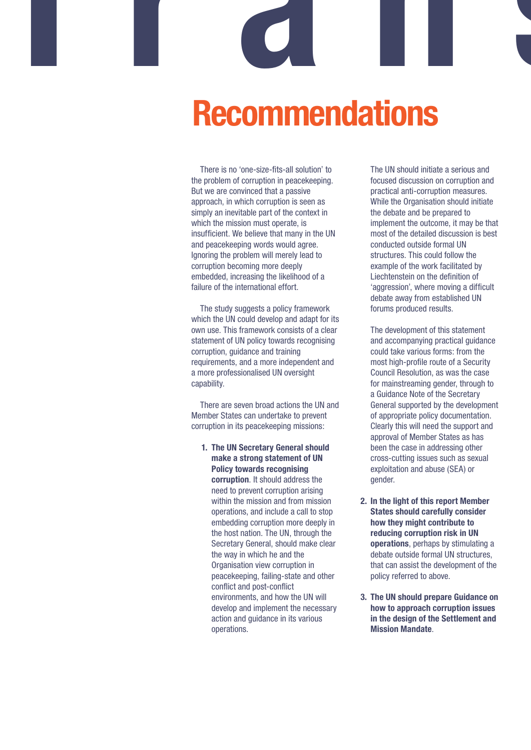# Recommendations

There is no 'one-size-fits-all solution' to the problem of corruption in peacekeeping. But we are convinced that a passive approach, in which corruption is seen as simply an inevitable part of the context in which the mission must operate, is insufficient. We believe that many in the UN and peacekeeping words would agree. Ignoring the problem will merely lead to corruption becoming more deeply embedded, increasing the likelihood of a failure of the international effort.

The study suggests a policy framework which the UN could develop and adapt for its own use. This framework consists of a clear statement of UN policy towards recognising corruption, guidance and training requirements, and a more independent and a more professionalised UN oversight capability.

There are seven broad actions the UN and Member States can undertake to prevent corruption in its peacekeeping missions:

1. **The UN Secretary General should make a strong statement of UN Policy towards recognising corruption**. It should address the need to prevent corruption arising within the mission and from mission operations, and include a call to stop embedding corruption more deeply in the host nation. The UN, through the Secretary General, should make clear the way in which he and the Organisation view corruption in peacekeeping, failing-state and other conflict and post-conflict environments, and how the UN will develop and implement the necessary action and guidance in its various operations.

   The UN should initiate a serious and focused discussion on corruption and practical anti-corruption measures. While the Organisation should initiate the debate and be prepared to implement the outcome, it may be that most of the detailed discussion is best conducted outside formal UN structures. This could follow the example of the work facilitated by Liechtenstein on the definition of 'aggression', where moving a difficult debate away from established UN forums produced results.

   The development of this statement and accompanying practical guidance could take various forms: from the most high-profile route of a Security Council Resolution, as was the case for mainstreaming gender, through to a Guidance Note of the Secretary General supported by the development of appropriate policy documentation. Clearly this will need the support and approval of Member States as has been the case in addressing other cross-cutting issues such as sexual exploitation and abuse (SEA) or gender.

2. **In the light of this report Member States should carefully consider how they might contribute to reducing corruption risk in UN operations**, perhaps by stimulating a debate outside formal UN structures, that can assist the development of the policy referred to above.

3. **The UN should prepare Guidance on how to approach corruption issues in the design of the Settlement and Mission Mandate**.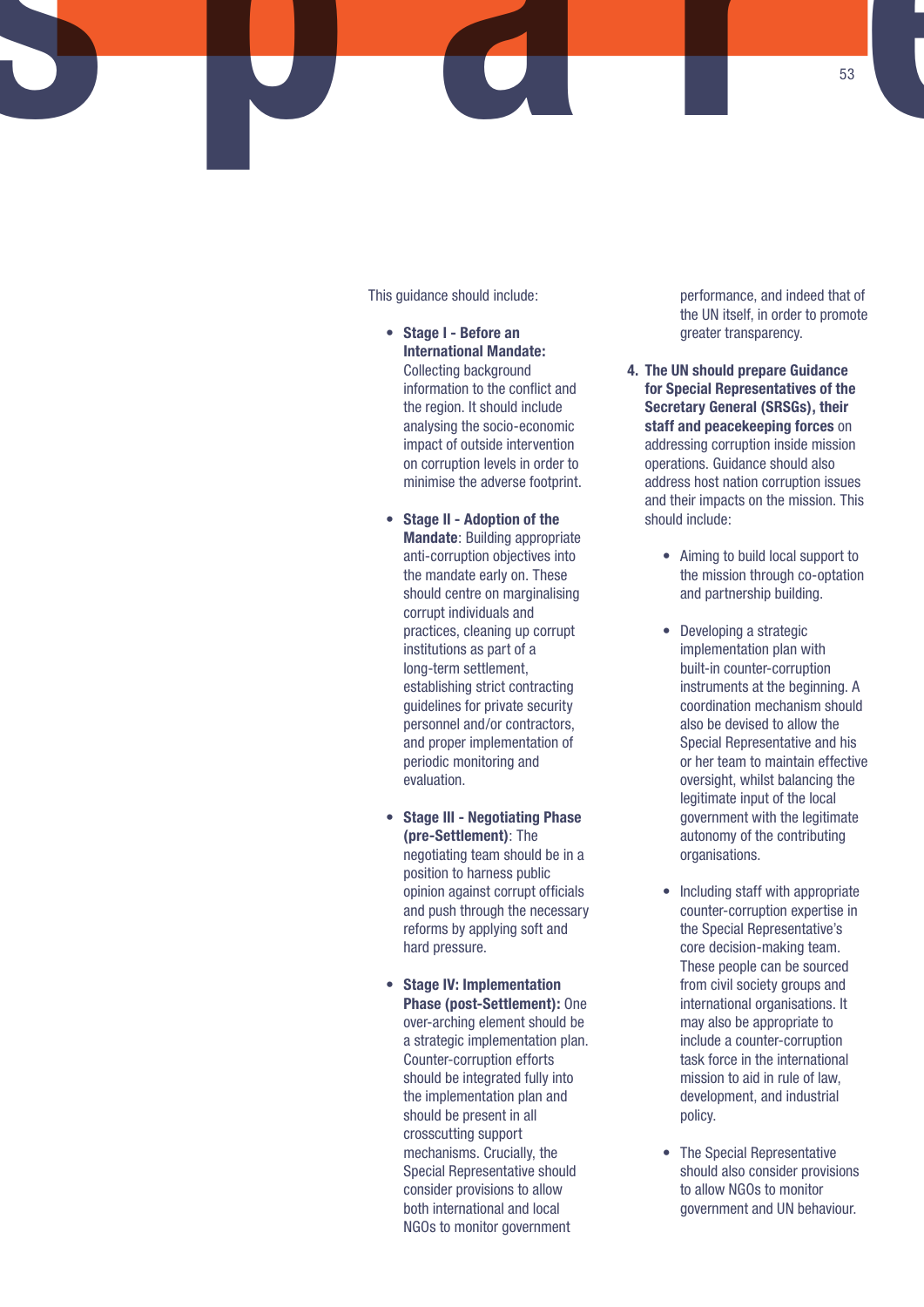This guidance should include:

- **Stage I - Before an International Mandate:** Collecting background information to the conflict and the region. It should include analysing the socio-economic impact of outside intervention on corruption levels in order to minimise the adverse footprint.

- **Stage II - Adoption of the Mandate**: Building appropriate anti-corruption objectives into the mandate early on. These should centre on marginalising corrupt individuals and practices, cleaning up corrupt institutions as part of a long-term settlement, establishing strict contracting guidelines for private security personnel and/or contractors, and proper implementation of periodic monitoring and evaluation.

- **Stage III - Negotiating Phase (pre-Settlement)**: The negotiating team should be in a position to harness public opinion against corrupt officials and push through the necessary reforms by applying soft and hard pressure.

- **Stage IV: Implementation Phase (post-Settlement):** One over-arching element should be a strategic implementation plan. Counter-corruption efforts should be integrated fully into the implementation plan and should be present in all crosscutting support mechanisms. Crucially, the Special Representative should consider provisions to allow both international and local NGOs to monitor government performance, and indeed that of the UN itself, in order to promote greater transparency.

4. **The UN should prepare Guidance for Special Representatives of the Secretary General (SRSGs), their staff and peacekeeping forces** on addressing corruption inside mission operations. Guidance should also address host nation corruption issues and their impacts on the mission. This should include:

   - Aiming to build local support to the mission through co-optation and partnership building.

   - Developing a strategic implementation plan with built-in counter-corruption instruments at the beginning. A coordination mechanism should also be devised to allow the Special Representative and his or her team to maintain effective oversight, whilst balancing the legitimate input of the local government with the legitimate autonomy of the contributing organisations.

   - Including staff with appropriate counter-corruption expertise in the Special Representative's core decision-making team. These people can be sourced from civil society groups and international organisations. It may also be appropriate to include a counter-corruption task force in the international mission to aid in rule of law, development, and industrial policy.

   - The Special Representative should also consider provisions to allow NGOs to monitor government and UN behaviour.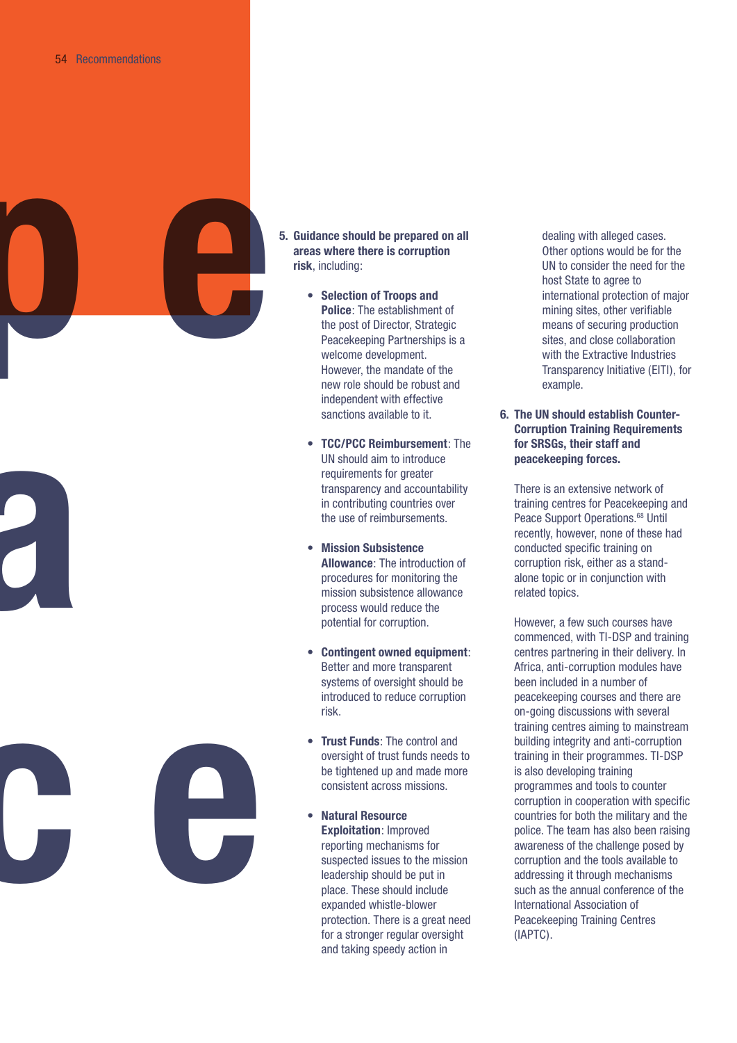5. **Guidance should be prepared on all areas where there is corruption risk**, including:

    - **Selection of Troops and Police**: The establishment of the post of Director, Strategic Peacekeeping Partnerships is a welcome development. However, the mandate of the new role should be robust and independent with effective sanctions available to it.

    - **TCC/PCC Reimbursement**: The UN should aim to introduce requirements for greater transparency and accountability in contributing countries over the use of reimbursements.

    - **Mission Subsistence Allowance**: The introduction of procedures for monitoring the mission subsistence allowance process would reduce the potential for corruption.

    - **Contingent owned equipment**: Better and more transparent systems of oversight should be introduced to reduce corruption risk.

    - **Trust Funds**: The control and oversight of trust funds needs to be tightened up and made more consistent across missions.

    - **Natural Resource Exploitation**: Improved reporting mechanisms for suspected issues to the mission leadership should be put in place. These should include expanded whistle-blower protection. There is a great need for a stronger regular oversight and taking speedy action in dealing with alleged cases. Other options would be for the UN to consider the need for the host State to agree to international protection of major mining sites, other verifiable means of securing production sites, and close collaboration with the Extractive Industries Transparency Initiative (EITI), for example.

6. **The UN should establish Counter-Corruption Training Requirements for SRSGs, their staff and peacekeeping forces.**

    There is an extensive network of training centres for Peacekeeping and Peace Support Operations.[68] Until recently, however, none of these had conducted specific training on corruption risk, either as a stand-alone topic or in conjunction with related topics.

    However, a few such courses have commenced, with TI-DSP and training centres partnering in their delivery. In Africa, anti-corruption modules have been included in a number of peacekeeping courses and there are on-going discussions with several training centres aiming to mainstream building integrity and anti-corruption training in their programmes. TI-DSP is also developing training programmes and tools to counter corruption in cooperation with specific countries for both the military and the police. The team has also been raising awareness of the challenge posed by corruption and the tools available to addressing it through mechanisms such as the annual conference of the International Association of Peacekeeping Training Centres (IAPTC).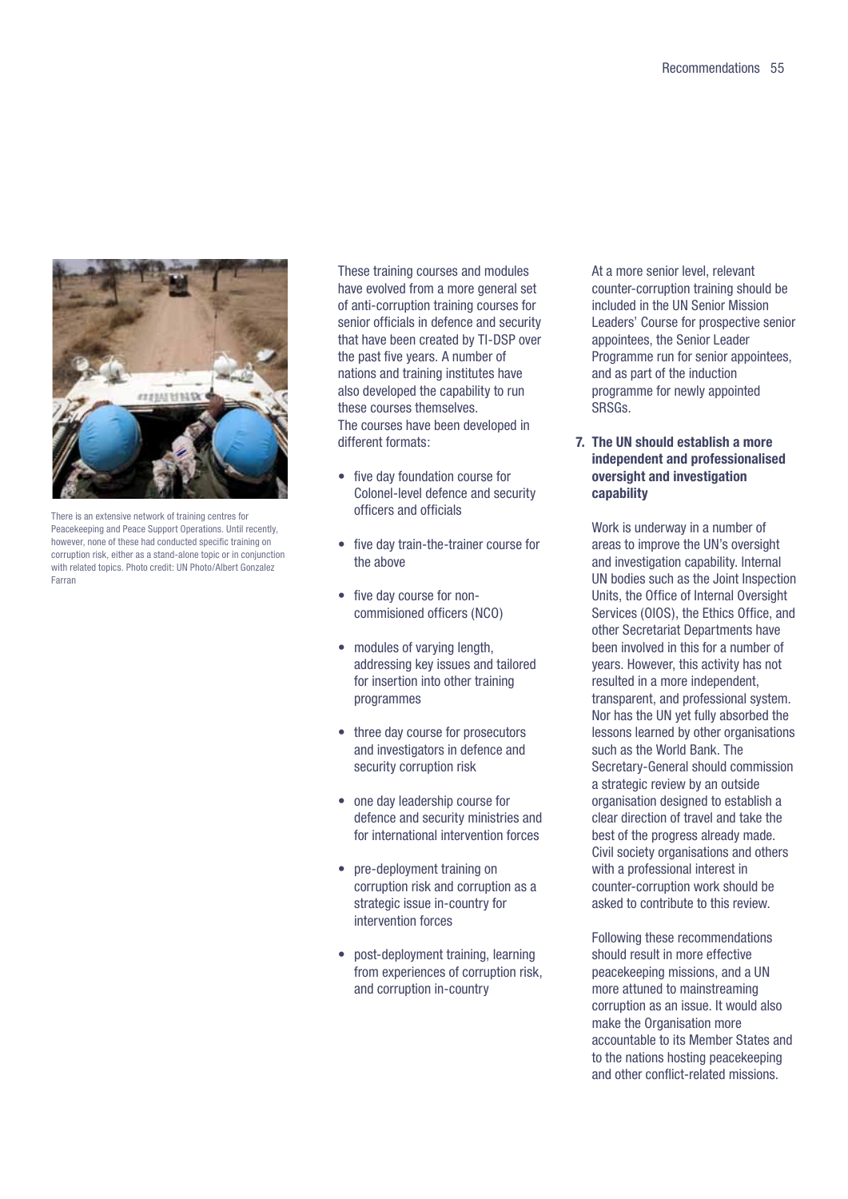There is an extensive network of training centres for Peacekeeping and Peace Support Operations. Until recently, however, none of these had conducted specific training on corruption risk, either as a stand-alone topic or in conjunction with related topics. Photo credit: UN Photo/Albert Gonzalez Farran

These training courses and modules have evolved from a more general set of anti-corruption training courses for senior officials in defence and security that have been created by TI-DSP over the past five years. A number of nations and training institutes have also developed the capability to run these courses themselves. The courses have been developed in different formats:

- five day foundation course for Colonel-level defence and security officers and officials
- five day train-the-trainer course for the above
- five day course for non-commisioned officers (NCO)
- modules of varying length, addressing key issues and tailored for insertion into other training programmes
- three day course for prosecutors and investigators in defence and security corruption risk
- one day leadership course for defence and security ministries and for international intervention forces
- pre-deployment training on corruption risk and corruption as a strategic issue in-country for intervention forces
- post-deployment training, learning from experiences of corruption risk, and corruption in-country

At a more senior level, relevant counter-corruption training should be included in the UN Senior Mission Leaders' Course for prospective senior appointees, the Senior Leader Programme run for senior appointees, and as part of the induction programme for newly appointed SRSGs.

**7. The UN should establish a more independent and professionalised oversight and investigation capability**

Work is underway in a number of areas to improve the UN's oversight and investigation capability. Internal UN bodies such as the Joint Inspection Units, the Office of Internal Oversight Services (OIOS), the Ethics Office, and other Secretariat Departments have been involved in this for a number of years. However, this activity has not resulted in a more independent, transparent, and professional system. Nor has the UN yet fully absorbed the lessons learned by other organisations such as the World Bank. The Secretary-General should commission a strategic review by an outside organisation designed to establish a clear direction of travel and take the best of the progress already made. Civil society organisations and others with a professional interest in counter-corruption work should be asked to contribute to this review.

Following these recommendations should result in more effective peacekeeping missions, and a UN more attuned to mainstreaming corruption as an issue. It would also make the Organisation more accountable to its Member States and to the nations hosting peacekeeping and other conflict-related missions.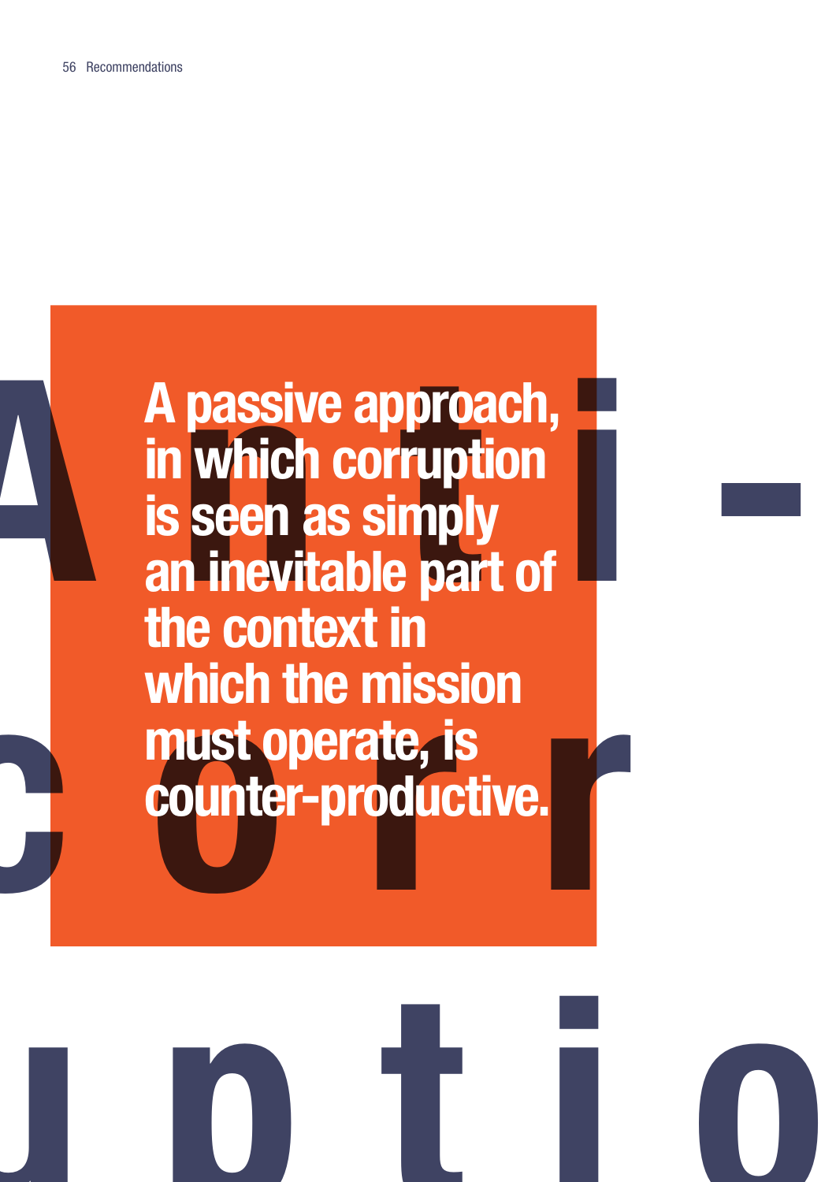**A passive approach, in which corruption is seen as simply an inevitable part of the context in which the mission must operate, is counter-productive.**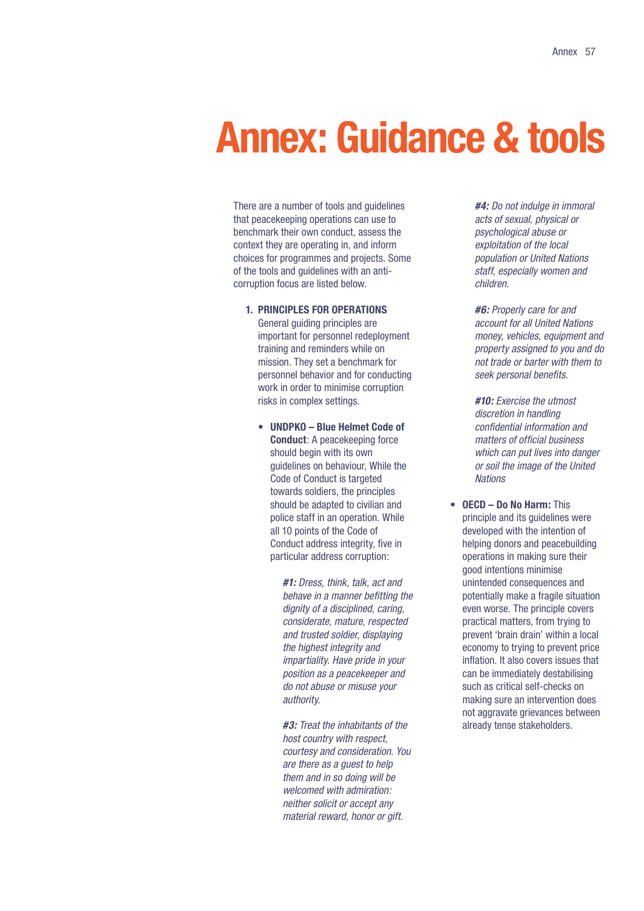# Annex: Guidance & tools

There are a number of tools and guidelines that peacekeeping operations can use to benchmark their own conduct, assess the context they are operating in, and inform choices for programmes and projects. Some of the tools and guidelines with an anti-corruption focus are listed below.

1. **PRINCIPLES FOR OPERATIONS**
   General guiding principles are important for personnel redeployment training and reminders while on mission. They set a benchmark for personnel behavior and for conducting work in order to minimise corruption risks in complex settings.

   - **UNDPKO – Blue Helmet Code of Conduct**: A peacekeeping force should begin with its own guidelines on behaviour, While the Code of Conduct is targeted towards soldiers, the principles should be adapted to civilian and police staff in an operation. While all 10 points of the Code of Conduct address integrity, five in particular address corruption:

     ***#1:** Dress, think, talk, act and behave in a manner befitting the dignity of a disciplined, caring, considerate, mature, respected and trusted soldier, displaying the highest integrity and impartiality. Have pride in your position as a peacekeeper and do not abuse or misuse your authority.*

     ***#3:** Treat the inhabitants of the host country with respect, courtesy and consideration. You are there as a guest to help them and in so doing will be welcomed with admiration: neither solicit or accept any material reward, honor or gift.*

     ***#4:** Do not indulge in immoral acts of sexual, physical or psychological abuse or exploitation of the local population or United Nations staff, especially women and children.*

     ***#6:** Properly care for and account for all United Nations money, vehicles, equipment and property assigned to you and do not trade or barter with them to seek personal benefits.*

     ***#10:** Exercise the utmost discretion in handling confidential information and matters of official business which can put lives into danger or soil the image of the United Nations*

- **OECD – Do No Harm:** This principle and its guidelines were developed with the intention of helping donors and peacebuilding operations in making sure their good intentions minimise unintended consequences and potentially make a fragile situation even worse. The principle covers practical matters, from trying to prevent 'brain drain' within a local economy to trying to prevent price inflation. It also covers issues that can be immediately destabilising such as critical self-checks on making sure an intervention does not aggravate grievances between already tense stakeholders.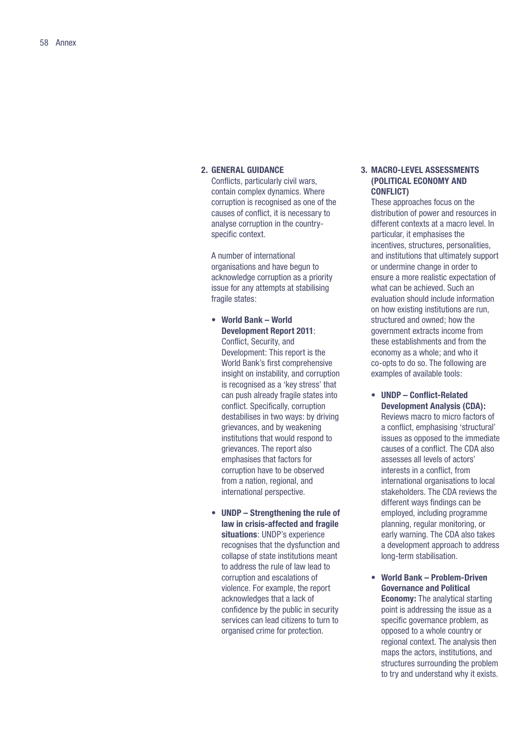## 2. GENERAL GUIDANCE

Conflicts, particularly civil wars, contain complex dynamics. Where corruption is recognised as one of the causes of conflict, it is necessary to analyse corruption in the country-specific context.

A number of international organisations and have begun to acknowledge corruption as a priority issue for any attempts at stabilising fragile states:

- **World Bank – World Development Report 2011**: Conflict, Security, and Development: This report is the World Bank's first comprehensive insight on instability, and corruption is recognised as a 'key stress' that can push already fragile states into conflict. Specifically, corruption destabilises in two ways: by driving grievances, and by weakening institutions that would respond to grievances. The report also emphasises that factors for corruption have to be observed from a nation, regional, and international perspective.

- **UNDP – Strengthening the rule of law in crisis-affected and fragile situations**: UNDP's experience recognises that the dysfunction and collapse of state institutions meant to address the rule of law lead to corruption and escalations of violence. For example, the report acknowledges that a lack of confidence by the public in security services can lead citizens to turn to organised crime for protection.

## 3. MACRO-LEVEL ASSESSMENTS (POLITICAL ECONOMY AND CONFLICT)

These approaches focus on the distribution of power and resources in different contexts at a macro level. In particular, it emphasises the incentives, structures, personalities, and institutions that ultimately support or undermine change in order to ensure a more realistic expectation of what can be achieved. Such an evaluation should include information on how existing institutions are run, structured and owned; how the government extracts income from these establishments and from the economy as a whole; and who it co-opts to do so. The following are examples of available tools:

- **UNDP – Conflict-Related Development Analysis (CDA):** Reviews macro to micro factors of a conflict, emphasising 'structural' issues as opposed to the immediate causes of a conflict. The CDA also assesses all levels of actors' interests in a conflict, from international organisations to local stakeholders. The CDA reviews the different ways findings can be employed, including programme planning, regular monitoring, or early warning. The CDA also takes a development approach to address long-term stabilisation.

- **World Bank – Problem-Driven Governance and Political Economy:** The analytical starting point is addressing the issue as a specific governance problem, as opposed to a whole country or regional context. The analysis then maps the actors, institutions, and structures surrounding the problem to try and understand why it exists.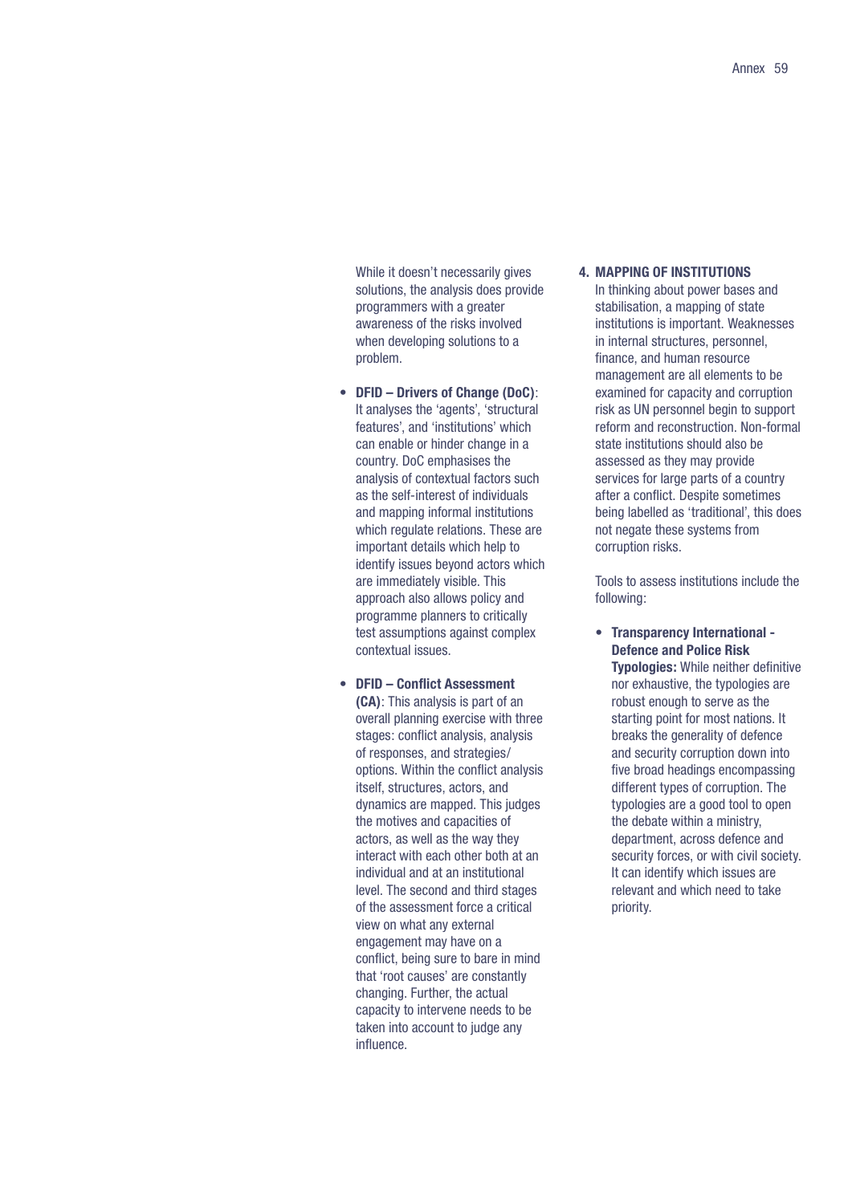While it doesn't necessarily gives solutions, the analysis does provide programmers with a greater awareness of the risks involved when developing solutions to a problem.

- **DFID – Drivers of Change (DoC)**: It analyses the 'agents', 'structural features', and 'institutions' which can enable or hinder change in a country. DoC emphasises the analysis of contextual factors such as the self-interest of individuals and mapping informal institutions which regulate relations. These are important details which help to identify issues beyond actors which are immediately visible. This approach also allows policy and programme planners to critically test assumptions against complex contextual issues.

- **DFID – Conflict Assessment (CA)**: This analysis is part of an overall planning exercise with three stages: conflict analysis, analysis of responses, and strategies/options. Within the conflict analysis itself, structures, actors, and dynamics are mapped. This judges the motives and capacities of actors, as well as the way they interact with each other both at an individual and at an institutional level. The second and third stages of the assessment force a critical view on what any external engagement may have on a conflict, being sure to bare in mind that 'root causes' are constantly changing. Further, the actual capacity to intervene needs to be taken into account to judge any influence.

4. **MAPPING OF INSTITUTIONS**

In thinking about power bases and stabilisation, a mapping of state institutions is important. Weaknesses in internal structures, personnel, finance, and human resource management are all elements to be examined for capacity and corruption risk as UN personnel begin to support reform and reconstruction. Non-formal state institutions should also be assessed as they may provide services for large parts of a country after a conflict. Despite sometimes being labelled as 'traditional', this does not negate these systems from corruption risks.

Tools to assess institutions include the following:

- **Transparency International - Defence and Police Risk Typologies:** While neither definitive nor exhaustive, the typologies are robust enough to serve as the starting point for most nations. It breaks the generality of defence and security corruption down into five broad headings encompassing different types of corruption. The typologies are a good tool to open the debate within a ministry, department, across defence and security forces, or with civil society. It can identify which issues are relevant and which need to take priority.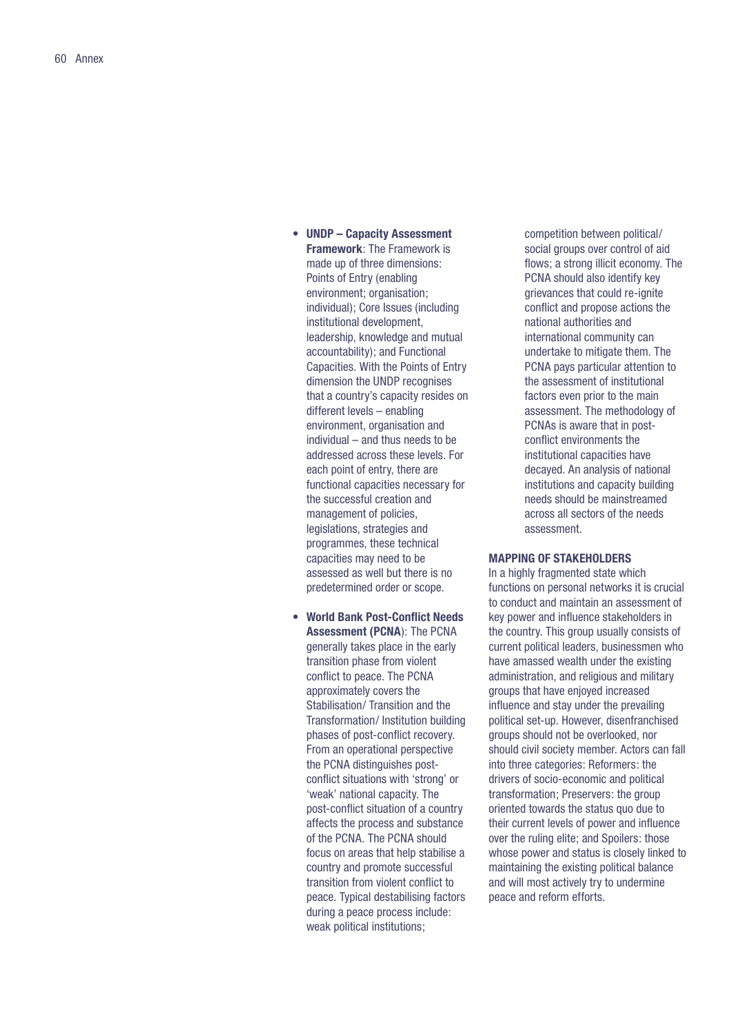- **UNDP – Capacity Assessment Framework**: The Framework is made up of three dimensions: Points of Entry (enabling environment; organisation; individual); Core Issues (including institutional development, leadership, knowledge and mutual accountability); and Functional Capacities. With the Points of Entry dimension the UNDP recognises that a country's capacity resides on different levels – enabling environment, organisation and individual – and thus needs to be addressed across these levels. For each point of entry, there are functional capacities necessary for the successful creation and management of policies, legislations, strategies and programmes, these technical capacities may need to be assessed as well but there is no predetermined order or scope.

- **World Bank Post-Conflict Needs Assessment (PCNA)**: The PCNA generally takes place in the early transition phase from violent conflict to peace. The PCNA approximately covers the Stabilisation/ Transition and the Transformation/ Institution building phases of post-conflict recovery. From an operational perspective the PCNA distinguishes post-conflict situations with 'strong' or 'weak' national capacity. The post-conflict situation of a country affects the process and substance of the PCNA. The PCNA should focus on areas that help stabilise a country and promote successful transition from violent conflict to peace. Typical destabilising factors during a peace process include: weak political institutions; competition between political/ social groups over control of aid flows; a strong illicit economy. The PCNA should also identify key grievances that could re-ignite conflict and propose actions the national authorities and international community can undertake to mitigate them. The PCNA pays particular attention to the assessment of institutional factors even prior to the main assessment. The methodology of PCNAs is aware that in post-conflict environments the institutional capacities have decayed. An analysis of national institutions and capacity building needs should be mainstreamed across all sectors of the needs assessment.

**MAPPING OF STAKEHOLDERS**

In a highly fragmented state which functions on personal networks it is crucial to conduct and maintain an assessment of key power and influence stakeholders in the country. This group usually consists of current political leaders, businessmen who have amassed wealth under the existing administration, and religious and military groups that have enjoyed increased influence and stay under the prevailing political set-up. However, disenfranchised groups should not be overlooked, nor should civil society member. Actors can fall into three categories: Reformers: the drivers of socio-economic and political transformation; Preservers: the group oriented towards the status quo due to their current levels of power and influence over the ruling elite; and Spoilers: those whose power and status is closely linked to maintaining the existing political balance and will most actively try to undermine peace and reform efforts.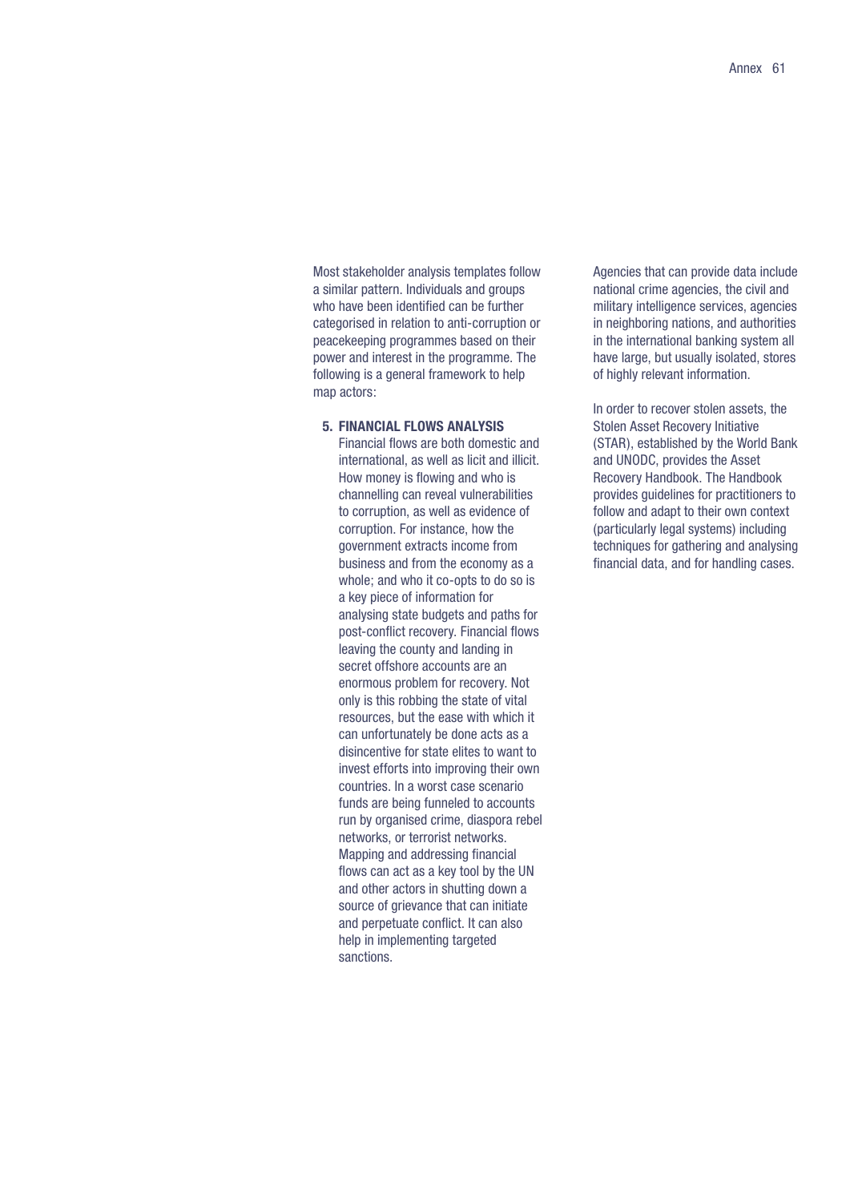Most stakeholder analysis templates follow a similar pattern. Individuals and groups who have been identified can be further categorised in relation to anti-corruption or peacekeeping programmes based on their power and interest in the programme. The following is a general framework to help map actors:

5. **FINANCIAL FLOWS ANALYSIS**
   Financial flows are both domestic and international, as well as licit and illicit. How money is flowing and who is channelling can reveal vulnerabilities to corruption, as well as evidence of corruption. For instance, how the government extracts income from business and from the economy as a whole; and who it co-opts to do so is a key piece of information for analysing state budgets and paths for post-conflict recovery. Financial flows leaving the county and landing in secret offshore accounts are an enormous problem for recovery. Not only is this robbing the state of vital resources, but the ease with which it can unfortunately be done acts as a disincentive for state elites to want to invest efforts into improving their own countries. In a worst case scenario funds are being funneled to accounts run by organised crime, diaspora rebel networks, or terrorist networks. Mapping and addressing financial flows can act as a key tool by the UN and other actors in shutting down a source of grievance that can initiate and perpetuate conflict. It can also help in implementing targeted sanctions.

Agencies that can provide data include national crime agencies, the civil and military intelligence services, agencies in neighboring nations, and authorities in the international banking system all have large, but usually isolated, stores of highly relevant information.

In order to recover stolen assets, the Stolen Asset Recovery Initiative (STAR), established by the World Bank and UNODC, provides the Asset Recovery Handbook. The Handbook provides guidelines for practitioners to follow and adapt to their own context (particularly legal systems) including techniques for gathering and analysing financial data, and for handling cases.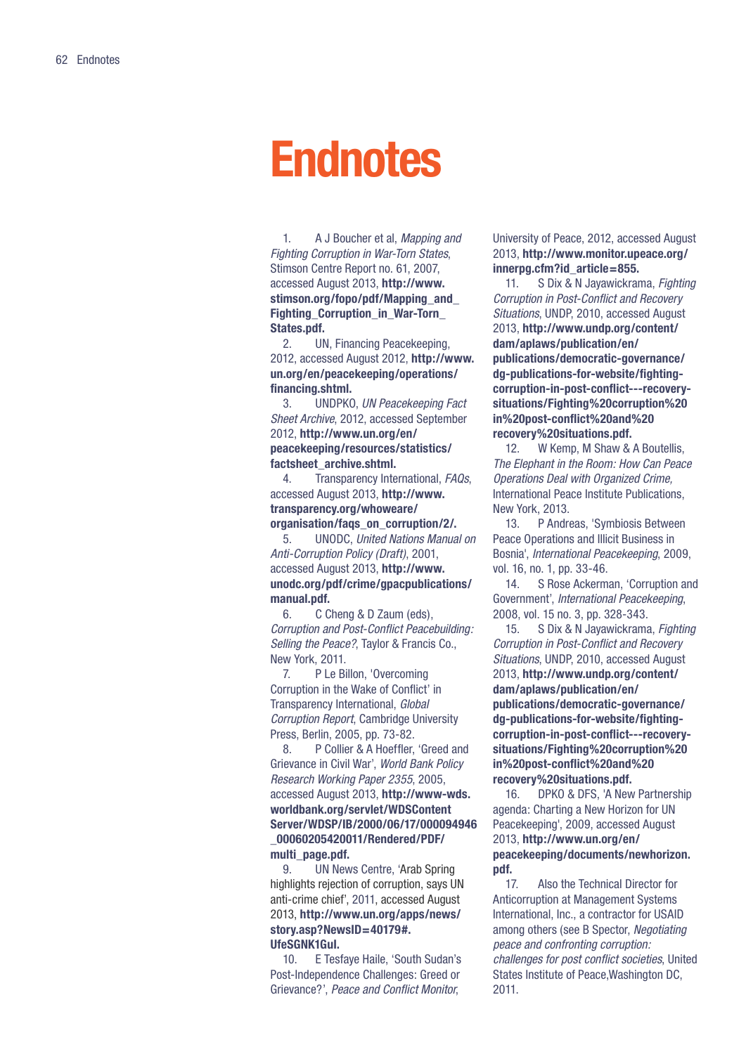# Endnotes

1. A J Boucher et al, *Mapping and Fighting Corruption in War-Torn States*, Stimson Centre Report no. 61, 2007, accessed August 2013, **http://www.stimson.org/fopo/pdf/Mapping_and_Fighting_Corruption_in_War-Torn_States.pdf.**
2. UN, Financing Peacekeeping, 2012, accessed August 2012, **http://www.un.org/en/peacekeeping/operations/financing.shtml.**
3. UNDPKO, *UN Peacekeeping Fact Sheet Archive*, 2012, accessed September 2012, **http://www.un.org/en/peacekeeping/resources/statistics/factsheet_archive.shtml.**
4. Transparency International, *FAQs*, accessed August 2013, **http://www.transparency.org/whoweare/organisation/faqs_on_corruption/2/.**
5. UNODC, *United Nations Manual on Anti-Corruption Policy (Draft)*, 2001, accessed August 2013, **http://www.unodc.org/pdf/crime/gpacpublications/manual.pdf.**
6. C Cheng & D Zaum (eds), *Corruption and Post-Conflict Peacebuilding: Selling the Peace?*, Taylor & Francis Co., New York, 2011.
7. P Le Billon, 'Overcoming Corruption in the Wake of Conflict' in Transparency International, *Global Corruption Report*, Cambridge University Press, Berlin, 2005, pp. 73-82.
8. P Collier & A Hoeffler, 'Greed and Grievance in Civil War', *World Bank Policy Research Working Paper 2355*, 2005, accessed August 2013, **http://www-wds.worldbank.org/servlet/WDSContentServer/WDSP/IB/2000/06/17/000094946_00060205420011/Rendered/PDF/multi_page.pdf.**
9. UN News Centre, 'Arab Spring highlights rejection of corruption, says UN anti-crime chief', 2011, accessed August 2013, **http://www.un.org/apps/news/story.asp?NewsID=40179#.UfeSGNK1GuI.**
10. E Tesfaye Haile, 'South Sudan's Post-Independence Challenges: Greed or Grievance?', *Peace and Conflict Monitor*, University of Peace, 2012, accessed August 2013, **http://www.monitor.upeace.org/innerpg.cfm?id_article=855.**
11. S Dix & N Jayawickrama, *Fighting Corruption in Post-Conflict and Recovery Situations*, UNDP, 2010, accessed August 2013, **http://www.undp.org/content/dam/aplaws/publication/en/publications/democratic-governance/dg-publications-for-website/fighting-corruption-in-post-conflict---recovery-situations/Fighting%20corruption%20in%20post-conflict%20and%20recovery%20situations.pdf.**
12. W Kemp, M Shaw & A Boutellis, *The Elephant in the Room: How Can Peace Operations Deal with Organized Crime,* International Peace Institute Publications, New York, 2013.
13. P Andreas, 'Symbiosis Between Peace Operations and Illicit Business in Bosnia', *International Peacekeeping*, 2009, vol. 16, no. 1, pp. 33-46.
14. S Rose Ackerman, 'Corruption and Government', *International Peacekeeping*, 2008, vol. 15 no. 3, pp. 328-343.
15. S Dix & N Jayawickrama, *Fighting Corruption in Post-Conflict and Recovery Situations*, UNDP, 2010, accessed August 2013, **http://www.undp.org/content/dam/aplaws/publication/en/publications/democratic-governance/dg-publications-for-website/fighting-corruption-in-post-conflict---recovery-situations/Fighting%20corruption%20in%20post-conflict%20and%20recovery%20situations.pdf.**
16. DPKO & DFS, 'A New Partnership agenda: Charting a New Horizon for UN Peacekeeping', 2009, accessed August 2013, **http://www.un.org/en/peacekeeping/documents/newhorizon.pdf.**
17. Also the Technical Director for Anticorruption at Management Systems International, Inc., a contractor for USAID among others (see B Spector, *Negotiating peace and confronting corruption: challenges for post conflict societies*, United States Institute of Peace,Washington DC, 2011.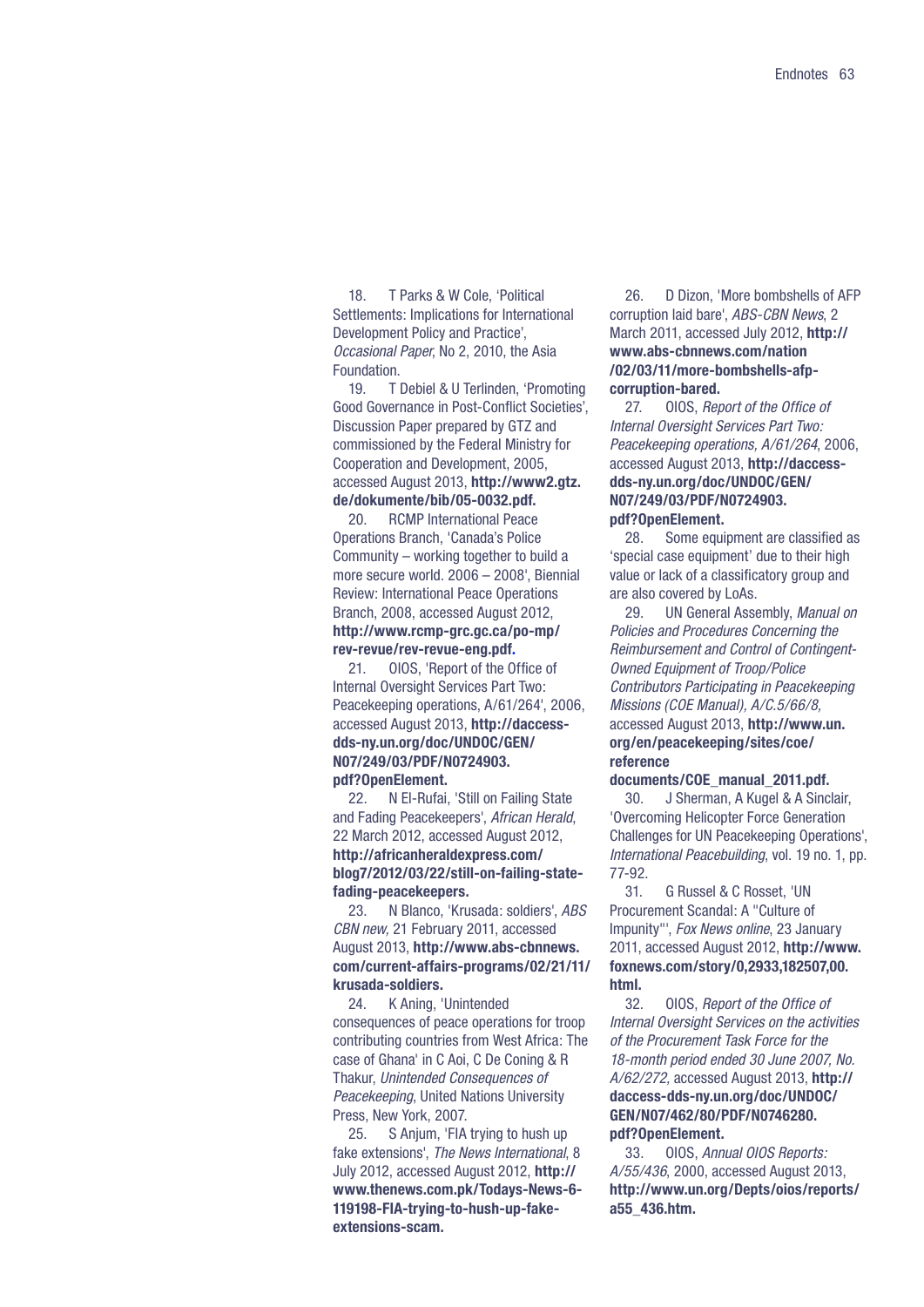18. T Parks & W Cole, 'Political Settlements: Implications for International Development Policy and Practice', *Occasional Paper*, No 2, 2010, the Asia Foundation.

19. T Debiel & U Terlinden, 'Promoting Good Governance in Post-Conflict Societies', Discussion Paper prepared by GTZ and commissioned by the Federal Ministry for Cooperation and Development, 2005, accessed August 2013, **http://www2.gtz.de/dokumente/bib/05-0032.pdf.**

20. RCMP International Peace Operations Branch, 'Canada's Police Community – working together to build a more secure world. 2006 – 2008', Biennial Review: International Peace Operations Branch, 2008, accessed August 2012, **http://www.rcmp-grc.gc.ca/po-mp/rev-revue/rev-revue-eng.pdf.**

21. OIOS, 'Report of the Office of Internal Oversight Services Part Two: Peacekeeping operations, A/61/264', 2006, accessed August 2013, **http://daccess-dds-ny.un.org/doc/UNDOC/GEN/N07/249/03/PDF/N0724903.pdf?OpenElement.**

22. N El-Rufai, 'Still on Failing State and Fading Peacekeepers', *African Herald*, 22 March 2012, accessed August 2012, **http://africanheraldexpress.com/blog7/2012/03/22/still-on-failing-state-fading-peacekeepers.**

23. N Blanco, 'Krusada: soldiers', *ABS CBN new,* 21 February 2011, accessed August 2013, **http://www.abs-cbnnews.com/current-affairs-programs/02/21/11/krusada-soldiers.**

24. K Aning, 'Unintended consequences of peace operations for troop contributing countries from West Africa: The case of Ghana' in C Aoi, C De Coning & R Thakur, *Unintended Consequences of Peacekeeping*, United Nations University Press, New York, 2007.

25. S Anjum, 'FIA trying to hush up fake extensions', *The News International*, 8 July 2012, accessed August 2012, **http://www.thenews.com.pk/Todays-News-6-119198-FIA-trying-to-hush-up-fake-extensions-scam.**

26. D Dizon, 'More bombshells of AFP corruption laid bare', *ABS-CBN News*, 2 March 2011, accessed July 2012, **http://www.abs-cbnnews.com/nation/02/03/11/more-bombshells-afp-corruption-bared.**

27. OIOS, *Report of the Office of Internal Oversight Services Part Two: Peacekeeping operations, A/61/264*, 2006, accessed August 2013, **http://daccess-dds-ny.un.org/doc/UNDOC/GEN/N07/249/03/PDF/N0724903.pdf?OpenElement.**

28. Some equipment are classified as 'special case equipment' due to their high value or lack of a classificatory group and are also covered by LoAs.

29. UN General Assembly, *Manual on Policies and Procedures Concerning the Reimbursement and Control of Contingent-Owned Equipment of Troop/Police Contributors Participating in Peacekeeping Missions (COE Manual), A/C.5/66/8,* accessed August 2013, **http://www.un.org/en/peacekeeping/sites/coe/reference documents/COE_manual_2011.pdf.**

30. J Sherman, A Kugel & A Sinclair, 'Overcoming Helicopter Force Generation Challenges for UN Peacekeeping Operations', *International Peacebuilding*, vol. 19 no. 1, pp. 77-92.

31. G Russel & C Rosset, 'UN Procurement Scandal: A "Culture of Impunity"', *Fox News online*, 23 January 2011, accessed August 2012, **http://www.foxnews.com/story/0,2933,182507,00.html.**

32. OIOS, *Report of the Office of Internal Oversight Services on the activities of the Procurement Task Force for the 18-month period ended 30 June 2007, No. A/62/272,* accessed August 2013, **http://daccess-dds-ny.un.org/doc/UNDOC/GEN/N07/462/80/PDF/N0746280.pdf?OpenElement.**

33. OIOS, *Annual OIOS Reports: A/55/436*, 2000, accessed August 2013, **http://www.un.org/Depts/oios/reports/a55_436.htm.**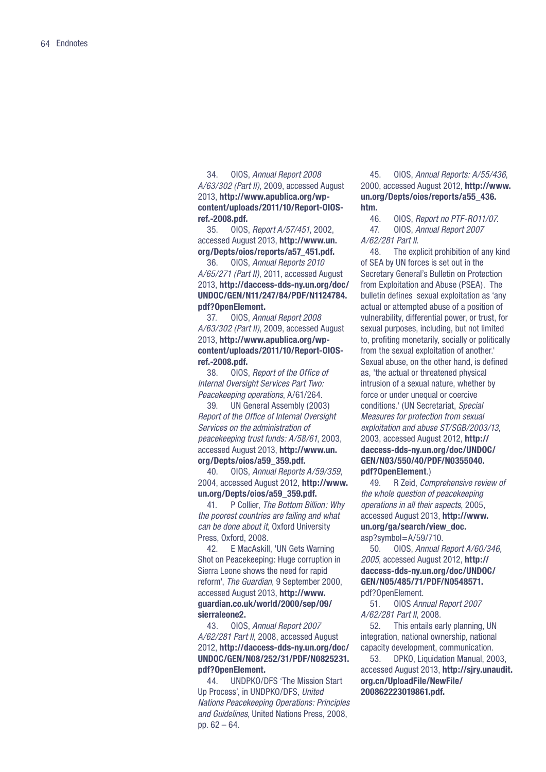34. OIOS, *Annual Report 2008 A/63/302 (Part II)*, 2009, accessed August 2013, **http://www.apublica.org/wp-content/uploads/2011/10/Report-OIOS-ref.-2008.pdf.**

35. OIOS, *Report A/57/451*, 2002, accessed August 2013, **http://www.un.org/Depts/oios/reports/a57_451.pdf.**

36. OIOS, *Annual Reports 2010 A/65/271 (Part II)*, 2011, accessed August 2013, **http://daccess-dds-ny.un.org/doc/UNDOC/GEN/N11/247/84/PDF/N1124784.pdf?OpenElement.**

37. OIOS, *Annual Report 2008 A/63/302 (Part II)*, 2009, accessed August 2013, **http://www.apublica.org/wp-content/uploads/2011/10/Report-OIOS-ref.-2008.pdf.**

38. OIOS, *Report of the Office of Internal Oversight Services Part Two: Peacekeeping operations*, A/61/264.

39. UN General Assembly (2003) *Report of the Office of Internal Oversight Services on the administration of peacekeeping trust funds: A/58/61*, 2003, accessed August 2013, **http://www.un.org/Depts/oios/a59_359.pdf.**

40. OIOS, *Annual Reports A/59/359*, 2004, accessed August 2012, **http://www.un.org/Depts/oios/a59_359.pdf.**

41. P Collier, *The Bottom Billion: Why the poorest countries are failing and what can be done about it*, Oxford University Press, Oxford, 2008.

42. E MacAskill, 'UN Gets Warning Shot on Peacekeeping: Huge corruption in Sierra Leone shows the need for rapid reform', *The Guardian*, 9 September 2000, accessed August 2013, **http://www.guardian.co.uk/world/2000/sep/09/sierraleone2.**

43. OIOS, *Annual Report 2007 A/62/281 Part II*, 2008, accessed August 2012, **http://daccess-dds-ny.un.org/doc/UNDOC/GEN/N08/252/31/PDF/N0825231.pdf?OpenElement.**

44. UNDPKO/DFS 'The Mission Start Up Process', in UNDPKO/DFS, *United Nations Peacekeeping Operations: Principles and Guidelines*, United Nations Press, 2008, pp. 62 – 64.

45. OIOS, *Annual Reports: A/55/436*, 2000, accessed August 2012, **http://www.un.org/Depts/oios/reports/a55_436.htm.**

46. OIOS, *Report no PTF-RO11/07.*

47. OIOS, *Annual Report 2007 A/62/281 Part II.*

48. The explicit prohibition of any kind of SEA by UN forces is set out in the Secretary General's Bulletin on Protection from Exploitation and Abuse (PSEA). The bulletin defines sexual exploitation as 'any actual or attempted abuse of a position of vulnerability, differential power, or trust, for sexual purposes, including, but not limited to, profiting monetarily, socially or politically from the sexual exploitation of another.' Sexual abuse, on the other hand, is defined as, 'the actual or threatened physical intrusion of a sexual nature, whether by force or under unequal or coercive conditions.' (UN Secretariat, *Special Measures for protection from sexual exploitation and abuse ST/SGB/2003/13*, 2003, accessed August 2012, **http://daccess-dds-ny.un.org/doc/UNDOC/GEN/N03/550/40/PDF/N0355040.pdf?OpenElement**.)

49. R Zeid, *Comprehensive review of the whole question of peacekeeping operations in all their aspects*, 2005, accessed August 2013, **http://www.un.org/ga/search/view_doc.**asp?symbol=A/59/710.

50. OIOS, *Annual Report A/60/346, 2005*, accessed August 2012, **http://daccess-dds-ny.un.org/doc/UNDOC/GEN/N05/485/71/PDF/N0548571.**pdf?OpenElement.

51. OIOS *Annual Report 2007 A/62/281 Part II*, 2008.

52. This entails early planning, UN integration, national ownership, national capacity development, communication.

53. DPKO, Liquidation Manual, 2003, accessed August 2013, **http://sjry.unaudit.org.cn/UploadFile/NewFile/200862223019861.pdf.**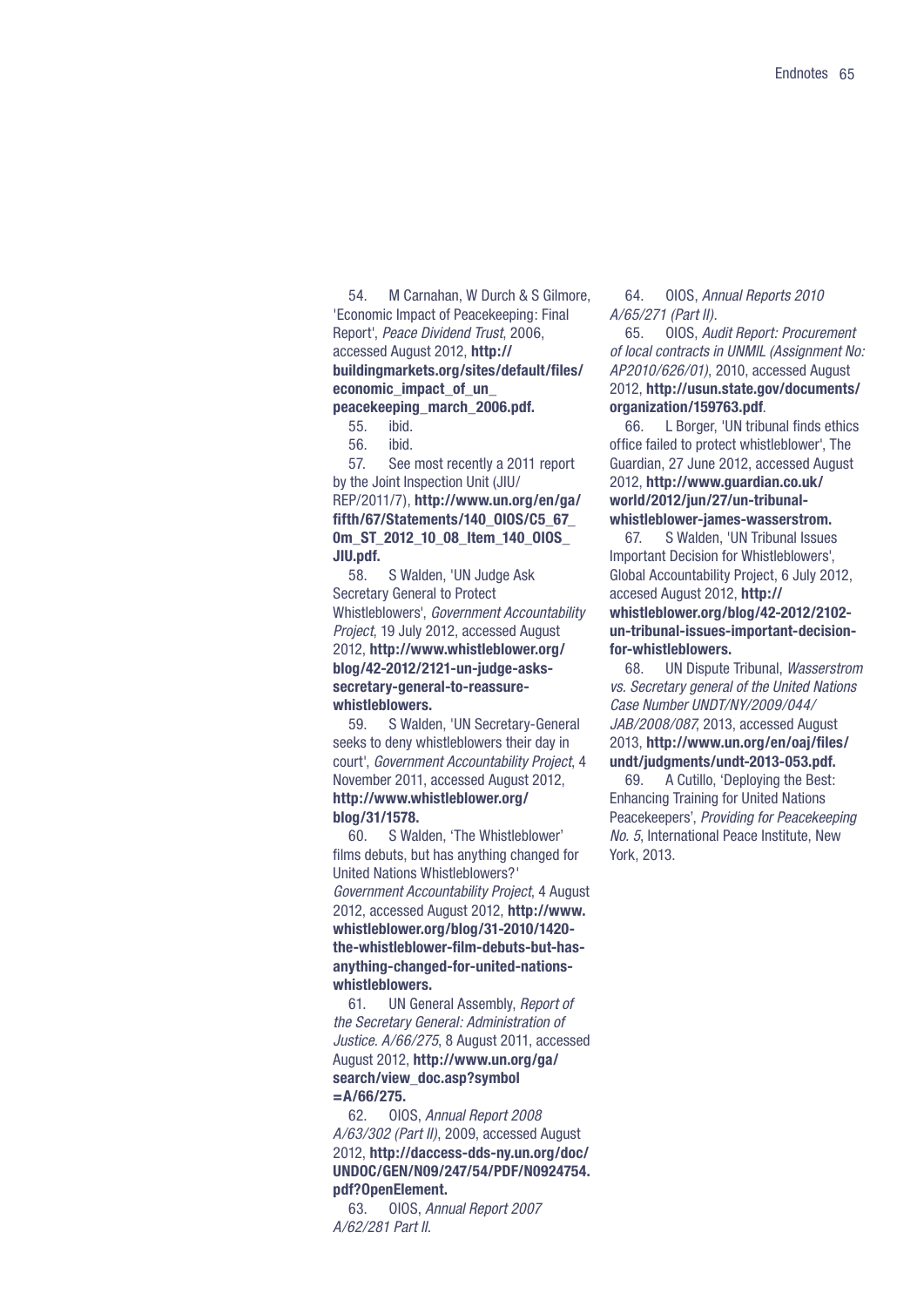54. M Carnahan, W Durch & S Gilmore, 'Economic Impact of Peacekeeping: Final Report', *Peace Dividend Trust*, 2006, accessed August 2012, **http://buildingmarkets.org/sites/default/files/economic_impact_of_un_peacekeeping_march_2006.pdf.**

55. ibid.

56. ibid.

57. See most recently a 2011 report by the Joint Inspection Unit (JIU/REP/2011/7), **http://www.un.org/en/ga/fifth/67/Statements/140_OIOS/C5_67_Om_ST_2012_10_08_Item_140_OIOS_JIU.pdf.**

58. S Walden, 'UN Judge Ask Secretary General to Protect Whistleblowers', *Government Accountability Project*, 19 July 2012, accessed August 2012, **http://www.whistleblower.org/blog/42-2012/2121-un-judge-asks-secretary-general-to-reassure-whistleblowers.**

59. S Walden, 'UN Secretary-General seeks to deny whistleblowers their day in court', *Government Accountability Project*, 4 November 2011, accessed August 2012, **http://www.whistleblower.org/blog/31/1578.**

60. S Walden, 'The Whistleblower' films debuts, but has anything changed for United Nations Whistleblowers?' *Government Accountability Project*, 4 August 2012, accessed August 2012, **http://www.whistleblower.org/blog/31-2010/1420-the-whistleblower-film-debuts-but-has-anything-changed-for-united-nations-whistleblowers.**

61. UN General Assembly, *Report of the Secretary General: Administration of Justice. A/66/275*, 8 August 2011, accessed August 2012, **http://www.un.org/ga/search/view_doc.asp?symbol=A/66/275.**

62. OIOS, *Annual Report 2008 A/63/302 (Part II)*, 2009, accessed August 2012, **http://daccess-dds-ny.un.org/doc/UNDOC/GEN/N09/247/54/PDF/N0924754.pdf?OpenElement.**

63. OIOS, *Annual Report 2007 A/62/281 Part II.*

64. OIOS, *Annual Reports 2010 A/65/271 (Part II).*

65. OIOS, *Audit Report: Procurement of local contracts in UNMIL (Assignment No: AP2010/626/01)*, 2010, accessed August 2012, **http://usun.state.gov/documents/organization/159763.pdf**.

66. L Borger, 'UN tribunal finds ethics office failed to protect whistleblower', The Guardian, 27 June 2012, accessed August 2012, **http://www.guardian.co.uk/world/2012/jun/27/un-tribunal-whistleblower-james-wasserstrom.**

67. S Walden, 'UN Tribunal Issues Important Decision for Whistleblowers', Global Accountability Project, 6 July 2012, accesed August 2012, **http://whistleblower.org/blog/42-2012/2102-un-tribunal-issues-important-decision-for-whistleblowers.**

68. UN Dispute Tribunal, *Wasserstrom vs. Secretary general of the United Nations Case Number UNDT/NY/2009/044/JAB/2008/087*, 2013, accessed August 2013, **http://www.un.org/en/oaj/files/undt/judgments/undt-2013-053.pdf.**

69. A Cutillo, 'Deploying the Best: Enhancing Training for United Nations Peacekeepers', *Providing for Peacekeeping No. 5*, International Peace Institute, New York, 2013.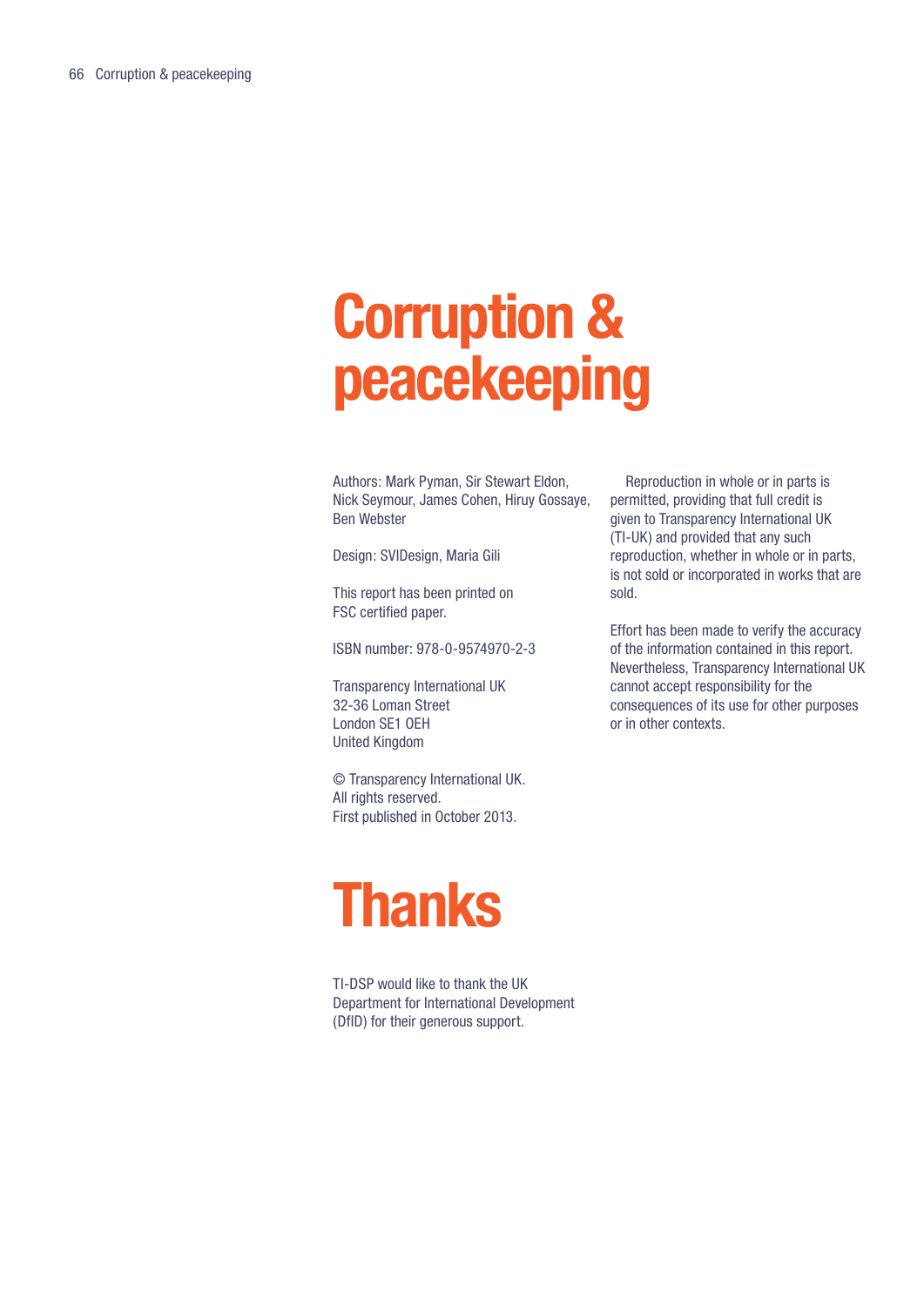# Corruption & peacekeeping

Authors: Mark Pyman, Sir Stewart Eldon, Nick Seymour, James Cohen, Hiruy Gossaye, Ben Webster

Design: SVIDesign, Maria Gili

This report has been printed on FSC certified paper.

ISBN number: 978-0-9574970-2-3

Transparency International UK
32-36 Loman Street
London SE1 OEH
United Kingdom

© Transparency International UK.
All rights reserved.
First published in October 2013.

Reproduction in whole or in parts is permitted, providing that full credit is given to Transparency International UK (TI-UK) and provided that any such reproduction, whether in whole or in parts, is not sold or incorporated in works that are sold.

Effort has been made to verify the accuracy of the information contained in this report. Nevertheless, Transparency International UK cannot accept responsibility for the consequences of its use for other purposes or in other contexts.

# Thanks

TI-DSP would like to thank the UK Department for International Development (DfID) for their generous support.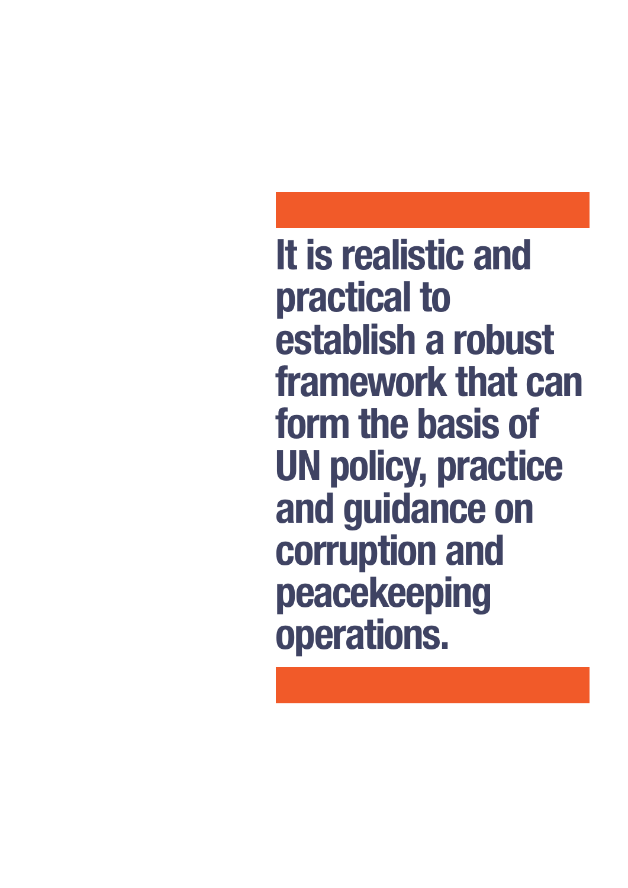**It is realistic and practical to establish a robust framework that can form the basis of UN policy, practice and guidance on corruption and peacekeeping operations.**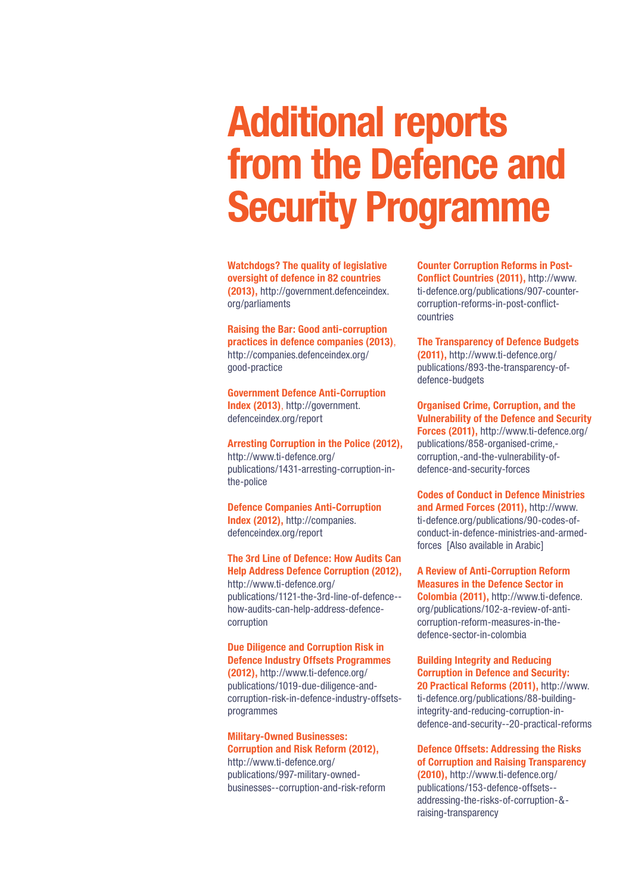# Additional reports from the Defence and Security Programme

**Watchdogs? The quality of legislative oversight of defence in 82 countries (2013),** http://government.defenceindex.org/parliaments

**Raising the Bar: Good anti-corruption practices in defence companies (2013)**, http://companies.defenceindex.org/good-practice

**Government Defence Anti-Corruption Index (2013)**, http://government.defenceindex.org/report

**Arresting Corruption in the Police (2012),** http://www.ti-defence.org/publications/1431-arresting-corruption-in-the-police

**Defence Companies Anti-Corruption Index (2012),** http://companies.defenceindex.org/report

**The 3rd Line of Defence: How Audits Can Help Address Defence Corruption (2012),** http://www.ti-defence.org/publications/1121-the-3rd-line-of-defence--how-audits-can-help-address-defence-corruption

**Due Diligence and Corruption Risk in Defence Industry Offsets Programmes (2012),** http://www.ti-defence.org/publications/1019-due-diligence-and-corruption-risk-in-defence-industry-offsets-programmes

**Military-Owned Businesses: Corruption and Risk Reform (2012),** http://www.ti-defence.org/publications/997-military-owned-businesses--corruption-and-risk-reform

**Counter Corruption Reforms in Post-Conflict Countries (2011),** http://www.ti-defence.org/publications/907-counter-corruption-reforms-in-post-conflict-countries

**The Transparency of Defence Budgets (2011),** http://www.ti-defence.org/publications/893-the-transparency-of-defence-budgets

**Organised Crime, Corruption, and the Vulnerability of the Defence and Security Forces (2011),** http://www.ti-defence.org/publications/858-organised-crime,-corruption,-and-the-vulnerability-of-defence-and-security-forces

**Codes of Conduct in Defence Ministries and Armed Forces (2011),** http://www.ti-defence.org/publications/90-codes-of-conduct-in-defence-ministries-and-armed-forces [Also available in Arabic]

**A Review of Anti-Corruption Reform Measures in the Defence Sector in Colombia (2011),** http://www.ti-defence.org/publications/102-a-review-of-anti-corruption-reform-measures-in-the-defence-sector-in-colombia

**Building Integrity and Reducing Corruption in Defence and Security: 20 Practical Reforms (2011),** http://www.ti-defence.org/publications/88-building-integrity-and-reducing-corruption-in-defence-and-security--20-practical-reforms

**Defence Offsets: Addressing the Risks of Corruption and Raising Transparency (2010),** http://www.ti-defence.org/publications/153-defence-offsets--addressing-the-risks-of-corruption-&-raising-transparency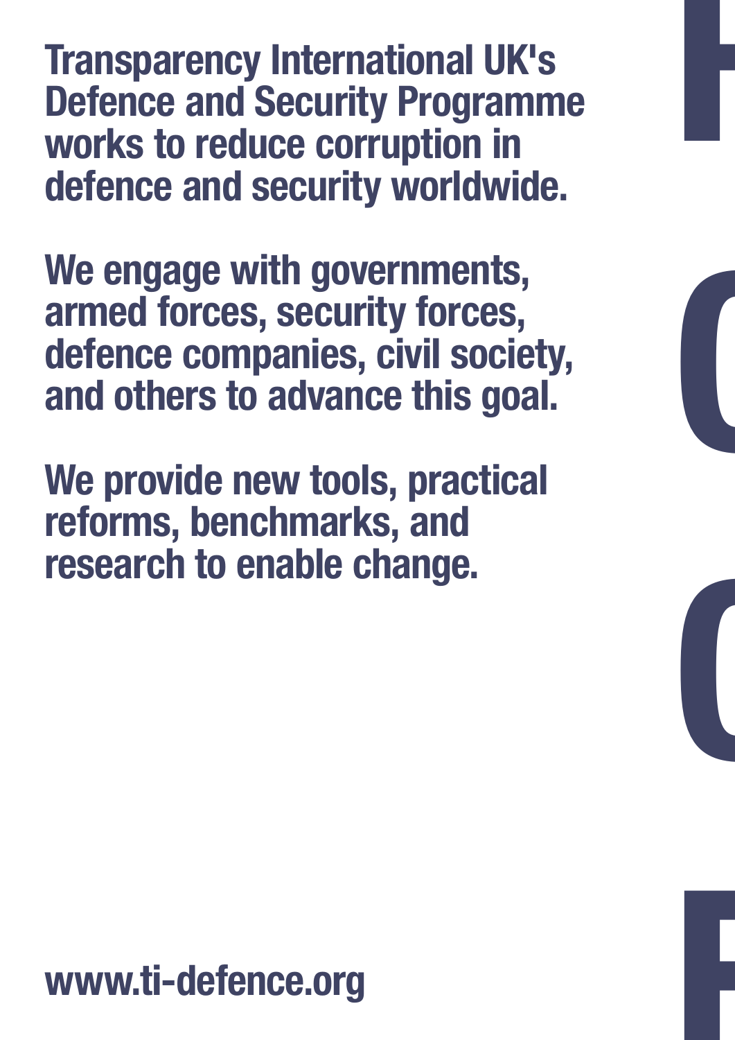Transparency International UK's Defence and Security Programme works to reduce corruption in defence and security worldwide.

We engage with governments, armed forces, security forces, defence companies, civil society, and others to advance this goal.

We provide new tools, practical reforms, benchmarks, and research to enable change.

www.ti-defence.org